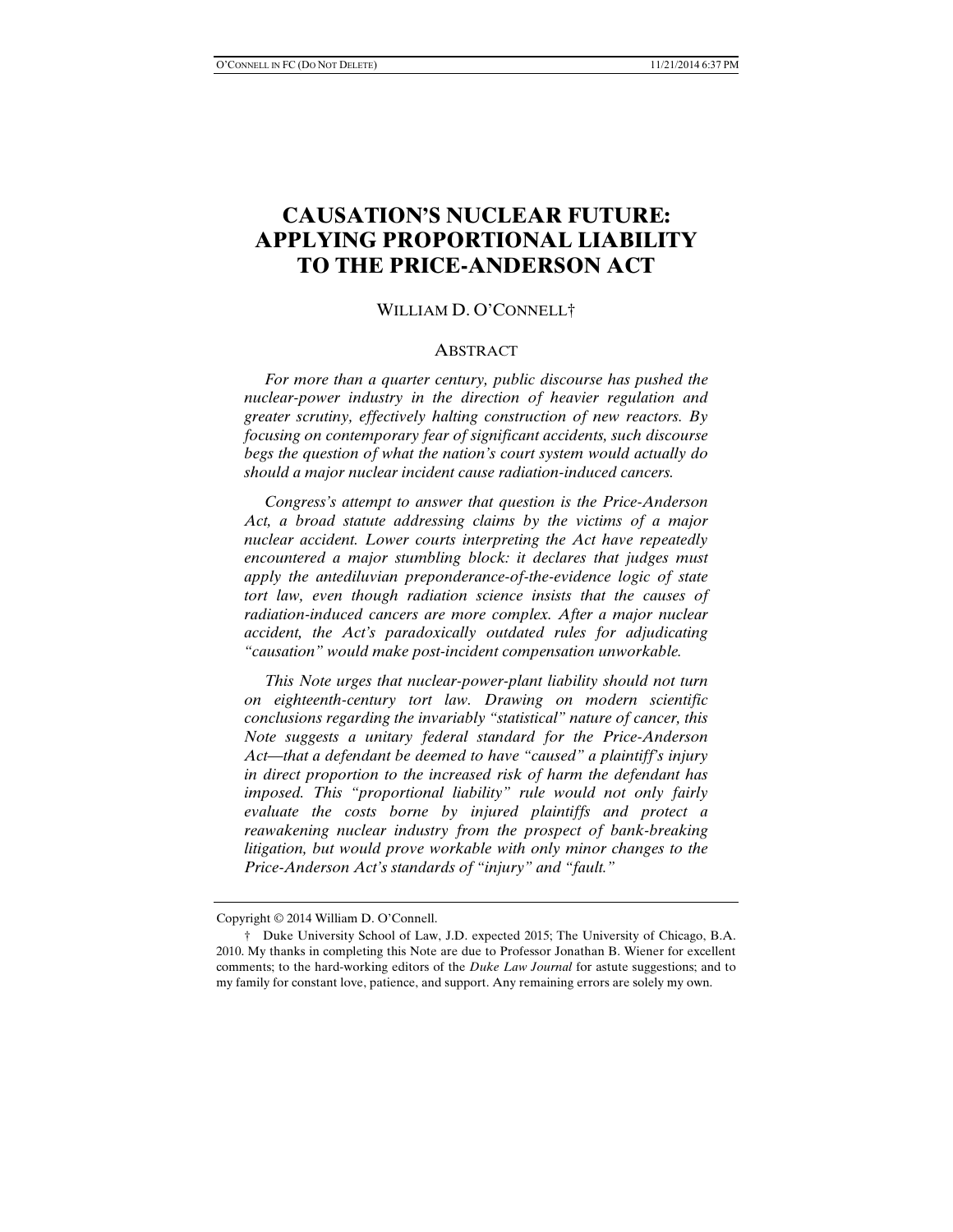# CAUSATION'S NUCLEAR FUTURE: APPLYING PROPORTIONAL LIABILITY TO THE PRICE-ANDERSON ACT

WILLIAM D. O'CONNELL†

## ABSTRACT

*For more than a quarter century, public discourse has pushed the nuclear-power industry in the direction of heavier regulation and greater scrutiny, effectively halting construction of new reactors. By focusing on contemporary fear of significant accidents, such discourse begs the question of what the nation's court system would actually do should a major nuclear incident cause radiation-induced cancers.*

*Congress's attempt to answer that question is the Price-Anderson Act, a broad statute addressing claims by the victims of a major nuclear accident. Lower courts interpreting the Act have repeatedly encountered a major stumbling block: it declares that judges must apply the antediluvian preponderance-of-the-evidence logic of state tort law, even though radiation science insists that the causes of radiation-induced cancers are more complex. After a major nuclear accident, the Act's paradoxically outdated rules for adjudicating "causation" would make post-incident compensation unworkable.*

*This Note urges that nuclear-power-plant liability should not turn on eighteenth-century tort law. Drawing on modern scientific conclusions regarding the invariably "statistical" nature of cancer, this Note suggests a unitary federal standard for the Price-Anderson Act—that a defendant be deemed to have "caused" a plaintiff's injury in direct proportion to the increased risk of harm the defendant has imposed. This "proportional liability" rule would not only fairly evaluate the costs borne by injured plaintiffs and protect a reawakening nuclear industry from the prospect of bank-breaking litigation, but would prove workable with only minor changes to the Price-Anderson Act's standards of "injury" and "fault."*

---

Copyright © 2014 William D. O'Connell.

† Duke University School of Law, J.D. expected 2015; The University of Chicago, B.A. 2010. My thanks in completing this Note are due to Professor Jonathan B. Wiener for excellent comments; to the hard-working editors of the *Duke Law Journal* for astute suggestions; and to my family for constant love, patience, and support. Any remaining errors are solely my own.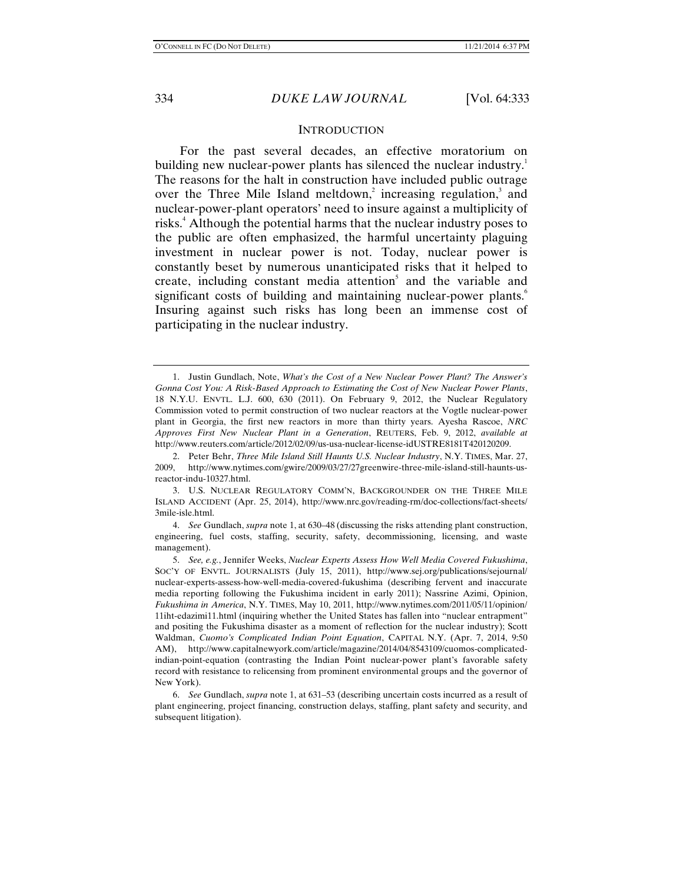## INTRODUCTION

For the past several decades, an effective moratorium on building new nuclear-power plants has silenced the nuclear industry.[1] The reasons for the halt in construction have included public outrage over the Three Mile Island meltdown,[2] increasing regulation,[3] and nuclear-power-plant operators' need to insure against a multiplicity of risks.[4] Although the potential harms that the nuclear industry poses to the public are often emphasized, the harmful uncertainty plaguing investment in nuclear power is not. Today, nuclear power is constantly beset by numerous unanticipated risks that it helped to create, including constant media attention[5] and the variable and significant costs of building and maintaining nuclear-power plants.[6] Insuring against such risks has long been an immense cost of participating in the nuclear industry.

---

1. Justin Gundlach, Note, *What's the Cost of a New Nuclear Power Plant? The Answer's Gonna Cost You: A Risk-Based Approach to Estimating the Cost of New Nuclear Power Plants*, 18 N.Y.U. ENVTL. L.J. 600, 630 (2011). On February 9, 2012, the Nuclear Regulatory Commission voted to permit construction of two nuclear reactors at the Vogtle nuclear-power plant in Georgia, the first new reactors in more than thirty years. Ayesha Rascoe, *NRC Approves First New Nuclear Plant in a Generation*, REUTERS, Feb. 9, 2012, *available at* http://www.reuters.com/article/2012/02/09/us-usa-nuclear-license-idUSTRE8181T420120209.

2. Peter Behr, *Three Mile Island Still Haunts U.S. Nuclear Industry*, N.Y. TIMES, Mar. 27, 2009, http://www.nytimes.com/gwire/2009/03/27/27greenwire-three-mile-island-still-haunts-us-reactor-indu-10327.html.

3. U.S. NUCLEAR REGULATORY COMM'N, BACKGROUNDER ON THE THREE MILE ISLAND ACCIDENT (Apr. 25, 2014), http://www.nrc.gov/reading-rm/doc-collections/fact-sheets/3mile-isle.html.

4. *See* Gundlach, *supra* note 1, at 630–48 (discussing the risks attending plant construction, engineering, fuel costs, staffing, security, safety, decommissioning, licensing, and waste management).

5. *See, e.g.*, Jennifer Weeks, *Nuclear Experts Assess How Well Media Covered Fukushima*, SOC'Y OF ENVTL. JOURNALISTS (July 15, 2011), http://www.sej.org/publications/sejournal/nuclear-experts-assess-how-well-media-covered-fukushima (describing fervent and inaccurate media reporting following the Fukushima incident in early 2011); Nassrine Azimi, Opinion, *Fukushima in America*, N.Y. TIMES, May 10, 2011, http://www.nytimes.com/2011/05/11/opinion/11iht-edazimi11.html (inquiring whether the United States has fallen into "nuclear entrapment" and positing the Fukushima disaster as a moment of reflection for the nuclear industry); Scott Waldman, *Cuomo's Complicated Indian Point Equation*, CAPITAL N.Y. (Apr. 7, 2014, 9:50 AM), http://www.capitalnewyork.com/article/magazine/2014/04/8543109/cuomos-complicated-indian-point-equation (contrasting the Indian Point nuclear-power plant's favorable safety record with resistance to relicensing from prominent environmental groups and the governor of New York).

6. *See* Gundlach, *supra* note 1, at 631–53 (describing uncertain costs incurred as a result of plant engineering, project financing, construction delays, staffing, plant safety and security, and subsequent litigation).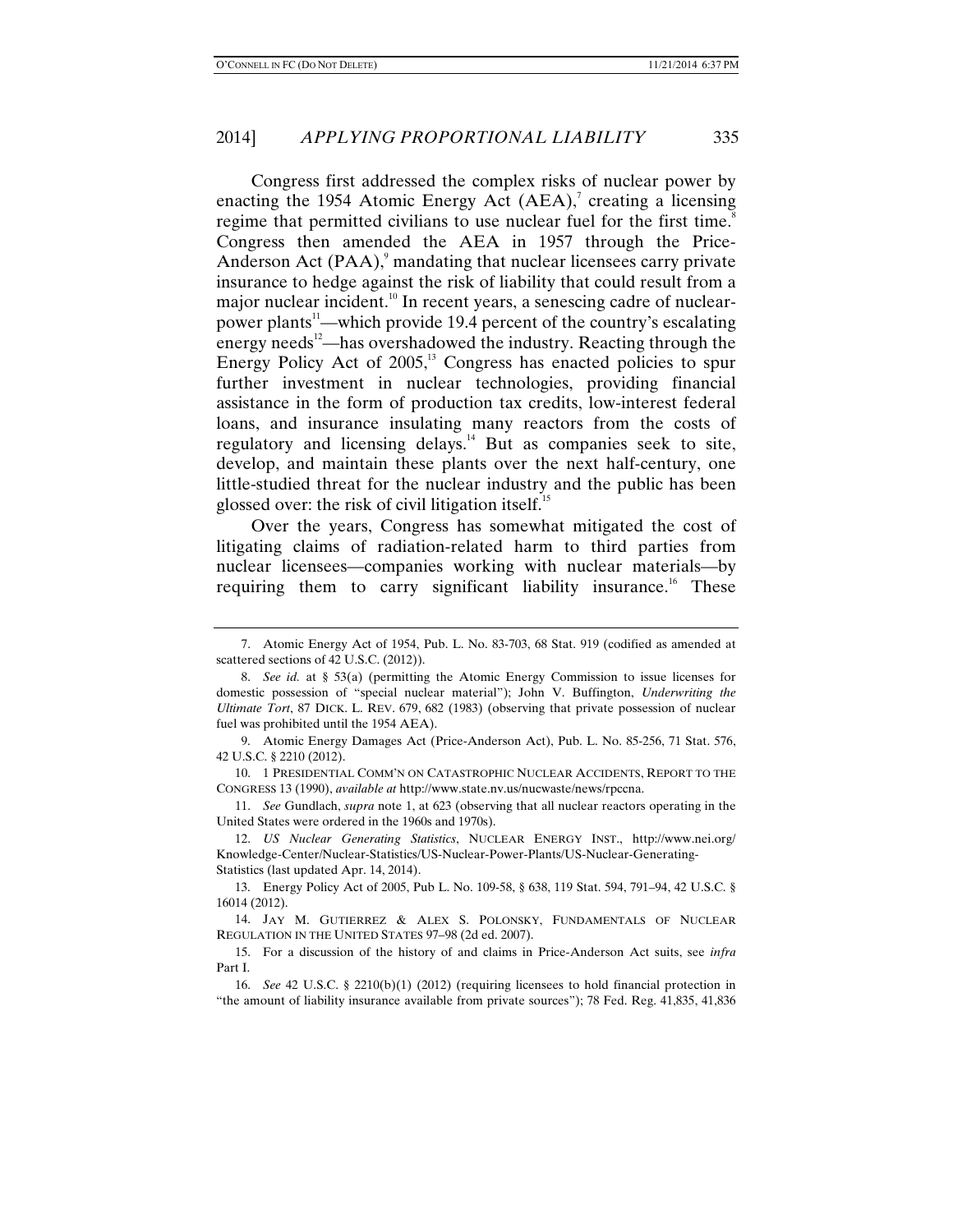Congress first addressed the complex risks of nuclear power by enacting the 1954 Atomic Energy Act (AEA),[7] creating a licensing regime that permitted civilians to use nuclear fuel for the first time.[8] Congress then amended the AEA in 1957 through the Price-Anderson Act (PAA),[9] mandating that nuclear licensees carry private insurance to hedge against the risk of liability that could result from a major nuclear incident.[10] In recent years, a senescing cadre of nuclear-power plants[11]—which provide 19.4 percent of the country's escalating energy needs[12]—has overshadowed the industry. Reacting through the Energy Policy Act of 2005,[13] Congress has enacted policies to spur further investment in nuclear technologies, providing financial assistance in the form of production tax credits, low-interest federal loans, and insurance insulating many reactors from the costs of regulatory and licensing delays.[14] But as companies seek to site, develop, and maintain these plants over the next half-century, one little-studied threat for the nuclear industry and the public has been glossed over: the risk of civil litigation itself.[15]

Over the years, Congress has somewhat mitigated the cost of litigating claims of radiation-related harm to third parties from nuclear licensees—companies working with nuclear materials—by requiring them to carry significant liability insurance.[16] These

---

7. Atomic Energy Act of 1954, Pub. L. No. 83-703, 68 Stat. 919 (codified as amended at scattered sections of 42 U.S.C. (2012)).

8. *See id.* at § 53(a) (permitting the Atomic Energy Commission to issue licenses for domestic possession of "special nuclear material"); John V. Buffington, *Underwriting the Ultimate Tort*, 87 DICK. L. REV. 679, 682 (1983) (observing that private possession of nuclear fuel was prohibited until the 1954 AEA).

9. Atomic Energy Damages Act (Price-Anderson Act), Pub. L. No. 85-256, 71 Stat. 576, 42 U.S.C. § 2210 (2012).

10. 1 PRESIDENTIAL COMM'N ON CATASTROPHIC NUCLEAR ACCIDENTS, REPORT TO THE CONGRESS 13 (1990), *available at* http://www.state.nv.us/nucwaste/news/rpccna.

11. *See* Gundlach, *supra* note 1, at 623 (observing that all nuclear reactors operating in the United States were ordered in the 1960s and 1970s).

12. *US Nuclear Generating Statistics*, NUCLEAR ENERGY INST., http://www.nei.org/Knowledge-Center/Nuclear-Statistics/US-Nuclear-Power-Plants/US-Nuclear-Generating-Statistics (last updated Apr. 14, 2014).

13. Energy Policy Act of 2005, Pub L. No. 109-58, § 638, 119 Stat. 594, 791–94, 42 U.S.C. § 16014 (2012).

14. JAY M. GUTIERREZ & ALEX S. POLONSKY, FUNDAMENTALS OF NUCLEAR REGULATION IN THE UNITED STATES 97–98 (2d ed. 2007).

15. For a discussion of the history of and claims in Price-Anderson Act suits, see *infra* Part I.

16. *See* 42 U.S.C. § 2210(b)(1) (2012) (requiring licensees to hold financial protection in "the amount of liability insurance available from private sources"); 78 Fed. Reg. 41,835, 41,836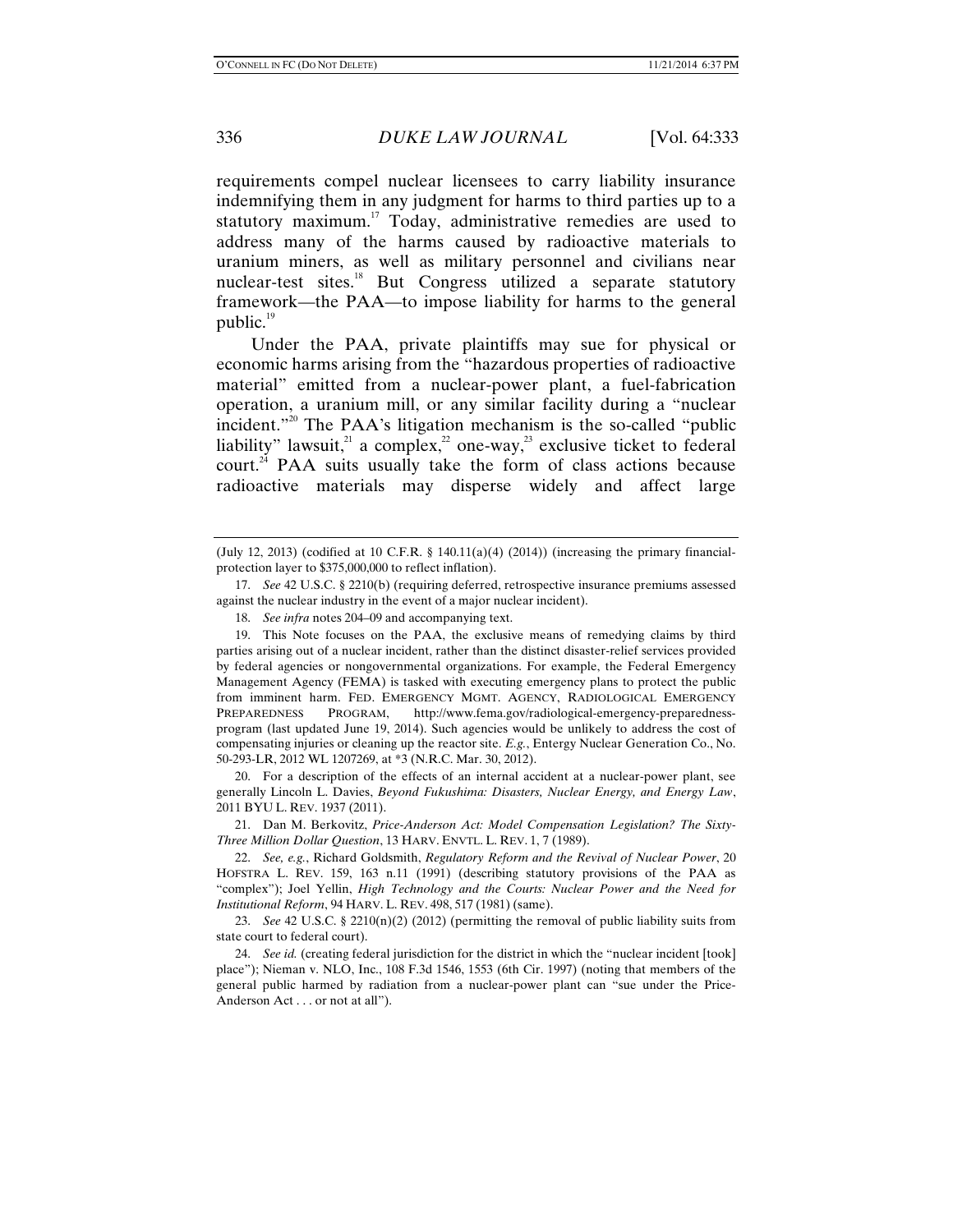requirements compel nuclear licensees to carry liability insurance indemnifying them in any judgment for harms to third parties up to a statutory maximum.[17] Today, administrative remedies are used to address many of the harms caused by radioactive materials to uranium miners, as well as military personnel and civilians near nuclear-test sites.[18] But Congress utilized a separate statutory framework—the PAA—to impose liability for harms to the general public.[19]

Under the PAA, private plaintiffs may sue for physical or economic harms arising from the "hazardous properties of radioactive material" emitted from a nuclear-power plant, a fuel-fabrication operation, a uranium mill, or any similar facility during a "nuclear incident."[20] The PAA's litigation mechanism is the so-called "public liability" lawsuit,[21] a complex,[22] one-way,[23] exclusive ticket to federal court.[24] PAA suits usually take the form of class actions because radioactive materials may disperse widely and affect large

---

(July 12, 2013) (codified at 10 C.F.R. § 140.11(a)(4) (2014)) (increasing the primary financial-protection layer to $375,000,000 to reflect inflation).

17. *See* 42 U.S.C. § 2210(b) (requiring deferred, retrospective insurance premiums assessed against the nuclear industry in the event of a major nuclear incident).

18. *See infra* notes 204–09 and accompanying text.

19. This Note focuses on the PAA, the exclusive means of remedying claims by third parties arising out of a nuclear incident, rather than the distinct disaster-relief services provided by federal agencies or nongovernmental organizations. For example, the Federal Emergency Management Agency (FEMA) is tasked with executing emergency plans to protect the public from imminent harm. FED. EMERGENCY MGMT. AGENCY, RADIOLOGICAL EMERGENCY PREPAREDNESS PROGRAM, http://www.fema.gov/radiological-emergency-preparedness-program (last updated June 19, 2014). Such agencies would be unlikely to address the cost of compensating injuries or cleaning up the reactor site. *E.g.*, Entergy Nuclear Generation Co., No. 50-293-LR, 2012 WL 1207269, at *3 (N.R.C. Mar. 30, 2012).

20. For a description of the effects of an internal accident at a nuclear-power plant, see generally Lincoln L. Davies, *Beyond Fukushima: Disasters, Nuclear Energy, and Energy Law*, 2011 BYU L. REV. 1937 (2011).

21. Dan M. Berkovitz, *Price-Anderson Act: Model Compensation Legislation? The Sixty-Three Million Dollar Question*, 13 HARV. ENVTL. L. REV. 1, 7 (1989).

22. *See, e.g.*, Richard Goldsmith, *Regulatory Reform and the Revival of Nuclear Power*, 20 HOFSTRA L. REV. 159, 163 n.11 (1991) (describing statutory provisions of the PAA as "complex"); Joel Yellin, *High Technology and the Courts: Nuclear Power and the Need for Institutional Reform*, 94 HARV. L. REV. 498, 517 (1981) (same).

23. *See* 42 U.S.C. § 2210(n)(2) (2012) (permitting the removal of public liability suits from state court to federal court).

24. *See id.* (creating federal jurisdiction for the district in which the "nuclear incident [took] place"); Nieman v. NLO, Inc., 108 F.3d 1546, 1553 (6th Cir. 1997) (noting that members of the general public harmed by radiation from a nuclear-power plant can "sue under the Price-Anderson Act . . . or not at all").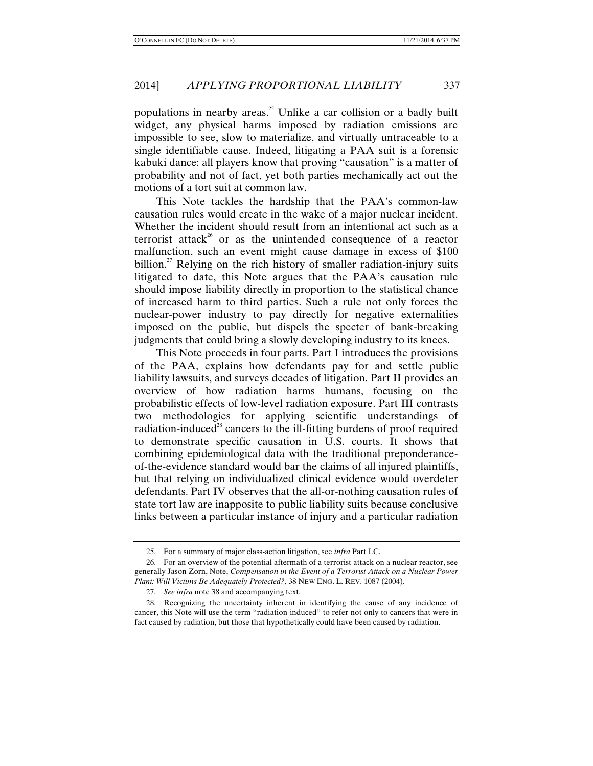populations in nearby areas.[25] Unlike a car collision or a badly built widget, any physical harms imposed by radiation emissions are impossible to see, slow to materialize, and virtually untraceable to a single identifiable cause. Indeed, litigating a PAA suit is a forensic kabuki dance: all players know that proving "causation" is a matter of probability and not of fact, yet both parties mechanically act out the motions of a tort suit at common law.

This Note tackles the hardship that the PAA's common-law causation rules would create in the wake of a major nuclear incident. Whether the incident should result from an intentional act such as a terrorist attack[26] or as the unintended consequence of a reactor malfunction, such an event might cause damage in excess of $100 billion.[27] Relying on the rich history of smaller radiation-injury suits litigated to date, this Note argues that the PAA's causation rule should impose liability directly in proportion to the statistical chance of increased harm to third parties. Such a rule not only forces the nuclear-power industry to pay directly for negative externalities imposed on the public, but dispels the specter of bank-breaking judgments that could bring a slowly developing industry to its knees.

This Note proceeds in four parts. Part I introduces the provisions of the PAA, explains how defendants pay for and settle public liability lawsuits, and surveys decades of litigation. Part II provides an overview of how radiation harms humans, focusing on the probabilistic effects of low-level radiation exposure. Part III contrasts two methodologies for applying scientific understandings of radiation-induced[28] cancers to the ill-fitting burdens of proof required to demonstrate specific causation in U.S. courts. It shows that combining epidemiological data with the traditional preponderance-of-the-evidence standard would bar the claims of all injured plaintiffs, but that relying on individualized clinical evidence would overdeter defendants. Part IV observes that the all-or-nothing causation rules of state tort law are inapposite to public liability suits because conclusive links between a particular instance of injury and a particular radiation

---

25. For a summary of major class-action litigation, see *infra* Part I.C.

26. For an overview of the potential aftermath of a terrorist attack on a nuclear reactor, see generally Jason Zorn, Note, *Compensation in the Event of a Terrorist Attack on a Nuclear Power Plant: Will Victims Be Adequately Protected?*, 38 NEW ENG. L. REV. 1087 (2004).

27. *See infra* note 38 and accompanying text.

28. Recognizing the uncertainty inherent in identifying the cause of any incidence of cancer, this Note will use the term "radiation-induced" to refer not only to cancers that were in fact caused by radiation, but those that hypothetically could have been caused by radiation.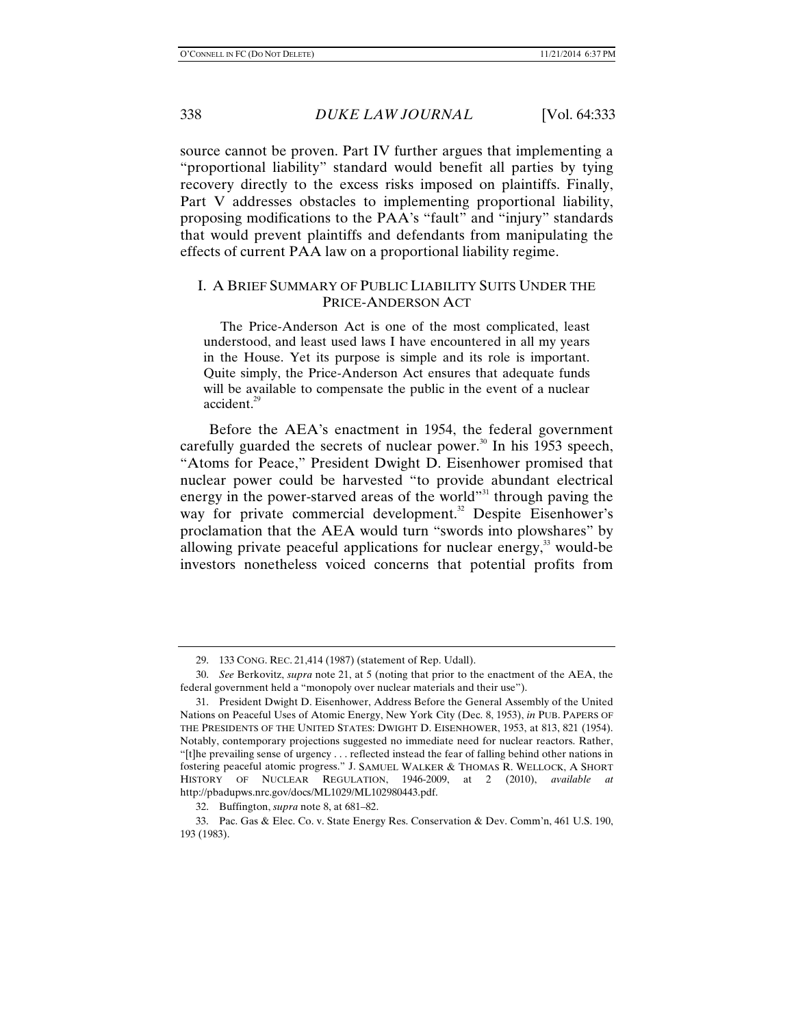source cannot be proven. Part IV further argues that implementing a "proportional liability" standard would benefit all parties by tying recovery directly to the excess risks imposed on plaintiffs. Finally, Part V addresses obstacles to implementing proportional liability, proposing modifications to the PAA's "fault" and "injury" standards that would prevent plaintiffs and defendants from manipulating the effects of current PAA law on a proportional liability regime.

## I. A BRIEF SUMMARY OF PUBLIC LIABILITY SUITS UNDER THE PRICE-ANDERSON ACT

> The Price-Anderson Act is one of the most complicated, least understood, and least used laws I have encountered in all my years in the House. Yet its purpose is simple and its role is important. Quite simply, the Price-Anderson Act ensures that adequate funds will be available to compensate the public in the event of a nuclear accident.[29]

Before the AEA's enactment in 1954, the federal government carefully guarded the secrets of nuclear power.[30] In his 1953 speech, "Atoms for Peace," President Dwight D. Eisenhower promised that nuclear power could be harvested "to provide abundant electrical energy in the power-starved areas of the world"[31] through paving the way for private commercial development.[32] Despite Eisenhower's proclamation that the AEA would turn "swords into plowshares" by allowing private peaceful applications for nuclear energy,[33] would-be investors nonetheless voiced concerns that potential profits from

---

29. 133 CONG. REC. 21,414 (1987) (statement of Rep. Udall).

30. *See* Berkovitz, *supra* note 21, at 5 (noting that prior to the enactment of the AEA, the federal government held a "monopoly over nuclear materials and their use").

31. President Dwight D. Eisenhower, Address Before the General Assembly of the United Nations on Peaceful Uses of Atomic Energy, New York City (Dec. 8, 1953), *in* PUB. PAPERS OF THE PRESIDENTS OF THE UNITED STATES: DWIGHT D. EISENHOWER, 1953, at 813, 821 (1954). Notably, contemporary projections suggested no immediate need for nuclear reactors. Rather, "[t]he prevailing sense of urgency . . . reflected instead the fear of falling behind other nations in fostering peaceful atomic progress." J. SAMUEL WALKER & THOMAS R. WELLOCK, A SHORT HISTORY OF NUCLEAR REGULATION, 1946-2009, at 2 (2010), *available at* http://pbadupws.nrc.gov/docs/ML1029/ML102980443.pdf.

32. Buffington, *supra* note 8, at 681–82.

33. Pac. Gas & Elec. Co. v. State Energy Res. Conservation & Dev. Comm'n, 461 U.S. 190, 193 (1983).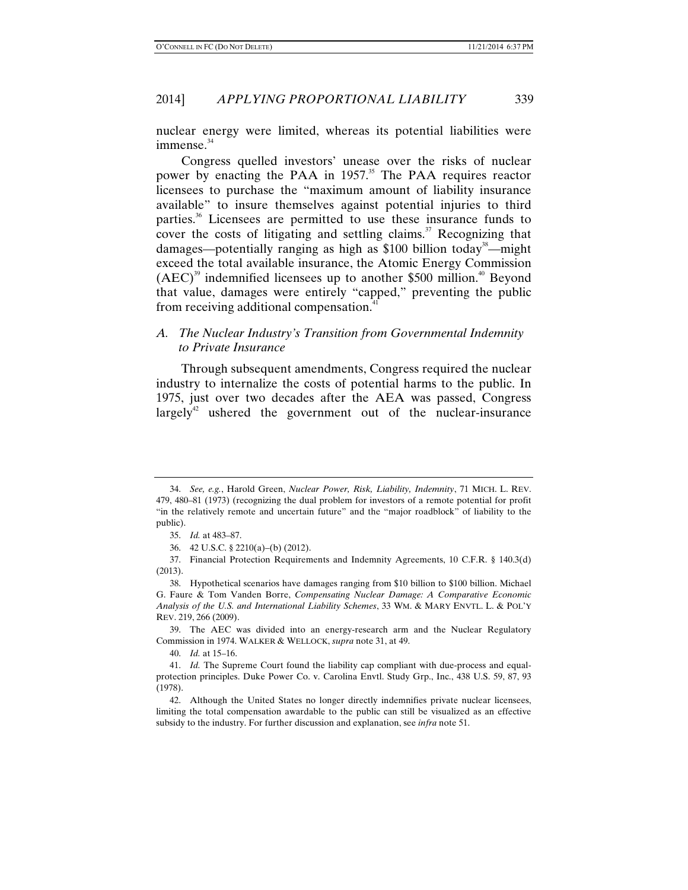nuclear energy were limited, whereas its potential liabilities were immense.[34]

Congress quelled investors' unease over the risks of nuclear power by enacting the PAA in 1957.[35] The PAA requires reactor licensees to purchase the "maximum amount of liability insurance available" to insure themselves against potential injuries to third parties.[36] Licensees are permitted to use these insurance funds to cover the costs of litigating and settling claims.[37] Recognizing that damages—potentially ranging as high as $100 billion today[38]—might exceed the total available insurance, the Atomic Energy Commission (AEC)[39] indemnified licensees up to another $500 million.[40] Beyond that value, damages were entirely "capped," preventing the public from receiving additional compensation.[41]

### *A. The Nuclear Industry's Transition from Governmental Indemnity to Private Insurance*

Through subsequent amendments, Congress required the nuclear industry to internalize the costs of potential harms to the public. In 1975, just over two decades after the AEA was passed, Congress largely[42] ushered the government out of the nuclear-insurance

---

34. *See, e.g.*, Harold Green, *Nuclear Power, Risk, Liability, Indemnity*, 71 MICH. L. REV. 479, 480–81 (1973) (recognizing the dual problem for investors of a remote potential for profit "in the relatively remote and uncertain future" and the "major roadblock" of liability to the public).

35. *Id.* at 483–87.

36. 42 U.S.C. § 2210(a)–(b) (2012).

37. Financial Protection Requirements and Indemnity Agreements, 10 C.F.R. § 140.3(d) (2013).

38. Hypothetical scenarios have damages ranging from $10 billion to $100 billion. Michael G. Faure & Tom Vanden Borre, *Compensating Nuclear Damage: A Comparative Economic Analysis of the U.S. and International Liability Schemes*, 33 WM. & MARY ENVTL. L. & POL'Y REV. 219, 266 (2009).

39. The AEC was divided into an energy-research arm and the Nuclear Regulatory Commission in 1974. WALKER & WELLOCK, *supra* note 31, at 49.

40. *Id.* at 15–16.

41. *Id.* The Supreme Court found the liability cap compliant with due-process and equal-protection principles. Duke Power Co. v. Carolina Envtl. Study Grp., Inc., 438 U.S. 59, 87, 93 (1978).

42. Although the United States no longer directly indemnifies private nuclear licensees, limiting the total compensation awardable to the public can still be visualized as an effective subsidy to the industry. For further discussion and explanation, see *infra* note 51.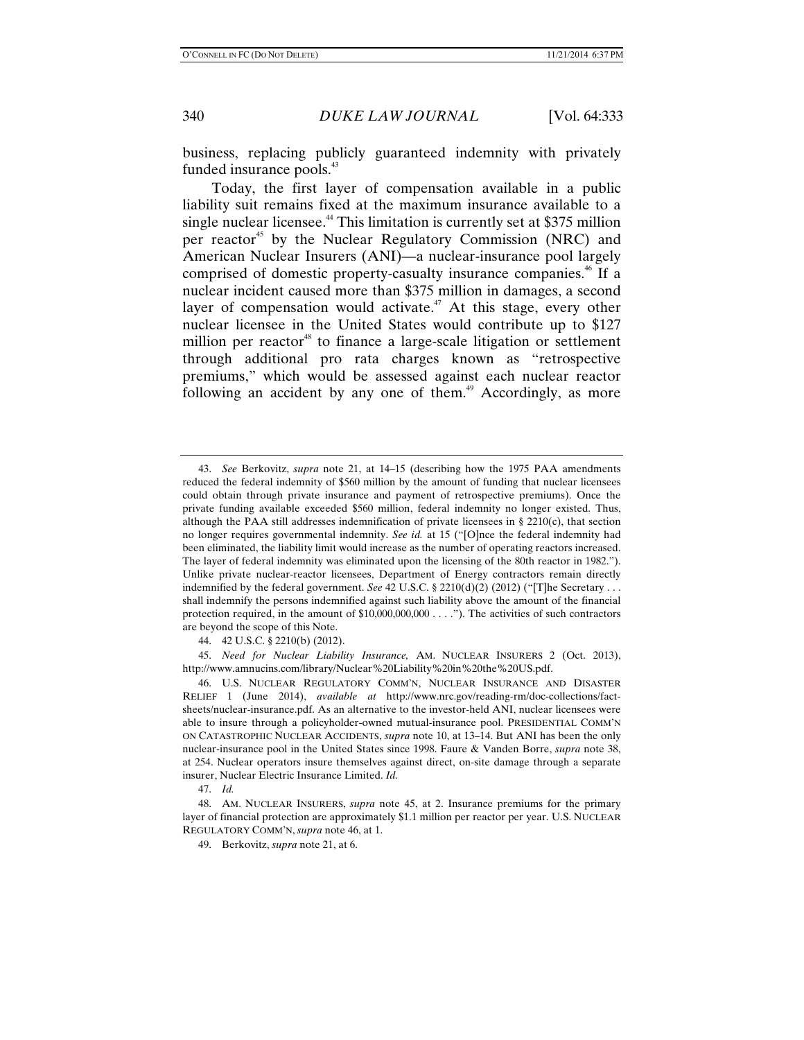business, replacing publicly guaranteed indemnity with privately funded insurance pools.[43]

Today, the first layer of compensation available in a public liability suit remains fixed at the maximum insurance available to a single nuclear licensee.[44] This limitation is currently set at $375 million per reactor[45] by the Nuclear Regulatory Commission (NRC) and American Nuclear Insurers (ANI)—a nuclear-insurance pool largely comprised of domestic property-casualty insurance companies.[46] If a nuclear incident caused more than $375 million in damages, a second layer of compensation would activate.[47] At this stage, every other nuclear licensee in the United States would contribute up to $127 million per reactor[48] to finance a large-scale litigation or settlement through additional pro rata charges known as "retrospective premiums," which would be assessed against each nuclear reactor following an accident by any one of them.[49] Accordingly, as more

---

43. *See* Berkovitz, *supra* note 21, at 14–15 (describing how the 1975 PAA amendments reduced the federal indemnity of $560 million by the amount of funding that nuclear licensees could obtain through private insurance and payment of retrospective premiums). Once the private funding available exceeded $560 million, federal indemnity no longer existed. Thus, although the PAA still addresses indemnification of private licensees in § 2210(c), that section no longer requires governmental indemnity. *See id.* at 15 ("[O]nce the federal indemnity had been eliminated, the liability limit would increase as the number of operating reactors increased. The layer of federal indemnity was eliminated upon the licensing of the 80th reactor in 1982."). Unlike private nuclear-reactor licensees, Department of Energy contractors remain directly indemnified by the federal government. *See* 42 U.S.C. § 2210(d)(2) (2012) ("[T]he Secretary . . . shall indemnify the persons indemnified against such liability above the amount of the financial protection required, in the amount of $10,000,000,000 . . . ."). The activities of such contractors are beyond the scope of this Note.

44. 42 U.S.C. § 2210(b) (2012).

45. *Need for Nuclear Liability Insurance,* AM. NUCLEAR INSURERS 2 (Oct. 2013), http://www.amnucins.com/library/Nuclear%20Liability%20in%20the%20US.pdf.

46. U.S. NUCLEAR REGULATORY COMM'N, NUCLEAR INSURANCE AND DISASTER RELIEF 1 (June 2014), *available at* http://www.nrc.gov/reading-rm/doc-collections/fact-sheets/nuclear-insurance.pdf. As an alternative to the investor-held ANI, nuclear licensees were able to insure through a policyholder-owned mutual-insurance pool. PRESIDENTIAL COMM'N ON CATASTROPHIC NUCLEAR ACCIDENTS, *supra* note 10, at 13–14. But ANI has been the only nuclear-insurance pool in the United States since 1998. Faure & Vanden Borre, *supra* note 38, at 254. Nuclear operators insure themselves against direct, on-site damage through a separate insurer, Nuclear Electric Insurance Limited. *Id.*

47. *Id.*

48. AM. NUCLEAR INSURERS, *supra* note 45, at 2. Insurance premiums for the primary layer of financial protection are approximately $1.1 million per reactor per year. U.S. NUCLEAR REGULATORY COMM'N, *supra* note 46, at 1.

49. Berkovitz, *supra* note 21, at 6.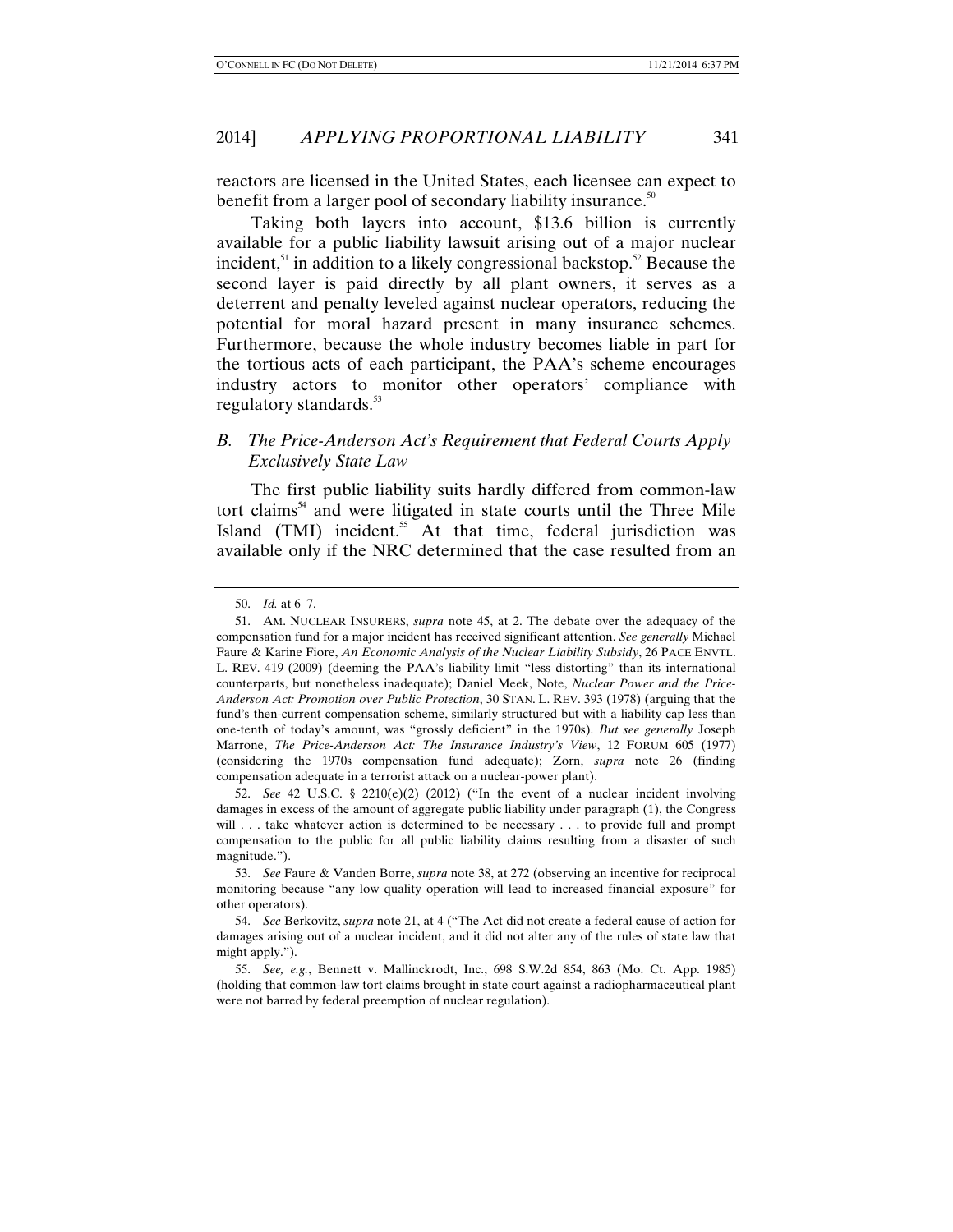reactors are licensed in the United States, each licensee can expect to benefit from a larger pool of secondary liability insurance.[50]

Taking both layers into account, \$13.6 billion is currently available for a public liability lawsuit arising out of a major nuclear incident,[51] in addition to a likely congressional backstop.[52] Because the second layer is paid directly by all plant owners, it serves as a deterrent and penalty leveled against nuclear operators, reducing the potential for moral hazard present in many insurance schemes. Furthermore, because the whole industry becomes liable in part for the tortious acts of each participant, the PAA's scheme encourages industry actors to monitor other operators' compliance with regulatory standards.[53]

### *B. The Price-Anderson Act's Requirement that Federal Courts Apply Exclusively State Law*

The first public liability suits hardly differed from common-law tort claims[54] and were litigated in state courts until the Three Mile Island (TMI) incident.[55] At that time, federal jurisdiction was available only if the NRC determined that the case resulted from an

---

50. *Id.* at 6–7.

51. AM. NUCLEAR INSURERS, *supra* note 45, at 2. The debate over the adequacy of the compensation fund for a major incident has received significant attention. *See generally* Michael Faure & Karine Fiore, *An Economic Analysis of the Nuclear Liability Subsidy*, 26 PACE ENVTL. L. REV. 419 (2009) (deeming the PAA's liability limit "less distorting" than its international counterparts, but nonetheless inadequate); Daniel Meek, Note, *Nuclear Power and the Price-Anderson Act: Promotion over Public Protection*, 30 STAN. L. REV. 393 (1978) (arguing that the fund's then-current compensation scheme, similarly structured but with a liability cap less than one-tenth of today's amount, was "grossly deficient" in the 1970s). *But see generally* Joseph Marrone, *The Price-Anderson Act: The Insurance Industry's View*, 12 FORUM 605 (1977) (considering the 1970s compensation fund adequate); Zorn, *supra* note 26 (finding compensation adequate in a terrorist attack on a nuclear-power plant).

52. *See* 42 U.S.C. § 2210(e)(2) (2012) ("In the event of a nuclear incident involving damages in excess of the amount of aggregate public liability under paragraph (1), the Congress will . . . take whatever action is determined to be necessary . . . to provide full and prompt compensation to the public for all public liability claims resulting from a disaster of such magnitude.").

53. *See* Faure & Vanden Borre, *supra* note 38, at 272 (observing an incentive for reciprocal monitoring because "any low quality operation will lead to increased financial exposure" for other operators).

54. *See* Berkovitz, *supra* note 21, at 4 ("The Act did not create a federal cause of action for damages arising out of a nuclear incident, and it did not alter any of the rules of state law that might apply.").

55. *See, e.g.*, Bennett v. Mallinckrodt, Inc., 698 S.W.2d 854, 863 (Mo. Ct. App. 1985) (holding that common-law tort claims brought in state court against a radiopharmaceutical plant were not barred by federal preemption of nuclear regulation).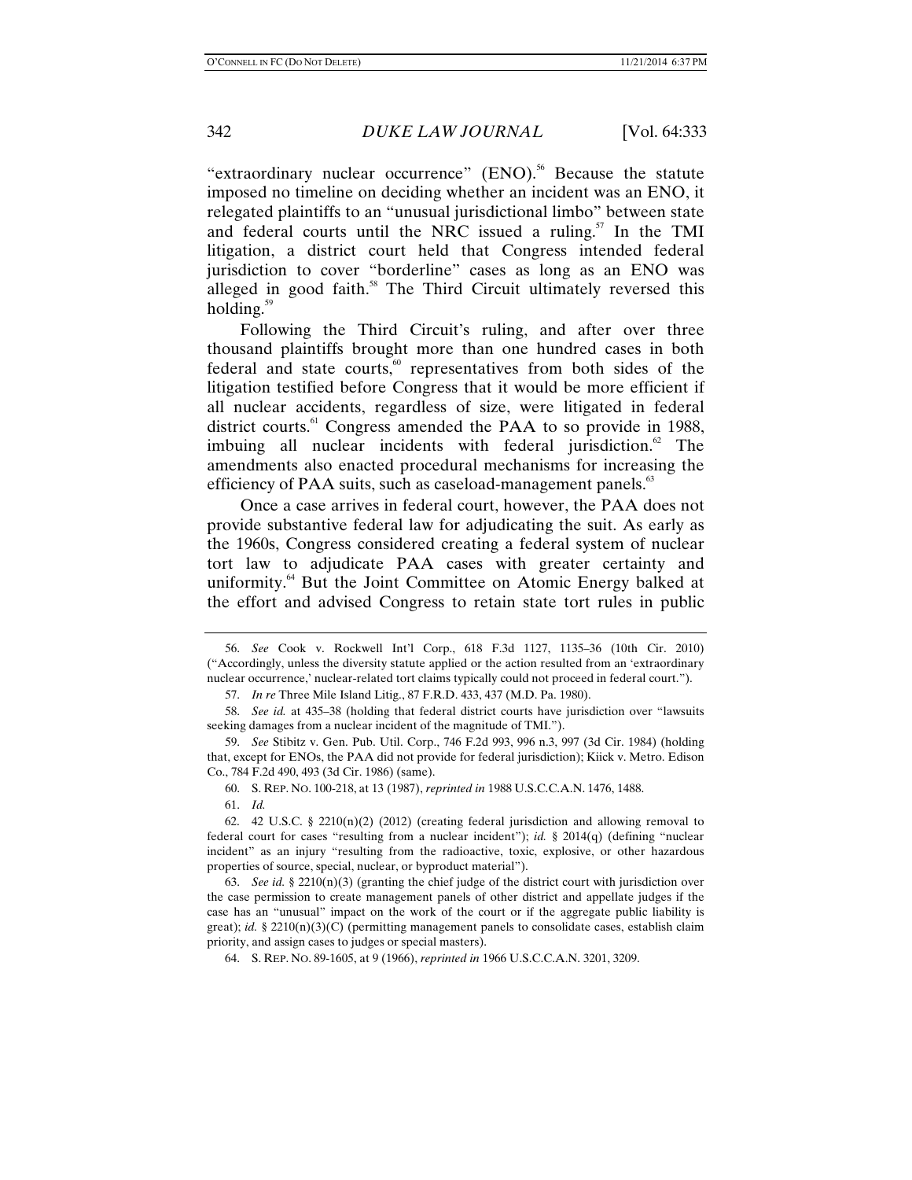"extraordinary nuclear occurrence" (ENO).[56] Because the statute imposed no timeline on deciding whether an incident was an ENO, it relegated plaintiffs to an "unusual jurisdictional limbo" between state and federal courts until the NRC issued a ruling.[57] In the TMI litigation, a district court held that Congress intended federal jurisdiction to cover "borderline" cases as long as an ENO was alleged in good faith.[58] The Third Circuit ultimately reversed this holding.[59]

Following the Third Circuit's ruling, and after over three thousand plaintiffs brought more than one hundred cases in both federal and state courts,[60] representatives from both sides of the litigation testified before Congress that it would be more efficient if all nuclear accidents, regardless of size, were litigated in federal district courts.[61] Congress amended the PAA to so provide in 1988, imbuing all nuclear incidents with federal jurisdiction.[62] The amendments also enacted procedural mechanisms for increasing the efficiency of PAA suits, such as caseload-management panels.[63]

Once a case arrives in federal court, however, the PAA does not provide substantive federal law for adjudicating the suit. As early as the 1960s, Congress considered creating a federal system of nuclear tort law to adjudicate PAA cases with greater certainty and uniformity.[64] But the Joint Committee on Atomic Energy balked at the effort and advised Congress to retain state tort rules in public

---

56. *See* Cook v. Rockwell Int'l Corp., 618 F.3d 1127, 1135–36 (10th Cir. 2010) ("Accordingly, unless the diversity statute applied or the action resulted from an 'extraordinary nuclear occurrence,' nuclear-related tort claims typically could not proceed in federal court.").

57. *In re* Three Mile Island Litig., 87 F.R.D. 433, 437 (M.D. Pa. 1980).

58. *See id.* at 435–38 (holding that federal district courts have jurisdiction over "lawsuits seeking damages from a nuclear incident of the magnitude of TMI.").

59. *See* Stibitz v. Gen. Pub. Util. Corp., 746 F.2d 993, 996 n.3, 997 (3d Cir. 1984) (holding that, except for ENOs, the PAA did not provide for federal jurisdiction); Kiick v. Metro. Edison Co., 784 F.2d 490, 493 (3d Cir. 1986) (same).

60. S. REP. NO. 100-218, at 13 (1987), *reprinted in* 1988 U.S.C.C.A.N. 1476, 1488.

61. *Id.*

62. 42 U.S.C. § 2210(n)(2) (2012) (creating federal jurisdiction and allowing removal to federal court for cases "resulting from a nuclear incident"); *id.* § 2014(q) (defining "nuclear incident" as an injury "resulting from the radioactive, toxic, explosive, or other hazardous properties of source, special, nuclear, or byproduct material").

63. *See id.* § 2210(n)(3) (granting the chief judge of the district court with jurisdiction over the case permission to create management panels of other district and appellate judges if the case has an "unusual" impact on the work of the court or if the aggregate public liability is great); *id.* § 2210(n)(3)(C) (permitting management panels to consolidate cases, establish claim priority, and assign cases to judges or special masters).

64. S. REP. NO. 89-1605, at 9 (1966), *reprinted in* 1966 U.S.C.C.A.N. 3201, 3209.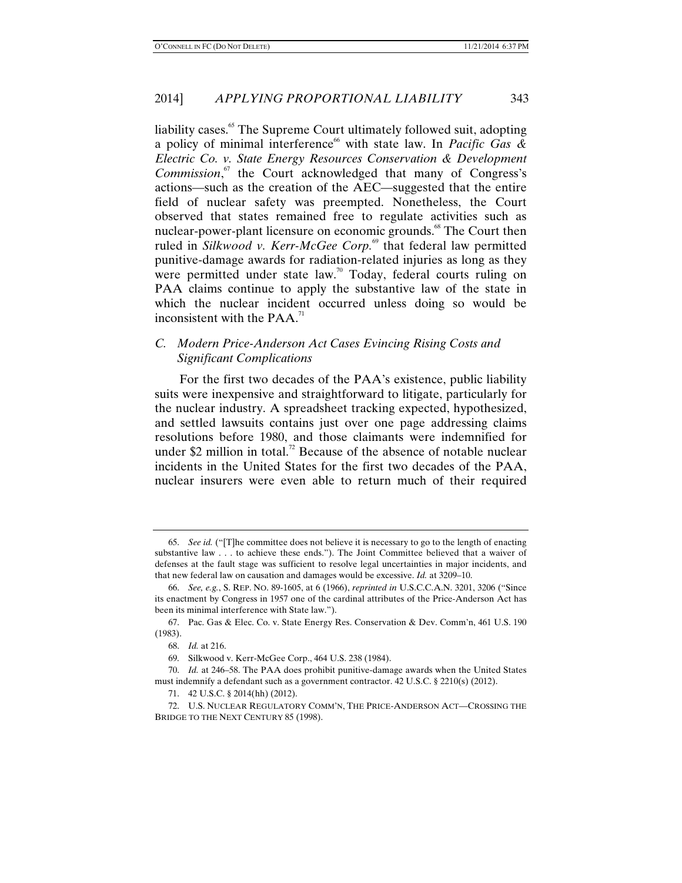liability cases.[65] The Supreme Court ultimately followed suit, adopting a policy of minimal interference[66] with state law. In *Pacific Gas & Electric Co. v. State Energy Resources Conservation & Development Commission*,[67] the Court acknowledged that many of Congress's actions—such as the creation of the AEC—suggested that the entire field of nuclear safety was preempted. Nonetheless, the Court observed that states remained free to regulate activities such as nuclear-power-plant licensure on economic grounds.[68] The Court then ruled in *Silkwood v. Kerr-McGee Corp.*[69] that federal law permitted punitive-damage awards for radiation-related injuries as long as they were permitted under state law.[70] Today, federal courts ruling on PAA claims continue to apply the substantive law of the state in which the nuclear incident occurred unless doing so would be inconsistent with the PAA.[71]

### *C. Modern Price-Anderson Act Cases Evincing Rising Costs and Significant Complications*

For the first two decades of the PAA's existence, public liability suits were inexpensive and straightforward to litigate, particularly for the nuclear industry. A spreadsheet tracking expected, hypothesized, and settled lawsuits contains just over one page addressing claims resolutions before 1980, and those claimants were indemnified for under $2 million in total.[72] Because of the absence of notable nuclear incidents in the United States for the first two decades of the PAA, nuclear insurers were even able to return much of their required

---

65. *See id.* ("[T]he committee does not believe it is necessary to go to the length of enacting substantive law . . . to achieve these ends."). The Joint Committee believed that a waiver of defenses at the fault stage was sufficient to resolve legal uncertainties in major incidents, and that new federal law on causation and damages would be excessive. *Id.* at 3209–10.

66. *See, e.g.*, S. REP. NO. 89-1605, at 6 (1966), *reprinted in* U.S.C.C.A.N. 3201, 3206 ("Since its enactment by Congress in 1957 one of the cardinal attributes of the Price-Anderson Act has been its minimal interference with State law.").

67. Pac. Gas & Elec. Co. v. State Energy Res. Conservation & Dev. Comm'n, 461 U.S. 190 (1983).

68. *Id.* at 216.

69. Silkwood v. Kerr-McGee Corp., 464 U.S. 238 (1984).

70. *Id.* at 246–58. The PAA does prohibit punitive-damage awards when the United States must indemnify a defendant such as a government contractor. 42 U.S.C. § 2210(s) (2012).

71. 42 U.S.C. § 2014(hh) (2012).

72. U.S. NUCLEAR REGULATORY COMM'N, THE PRICE-ANDERSON ACT—CROSSING THE BRIDGE TO THE NEXT CENTURY 85 (1998).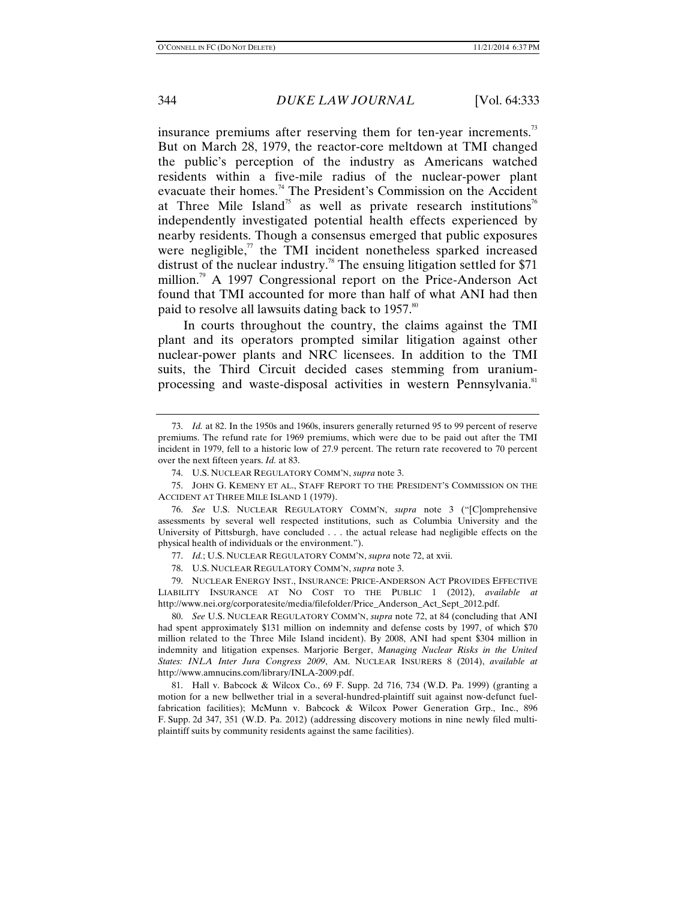insurance premiums after reserving them for ten-year increments.[73] But on March 28, 1979, the reactor-core meltdown at TMI changed the public's perception of the industry as Americans watched residents within a five-mile radius of the nuclear-power plant evacuate their homes.[74] The President's Commission on the Accident at Three Mile Island[75] as well as private research institutions[76] independently investigated potential health effects experienced by nearby residents. Though a consensus emerged that public exposures were negligible,[77] the TMI incident nonetheless sparked increased distrust of the nuclear industry.[78] The ensuing litigation settled for $71 million.[79] A 1997 Congressional report on the Price-Anderson Act found that TMI accounted for more than half of what ANI had then paid to resolve all lawsuits dating back to 1957.[80]

In courts throughout the country, the claims against the TMI plant and its operators prompted similar litigation against other nuclear-power plants and NRC licensees. In addition to the TMI suits, the Third Circuit decided cases stemming from uranium-processing and waste-disposal activities in western Pennsylvania.[81]

---

73. *Id.* at 82. In the 1950s and 1960s, insurers generally returned 95 to 99 percent of reserve premiums. The refund rate for 1969 premiums, which were due to be paid out after the TMI incident in 1979, fell to a historic low of 27.9 percent. The return rate recovered to 70 percent over the next fifteen years. *Id.* at 83.

74. U.S. NUCLEAR REGULATORY COMM'N, *supra* note 3.

75. JOHN G. KEMENY ET AL., STAFF REPORT TO THE PRESIDENT'S COMMISSION ON THE ACCIDENT AT THREE MILE ISLAND 1 (1979).

76. *See* U.S. NUCLEAR REGULATORY COMM'N, *supra* note 3 ("[C]omprehensive assessments by several well respected institutions, such as Columbia University and the University of Pittsburgh, have concluded . . . the actual release had negligible effects on the physical health of individuals or the environment.").

77. *Id.*; U.S. NUCLEAR REGULATORY COMM'N, *supra* note 72, at xvii.

78. U.S. NUCLEAR REGULATORY COMM'N, *supra* note 3.

79. NUCLEAR ENERGY INST., INSURANCE: PRICE-ANDERSON ACT PROVIDES EFFECTIVE LIABILITY INSURANCE AT NO COST TO THE PUBLIC 1 (2012), *available at* http://www.nei.org/corporatesite/media/filefolder/Price_Anderson_Act_Sept_2012.pdf.

80. *See* U.S. NUCLEAR REGULATORY COMM'N, *supra* note 72, at 84 (concluding that ANI had spent approximately $131 million on indemnity and defense costs by 1997, of which $70 million related to the Three Mile Island incident). By 2008, ANI had spent $304 million in indemnity and litigation expenses. Marjorie Berger, *Managing Nuclear Risks in the United States: INLA Inter Jura Congress 2009*, AM. NUCLEAR INSURERS 8 (2014), *available at* http://www.amnucins.com/library/INLA-2009.pdf.

81. Hall v. Babcock & Wilcox Co., 69 F. Supp. 2d 716, 734 (W.D. Pa. 1999) (granting a motion for a new bellwether trial in a several-hundred-plaintiff suit against now-defunct fuel-fabrication facilities); McMunn v. Babcock & Wilcox Power Generation Grp., Inc., 896 F. Supp. 2d 347, 351 (W.D. Pa. 2012) (addressing discovery motions in nine newly filed multi-plaintiff suits by community residents against the same facilities).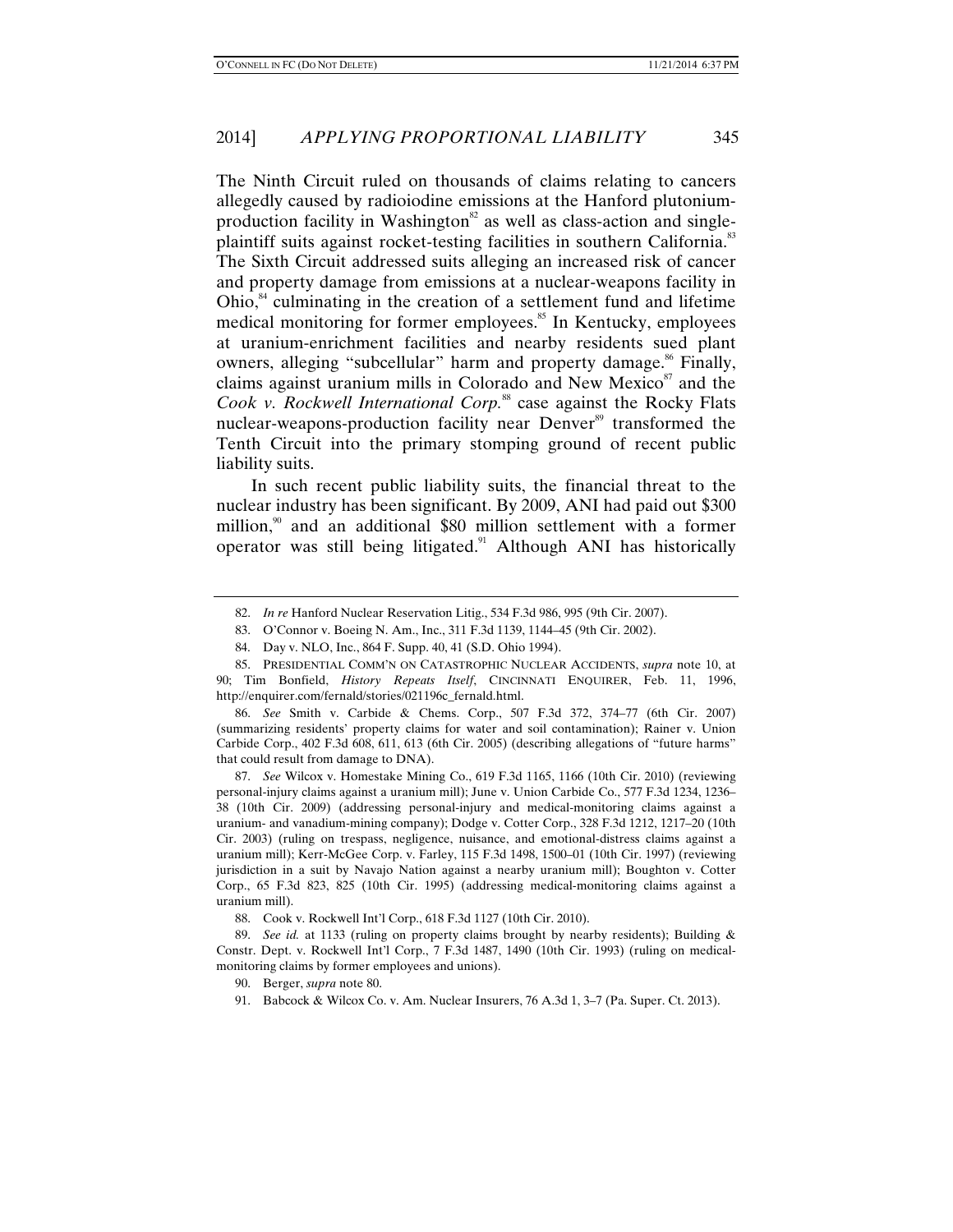The Ninth Circuit ruled on thousands of claims relating to cancers allegedly caused by radioiodine emissions at the Hanford plutonium-production facility in Washington[82] as well as class-action and single-plaintiff suits against rocket-testing facilities in southern California.[83] The Sixth Circuit addressed suits alleging an increased risk of cancer and property damage from emissions at a nuclear-weapons facility in Ohio,[84] culminating in the creation of a settlement fund and lifetime medical monitoring for former employees.[85] In Kentucky, employees at uranium-enrichment facilities and nearby residents sued plant owners, alleging "subcellular" harm and property damage.[86] Finally, claims against uranium mills in Colorado and New Mexico[87] and the *Cook v. Rockwell International Corp.*[88] case against the Rocky Flats nuclear-weapons-production facility near Denver[89] transformed the Tenth Circuit into the primary stomping ground of recent public liability suits.

In such recent public liability suits, the financial threat to the nuclear industry has been significant. By 2009, ANI had paid out $300 million,[90] and an additional $80 million settlement with a former operator was still being litigated.[91] Although ANI has historically

---

82. *In re* Hanford Nuclear Reservation Litig., 534 F.3d 986, 995 (9th Cir. 2007).

83. O'Connor v. Boeing N. Am., Inc., 311 F.3d 1139, 1144–45 (9th Cir. 2002).

84. Day v. NLO, Inc., 864 F. Supp. 40, 41 (S.D. Ohio 1994).

85. PRESIDENTIAL COMM'N ON CATASTROPHIC NUCLEAR ACCIDENTS, *supra* note 10, at 90; Tim Bonfield, *History Repeats Itself*, CINCINNATI ENQUIRER, Feb. 11, 1996, http://enquirer.com/fernald/stories/021196c_fernald.html.

86. *See* Smith v. Carbide & Chems. Corp., 507 F.3d 372, 374–77 (6th Cir. 2007) (summarizing residents' property claims for water and soil contamination); Rainer v. Union Carbide Corp., 402 F.3d 608, 611, 613 (6th Cir. 2005) (describing allegations of "future harms" that could result from damage to DNA).

87. *See* Wilcox v. Homestake Mining Co., 619 F.3d 1165, 1166 (10th Cir. 2010) (reviewing personal-injury claims against a uranium mill); June v. Union Carbide Co., 577 F.3d 1234, 1236–38 (10th Cir. 2009) (addressing personal-injury and medical-monitoring claims against a uranium- and vanadium-mining company); Dodge v. Cotter Corp., 328 F.3d 1212, 1217–20 (10th Cir. 2003) (ruling on trespass, negligence, nuisance, and emotional-distress claims against a uranium mill); Kerr-McGee Corp. v. Farley, 115 F.3d 1498, 1500–01 (10th Cir. 1997) (reviewing jurisdiction in a suit by Navajo Nation against a nearby uranium mill); Boughton v. Cotter Corp., 65 F.3d 823, 825 (10th Cir. 1995) (addressing medical-monitoring claims against a uranium mill).

88. Cook v. Rockwell Int'l Corp., 618 F.3d 1127 (10th Cir. 2010).

89. *See id.* at 1133 (ruling on property claims brought by nearby residents); Building & Constr. Dept. v. Rockwell Int'l Corp., 7 F.3d 1487, 1490 (10th Cir. 1993) (ruling on medical-monitoring claims by former employees and unions).

90. Berger, *supra* note 80.

91. Babcock & Wilcox Co. v. Am. Nuclear Insurers, 76 A.3d 1, 3–7 (Pa. Super. Ct. 2013).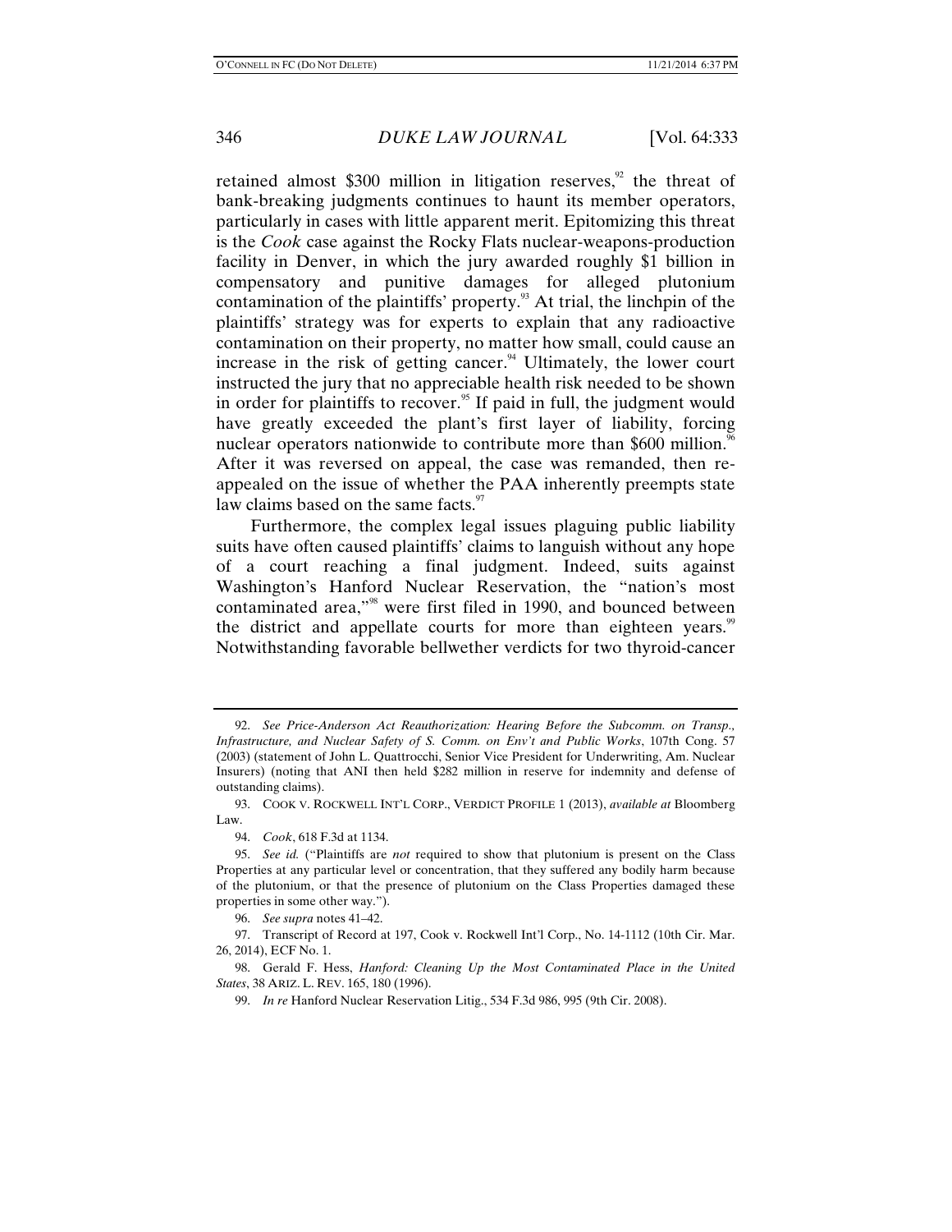retained almost $300 million in litigation reserves,[92] the threat of bank-breaking judgments continues to haunt its member operators, particularly in cases with little apparent merit. Epitomizing this threat is the *Cook* case against the Rocky Flats nuclear-weapons-production facility in Denver, in which the jury awarded roughly $1 billion in compensatory and punitive damages for alleged plutonium contamination of the plaintiffs' property.[93] At trial, the linchpin of the plaintiffs' strategy was for experts to explain that any radioactive contamination on their property, no matter how small, could cause an increase in the risk of getting cancer.[94] Ultimately, the lower court instructed the jury that no appreciable health risk needed to be shown in order for plaintiffs to recover.[95] If paid in full, the judgment would have greatly exceeded the plant's first layer of liability, forcing nuclear operators nationwide to contribute more than $600 million.[96] After it was reversed on appeal, the case was remanded, then re-appealed on the issue of whether the PAA inherently preempts state law claims based on the same facts.[97]

Furthermore, the complex legal issues plaguing public liability suits have often caused plaintiffs' claims to languish without any hope of a court reaching a final judgment. Indeed, suits against Washington's Hanford Nuclear Reservation, the "nation's most contaminated area,"[98] were first filed in 1990, and bounced between the district and appellate courts for more than eighteen years.[99] Notwithstanding favorable bellwether verdicts for two thyroid-cancer

---

92. *See Price-Anderson Act Reauthorization: Hearing Before the Subcomm. on Transp., Infrastructure, and Nuclear Safety of S. Comm. on Env't and Public Works*, 107th Cong. 57 (2003) (statement of John L. Quattrocchi, Senior Vice President for Underwriting, Am. Nuclear Insurers) (noting that ANI then held $282 million in reserve for indemnity and defense of outstanding claims).

93. COOK V. ROCKWELL INT'L CORP., VERDICT PROFILE 1 (2013), *available at* Bloomberg Law.

94. *Cook*, 618 F.3d at 1134.

95. *See id.* ("Plaintiffs are *not* required to show that plutonium is present on the Class Properties at any particular level or concentration, that they suffered any bodily harm because of the plutonium, or that the presence of plutonium on the Class Properties damaged these properties in some other way.").

96. *See supra* notes 41–42.

97. Transcript of Record at 197, Cook v. Rockwell Int'l Corp., No. 14-1112 (10th Cir. Mar. 26, 2014), ECF No. 1.

98. Gerald F. Hess, *Hanford: Cleaning Up the Most Contaminated Place in the United States*, 38 ARIZ. L. REV. 165, 180 (1996).

99. *In re* Hanford Nuclear Reservation Litig., 534 F.3d 986, 995 (9th Cir. 2008).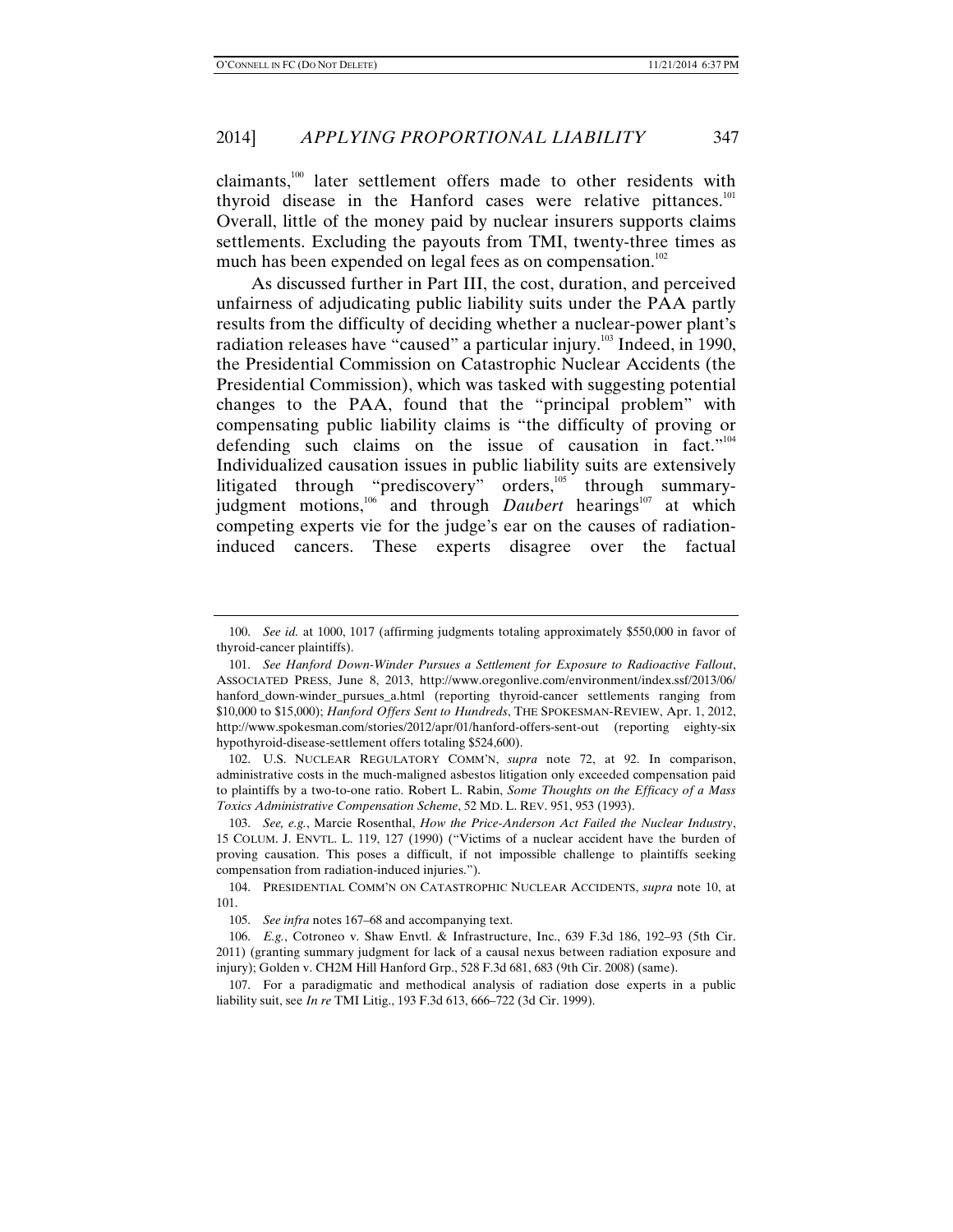claimants,[100] later settlement offers made to other residents with thyroid disease in the Hanford cases were relative pittances.[101] Overall, little of the money paid by nuclear insurers supports claims settlements. Excluding the payouts from TMI, twenty-three times as much has been expended on legal fees as on compensation.[102]

As discussed further in Part III, the cost, duration, and perceived unfairness of adjudicating public liability suits under the PAA partly results from the difficulty of deciding whether a nuclear-power plant's radiation releases have "caused" a particular injury.[103] Indeed, in 1990, the Presidential Commission on Catastrophic Nuclear Accidents (the Presidential Commission), which was tasked with suggesting potential changes to the PAA, found that the "principal problem" with compensating public liability claims is "the difficulty of proving or defending such claims on the issue of causation in fact."[104] Individualized causation issues in public liability suits are extensively litigated through "prediscovery" orders,[105] through summary-judgment motions,[106] and through *Daubert* hearings[107] at which competing experts vie for the judge's ear on the causes of radiation-induced cancers. These experts disagree over the factual

---

100. *See id.* at 1000, 1017 (affirming judgments totaling approximately $550,000 in favor of thyroid-cancer plaintiffs).

101. *See Hanford Down-Winder Pursues a Settlement for Exposure to Radioactive Fallout*, ASSOCIATED PRESS, June 8, 2013, http://www.oregonlive.com/environment/index.ssf/2013/06/hanford_down-winder_pursues_a.html (reporting thyroid-cancer settlements ranging from $10,000 to $15,000); *Hanford Offers Sent to Hundreds*, THE SPOKESMAN-REVIEW, Apr. 1, 2012, http://www.spokesman.com/stories/2012/apr/01/hanford-offers-sent-out (reporting eighty-six hypothyroid-disease-settlement offers totaling $524,600).

102. U.S. NUCLEAR REGULATORY COMM'N, *supra* note 72, at 92. In comparison, administrative costs in the much-maligned asbestos litigation only exceeded compensation paid to plaintiffs by a two-to-one ratio. Robert L. Rabin, *Some Thoughts on the Efficacy of a Mass Toxics Administrative Compensation Scheme*, 52 MD. L. REV. 951, 953 (1993).

103. *See, e.g.*, Marcie Rosenthal, *How the Price-Anderson Act Failed the Nuclear Industry*, 15 COLUM. J. ENVTL. L. 119, 127 (1990) ("Victims of a nuclear accident have the burden of proving causation. This poses a difficult, if not impossible challenge to plaintiffs seeking compensation from radiation-induced injuries.").

104. PRESIDENTIAL COMM'N ON CATASTROPHIC NUCLEAR ACCIDENTS, *supra* note 10, at 101.

105. *See infra* notes 167–68 and accompanying text.

106. *E.g.*, Cotroneo v. Shaw Envtl. & Infrastructure, Inc., 639 F.3d 186, 192–93 (5th Cir. 2011) (granting summary judgment for lack of a causal nexus between radiation exposure and injury); Golden v. CH2M Hill Hanford Grp., 528 F.3d 681, 683 (9th Cir. 2008) (same).

107. For a paradigmatic and methodical analysis of radiation dose experts in a public liability suit, see *In re* TMI Litig., 193 F.3d 613, 666–722 (3d Cir. 1999).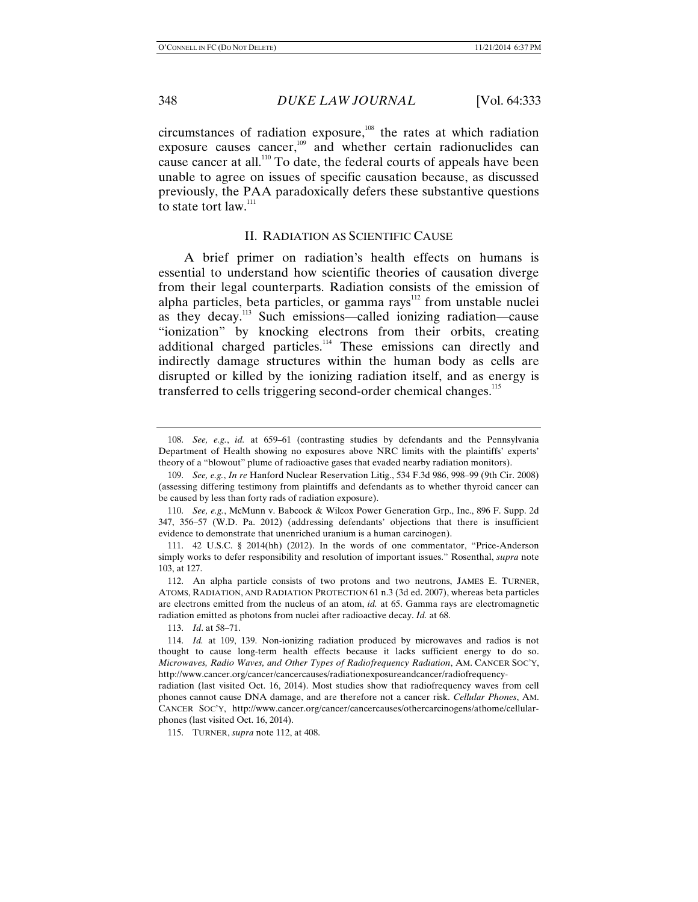circumstances of radiation exposure,[108] the rates at which radiation exposure causes cancer,[109] and whether certain radionuclides can cause cancer at all.[110] To date, the federal courts of appeals have been unable to agree on issues of specific causation because, as discussed previously, the PAA paradoxically defers these substantive questions to state tort law.[111]

## II. RADIATION AS SCIENTIFIC CAUSE

A brief primer on radiation's health effects on humans is essential to understand how scientific theories of causation diverge from their legal counterparts. Radiation consists of the emission of alpha particles, beta particles, or gamma rays[112] from unstable nuclei as they decay.[113] Such emissions—called ionizing radiation—cause "ionization" by knocking electrons from their orbits, creating additional charged particles.[114] These emissions can directly and indirectly damage structures within the human body as cells are disrupted or killed by the ionizing radiation itself, and as energy is transferred to cells triggering second-order chemical changes.[115]

---

108. *See, e.g.*, *id.* at 659–61 (contrasting studies by defendants and the Pennsylvania Department of Health showing no exposures above NRC limits with the plaintiffs' experts' theory of a "blowout" plume of radioactive gases that evaded nearby radiation monitors).

109. *See, e.g.*, *In re* Hanford Nuclear Reservation Litig., 534 F.3d 986, 998–99 (9th Cir. 2008) (assessing differing testimony from plaintiffs and defendants as to whether thyroid cancer can be caused by less than forty rads of radiation exposure).

110. *See, e.g.*, McMunn v. Babcock & Wilcox Power Generation Grp., Inc., 896 F. Supp. 2d 347, 356–57 (W.D. Pa. 2012) (addressing defendants' objections that there is insufficient evidence to demonstrate that unenriched uranium is a human carcinogen).

111. 42 U.S.C. § 2014(hh) (2012). In the words of one commentator, "Price-Anderson simply works to defer responsibility and resolution of important issues." Rosenthal, *supra* note 103, at 127.

112. An alpha particle consists of two protons and two neutrons, JAMES E. TURNER, ATOMS, RADIATION, AND RADIATION PROTECTION 61 n.3 (3d ed. 2007), whereas beta particles are electrons emitted from the nucleus of an atom, *id.* at 65. Gamma rays are electromagnetic radiation emitted as photons from nuclei after radioactive decay. *Id.* at 68.

113. *Id*. at 58–71.

114. *Id.* at 109, 139. Non-ionizing radiation produced by microwaves and radios is not thought to cause long-term health effects because it lacks sufficient energy to do so. *Microwaves, Radio Waves, and Other Types of Radiofrequency Radiation*, AM. CANCER SOC'Y, http://www.cancer.org/cancer/cancercauses/radiationexposureandcancer/radiofrequency-radiation (last visited Oct. 16, 2014). Most studies show that radiofrequency waves from cell phones cannot cause DNA damage, and are therefore not a cancer risk. *Cellular Phones*, AM. CANCER SOC'Y, http://www.cancer.org/cancer/cancercauses/othercarcinogens/athome/cellular-phones (last visited Oct. 16, 2014).

115. TURNER, *supra* note 112, at 408.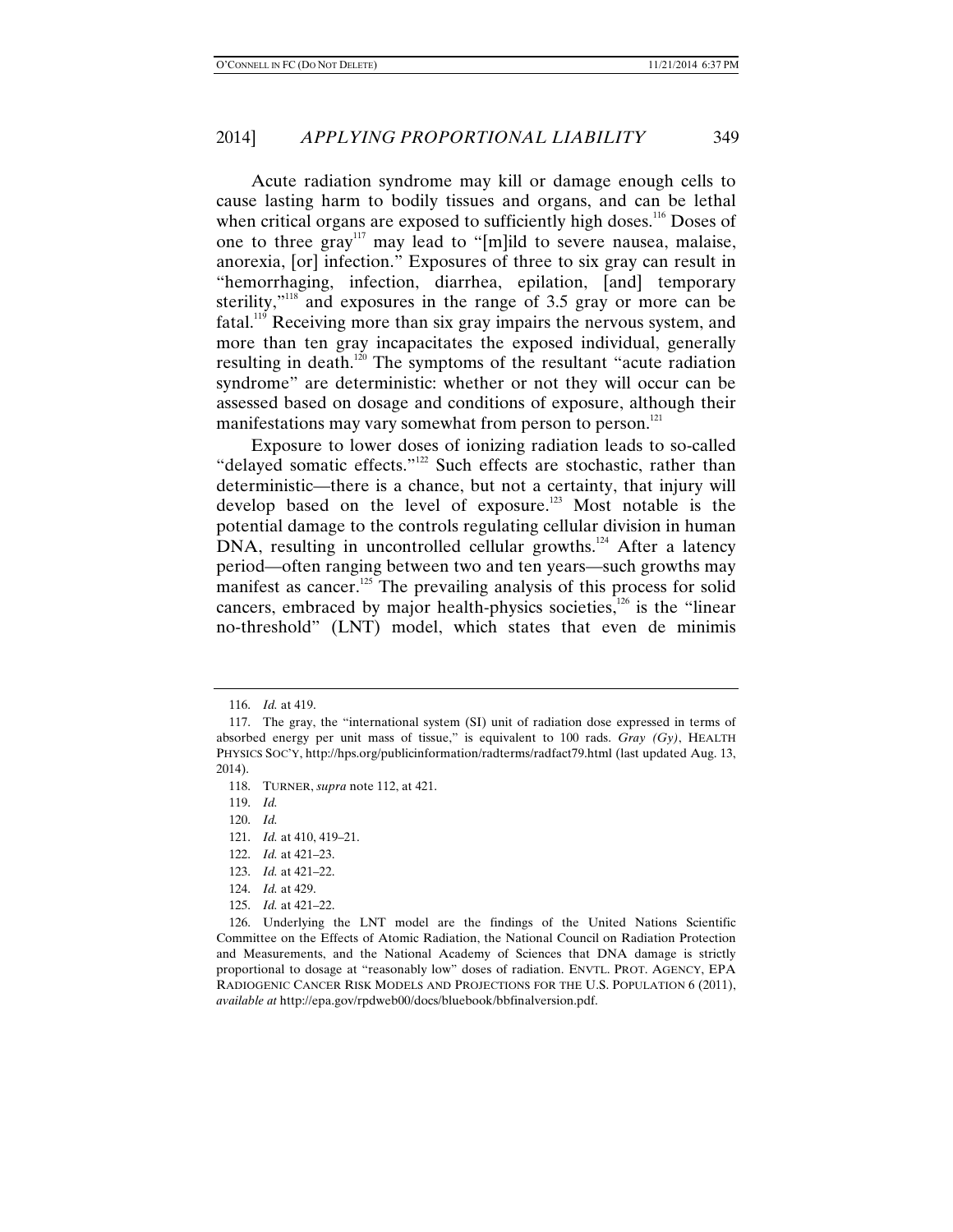Acute radiation syndrome may kill or damage enough cells to cause lasting harm to bodily tissues and organs, and can be lethal when critical organs are exposed to sufficiently high doses.[116] Doses of one to three gray[117] may lead to "[m]ild to severe nausea, malaise, anorexia, [or] infection." Exposures of three to six gray can result in "hemorrhaging, infection, diarrhea, epilation, [and] temporary sterility,"[118] and exposures in the range of 3.5 gray or more can be fatal.[119] Receiving more than six gray impairs the nervous system, and more than ten gray incapacitates the exposed individual, generally resulting in death.[120] The symptoms of the resultant "acute radiation syndrome" are deterministic: whether or not they will occur can be assessed based on dosage and conditions of exposure, although their manifestations may vary somewhat from person to person.[121]

Exposure to lower doses of ionizing radiation leads to so-called "delayed somatic effects."[122] Such effects are stochastic, rather than deterministic—there is a chance, but not a certainty, that injury will develop based on the level of exposure.[123] Most notable is the potential damage to the controls regulating cellular division in human DNA, resulting in uncontrolled cellular growths.[124] After a latency period—often ranging between two and ten years—such growths may manifest as cancer.[125] The prevailing analysis of this process for solid cancers, embraced by major health-physics societies,[126] is the "linear no-threshold" (LNT) model, which states that even de minimis

---

116. *Id.* at 419.

117. The gray, the "international system (SI) unit of radiation dose expressed in terms of absorbed energy per unit mass of tissue," is equivalent to 100 rads. *Gray (Gy)*, HEALTH PHYSICS SOC'Y, http://hps.org/publicinformation/radterms/radfact79.html (last updated Aug. 13, 2014).

118. TURNER, *supra* note 112, at 421.

119. *Id.*

120. *Id.*

121. *Id.* at 410, 419–21.

122. *Id.* at 421–23.

123. *Id.* at 421–22.

124. *Id.* at 429.

125. *Id.* at 421–22.

126. Underlying the LNT model are the findings of the United Nations Scientific Committee on the Effects of Atomic Radiation, the National Council on Radiation Protection and Measurements, and the National Academy of Sciences that DNA damage is strictly proportional to dosage at "reasonably low" doses of radiation. ENVTL. PROT. AGENCY, EPA RADIOGENIC CANCER RISK MODELS AND PROJECTIONS FOR THE U.S. POPULATION 6 (2011), *available at* http://epa.gov/rpdweb00/docs/bluebook/bbfinalversion.pdf.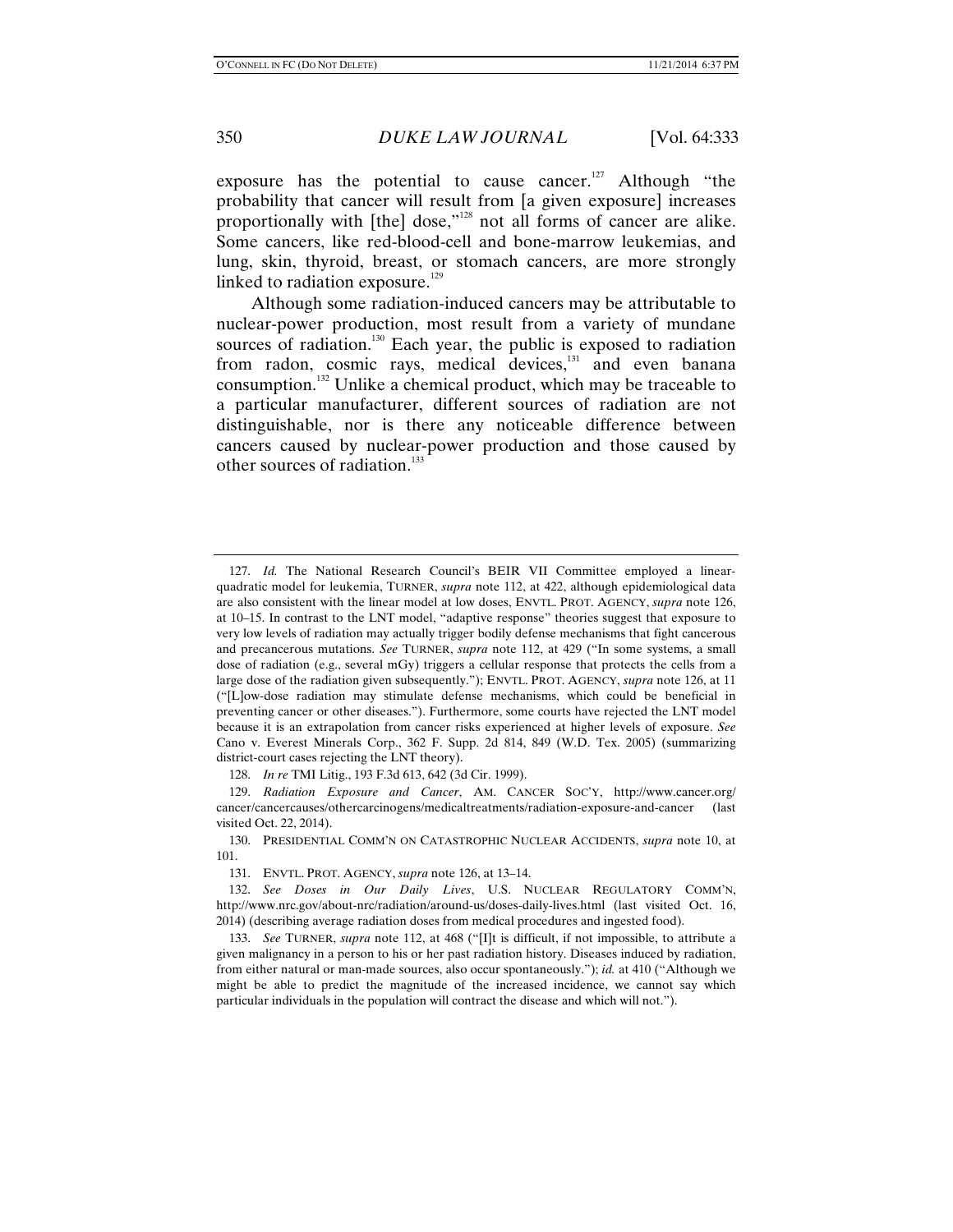exposure has the potential to cause cancer.[127] Although "the probability that cancer will result from [a given exposure] increases proportionally with [the] dose,"[128] not all forms of cancer are alike. Some cancers, like red-blood-cell and bone-marrow leukemias, and lung, skin, thyroid, breast, or stomach cancers, are more strongly linked to radiation exposure.[129]

Although some radiation-induced cancers may be attributable to nuclear-power production, most result from a variety of mundane sources of radiation.[130] Each year, the public is exposed to radiation from radon, cosmic rays, medical devices,[131] and even banana consumption.[132] Unlike a chemical product, which may be traceable to a particular manufacturer, different sources of radiation are not distinguishable, nor is there any noticeable difference between cancers caused by nuclear-power production and those caused by other sources of radiation.[133]

---

127. *Id.* The National Research Council's BEIR VII Committee employed a linear-quadratic model for leukemia, TURNER, *supra* note 112, at 422, although epidemiological data are also consistent with the linear model at low doses, ENVTL. PROT. AGENCY, *supra* note 126, at 10–15. In contrast to the LNT model, "adaptive response" theories suggest that exposure to very low levels of radiation may actually trigger bodily defense mechanisms that fight cancerous and precancerous mutations. *See* TURNER, *supra* note 112, at 429 ("In some systems, a small dose of radiation (e.g., several mGy) triggers a cellular response that protects the cells from a large dose of the radiation given subsequently."); ENVTL. PROT. AGENCY, *supra* note 126, at 11 ("[L]ow-dose radiation may stimulate defense mechanisms, which could be beneficial in preventing cancer or other diseases."). Furthermore, some courts have rejected the LNT model because it is an extrapolation from cancer risks experienced at higher levels of exposure. *See* Cano v. Everest Minerals Corp., 362 F. Supp. 2d 814, 849 (W.D. Tex. 2005) (summarizing district-court cases rejecting the LNT theory).

128. *In re* TMI Litig., 193 F.3d 613, 642 (3d Cir. 1999).

129. *Radiation Exposure and Cancer*, AM. CANCER SOC'Y, http://www.cancer.org/cancer/cancercauses/othercarcinogens/medicaltreatments/radiation-exposure-and-cancer (last visited Oct. 22, 2014).

130. PRESIDENTIAL COMM'N ON CATASTROPHIC NUCLEAR ACCIDENTS, *supra* note 10, at 101.

131. ENVTL. PROT. AGENCY, *supra* note 126, at 13–14.

132. *See Doses in Our Daily Lives*, U.S. NUCLEAR REGULATORY COMM'N, http://www.nrc.gov/about-nrc/radiation/around-us/doses-daily-lives.html (last visited Oct. 16, 2014) (describing average radiation doses from medical procedures and ingested food).

133. *See* TURNER, *supra* note 112, at 468 ("[I]t is difficult, if not impossible, to attribute a given malignancy in a person to his or her past radiation history. Diseases induced by radiation, from either natural or man-made sources, also occur spontaneously."); *id.* at 410 ("Although we might be able to predict the magnitude of the increased incidence, we cannot say which particular individuals in the population will contract the disease and which will not.").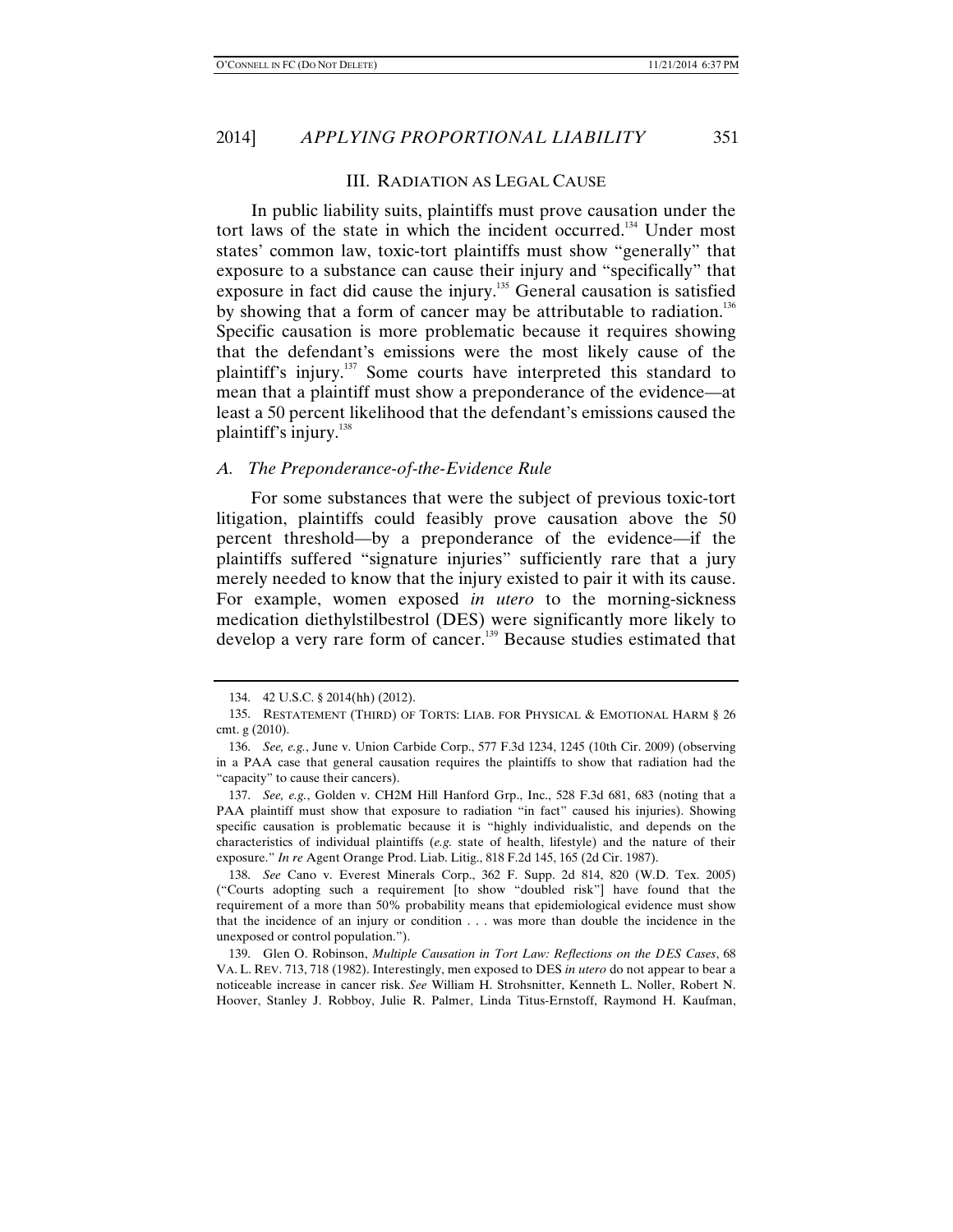## III. Radiation as Legal Cause

In public liability suits, plaintiffs must prove causation under the tort laws of the state in which the incident occurred.[134] Under most states' common law, toxic-tort plaintiffs must show "generally" that exposure to a substance can cause their injury and "specifically" that exposure in fact did cause the injury.[135] General causation is satisfied by showing that a form of cancer may be attributable to radiation.[136] Specific causation is more problematic because it requires showing that the defendant's emissions were the most likely cause of the plaintiff's injury.[137] Some courts have interpreted this standard to mean that a plaintiff must show a preponderance of the evidence—at least a 50 percent likelihood that the defendant's emissions caused the plaintiff's injury.[138]

### *A. The Preponderance-of-the-Evidence Rule*

For some substances that were the subject of previous toxic-tort litigation, plaintiffs could feasibly prove causation above the 50 percent threshold—by a preponderance of the evidence—if the plaintiffs suffered "signature injuries" sufficiently rare that a jury merely needed to know that the injury existed to pair it with its cause. For example, women exposed *in utero* to the morning-sickness medication diethylstilbestrol (DES) were significantly more likely to develop a very rare form of cancer.[139] Because studies estimated that

---

134. 42 U.S.C. § 2014(hh) (2012).

135. Restatement (Third) of Torts: Liab. for Physical & Emotional Harm § 26 cmt. g (2010).

136. *See, e.g.*, June v. Union Carbide Corp., 577 F.3d 1234, 1245 (10th Cir. 2009) (observing in a PAA case that general causation requires the plaintiffs to show that radiation had the "capacity" to cause their cancers).

137. *See, e.g.*, Golden v. CH2M Hill Hanford Grp., Inc., 528 F.3d 681, 683 (noting that a PAA plaintiff must show that exposure to radiation "in fact" caused his injuries). Showing specific causation is problematic because it is "highly individualistic, and depends on the characteristics of individual plaintiffs (*e.g.* state of health, lifestyle) and the nature of their exposure." *In re* Agent Orange Prod. Liab. Litig., 818 F.2d 145, 165 (2d Cir. 1987).

138. *See* Cano v. Everest Minerals Corp., 362 F. Supp. 2d 814, 820 (W.D. Tex. 2005) ("Courts adopting such a requirement [to show "doubled risk"] have found that the requirement of a more than 50% probability means that epidemiological evidence must show that the incidence of an injury or condition . . . was more than double the incidence in the unexposed or control population.").

139. Glen O. Robinson, *Multiple Causation in Tort Law: Reflections on the DES Cases*, 68 Va. L. Rev. 713, 718 (1982). Interestingly, men exposed to DES *in utero* do not appear to bear a noticeable increase in cancer risk. *See* William H. Strohsnitter, Kenneth L. Noller, Robert N. Hoover, Stanley J. Robboy, Julie R. Palmer, Linda Titus-Ernstoff, Raymond H. Kaufman,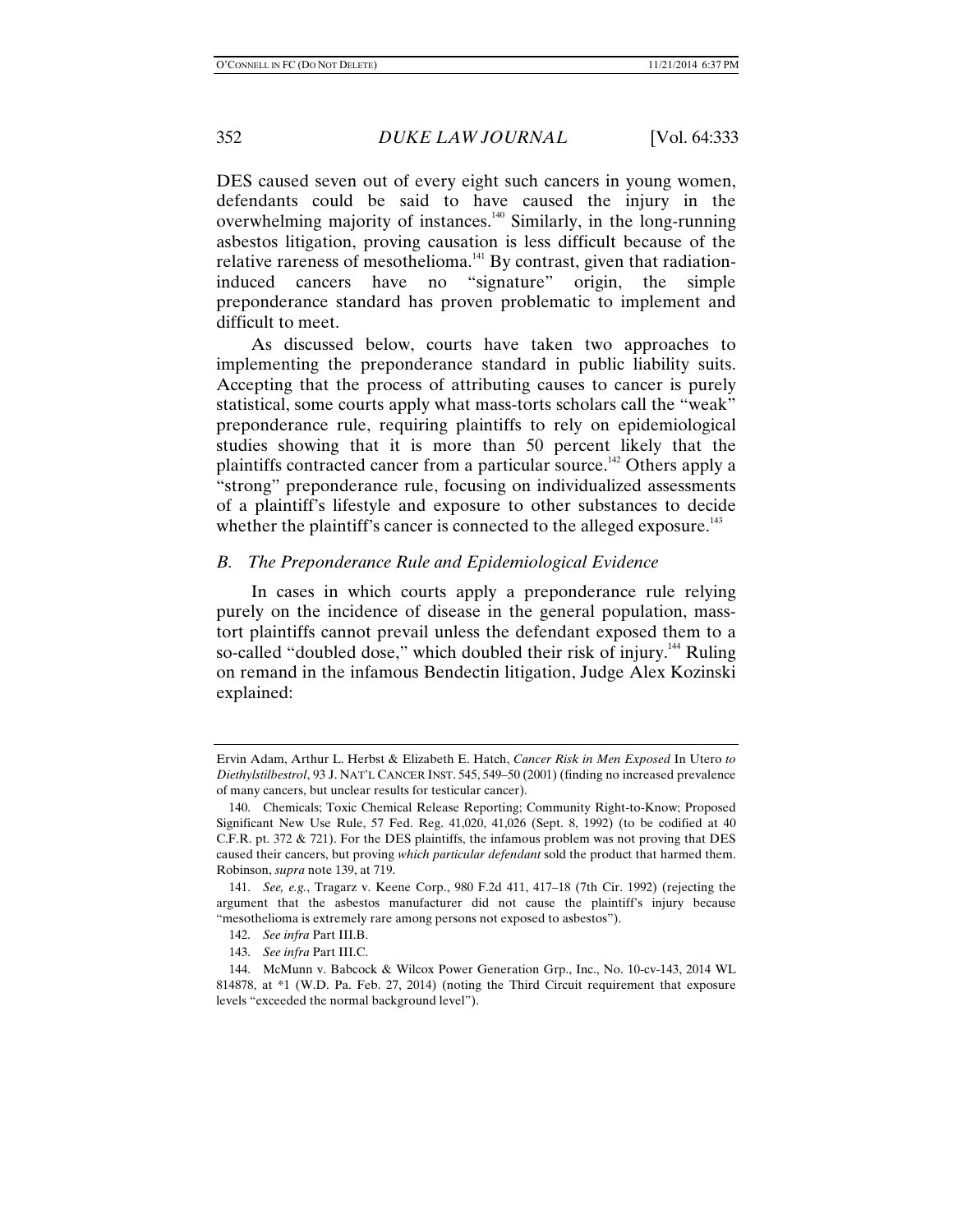DES caused seven out of every eight such cancers in young women, defendants could be said to have caused the injury in the overwhelming majority of instances.[140] Similarly, in the long-running asbestos litigation, proving causation is less difficult because of the relative rareness of mesothelioma.[141] By contrast, given that radiation-induced cancers have no "signature" origin, the simple preponderance standard has proven problematic to implement and difficult to meet.

As discussed below, courts have taken two approaches to implementing the preponderance standard in public liability suits. Accepting that the process of attributing causes to cancer is purely statistical, some courts apply what mass-torts scholars call the "weak" preponderance rule, requiring plaintiffs to rely on epidemiological studies showing that it is more than 50 percent likely that the plaintiffs contracted cancer from a particular source.[142] Others apply a "strong" preponderance rule, focusing on individualized assessments of a plaintiff's lifestyle and exposure to other substances to decide whether the plaintiff's cancer is connected to the alleged exposure.[143]

### *B. The Preponderance Rule and Epidemiological Evidence*

In cases in which courts apply a preponderance rule relying purely on the incidence of disease in the general population, mass-tort plaintiffs cannot prevail unless the defendant exposed them to a so-called "doubled dose," which doubled their risk of injury.[144] Ruling on remand in the infamous Bendectin litigation, Judge Alex Kozinski explained:

---

Ervin Adam, Arthur L. Herbst & Elizabeth E. Hatch, *Cancer Risk in Men Exposed* In Utero *to Diethylstilbestrol*, 93 J. NAT'L CANCER INST. 545, 549–50 (2001) (finding no increased prevalence of many cancers, but unclear results for testicular cancer).

140. Chemicals; Toxic Chemical Release Reporting; Community Right-to-Know; Proposed Significant New Use Rule, 57 Fed. Reg. 41,020, 41,026 (Sept. 8, 1992) (to be codified at 40 C.F.R. pt. 372 & 721). For the DES plaintiffs, the infamous problem was not proving that DES caused their cancers, but proving *which particular defendant* sold the product that harmed them. Robinson, *supra* note 139, at 719.

141. *See, e.g.*, Tragarz v. Keene Corp., 980 F.2d 411, 417–18 (7th Cir. 1992) (rejecting the argument that the asbestos manufacturer did not cause the plaintiff's injury because "mesothelioma is extremely rare among persons not exposed to asbestos").

142. *See infra* Part III.B.

143. *See infra* Part III.C.

144. McMunn v. Babcock & Wilcox Power Generation Grp., Inc., No. 10-cv-143, 2014 WL 814878, at *1 (W.D. Pa. Feb. 27, 2014) (noting the Third Circuit requirement that exposure levels "exceeded the normal background level").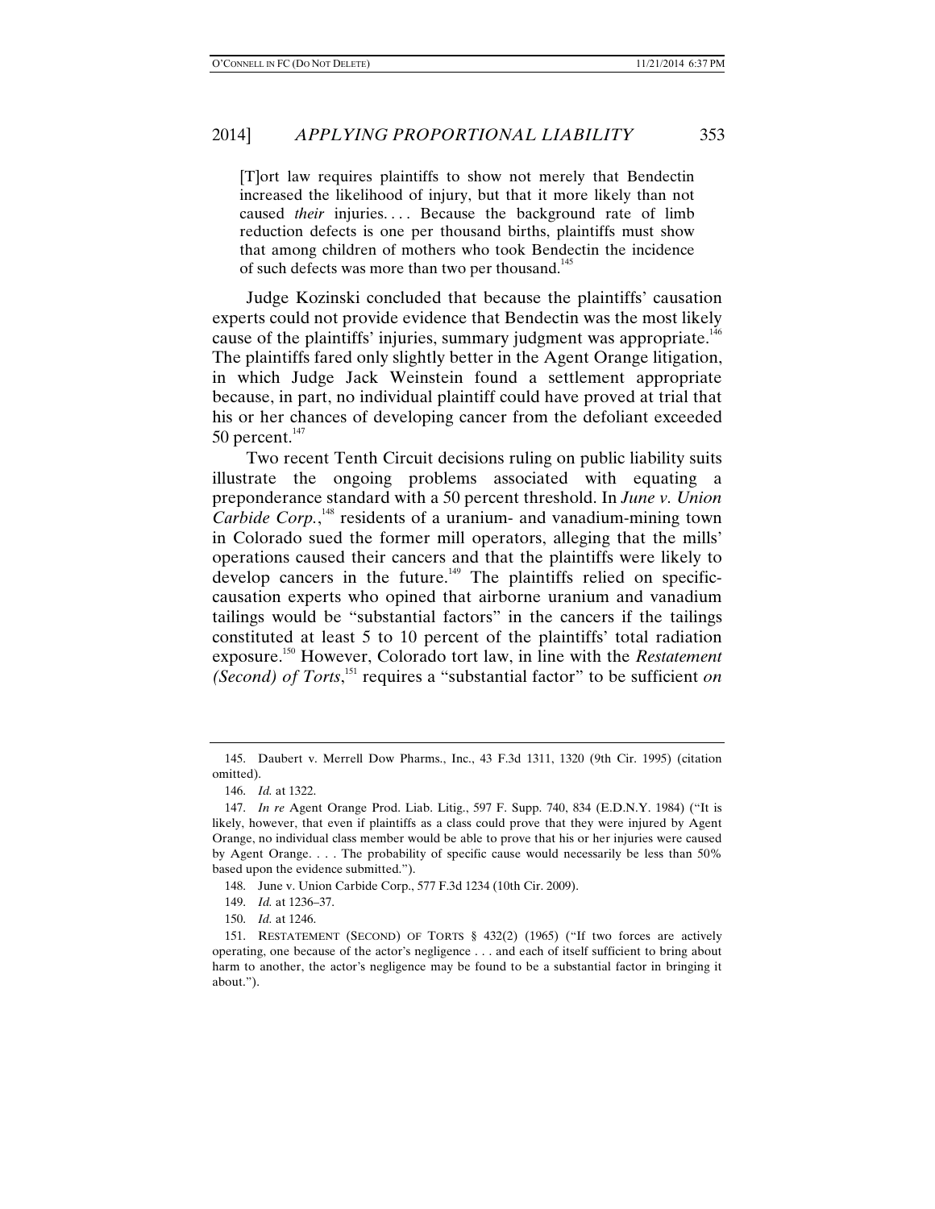> [T]ort law requires plaintiffs to show not merely that Bendectin increased the likelihood of injury, but that it more likely than not caused *their* injuries. . . . Because the background rate of limb reduction defects is one per thousand births, plaintiffs must show that among children of mothers who took Bendectin the incidence of such defects was more than two per thousand.[145]

Judge Kozinski concluded that because the plaintiffs' causation experts could not provide evidence that Bendectin was the most likely cause of the plaintiffs' injuries, summary judgment was appropriate.[146] The plaintiffs fared only slightly better in the Agent Orange litigation, in which Judge Jack Weinstein found a settlement appropriate because, in part, no individual plaintiff could have proved at trial that his or her chances of developing cancer from the defoliant exceeded 50 percent.[147]

Two recent Tenth Circuit decisions ruling on public liability suits illustrate the ongoing problems associated with equating a preponderance standard with a 50 percent threshold. In *June v. Union Carbide Corp.*,[148] residents of a uranium- and vanadium-mining town in Colorado sued the former mill operators, alleging that the mills' operations caused their cancers and that the plaintiffs were likely to develop cancers in the future.[149] The plaintiffs relied on specific-causation experts who opined that airborne uranium and vanadium tailings would be "substantial factors" in the cancers if the tailings constituted at least 5 to 10 percent of the plaintiffs' total radiation exposure.[150] However, Colorado tort law, in line with the *Restatement (Second) of Torts*,[151] requires a "substantial factor" to be sufficient *on*

---

145. Daubert v. Merrell Dow Pharms., Inc., 43 F.3d 1311, 1320 (9th Cir. 1995) (citation omitted).

146. *Id.* at 1322.

147. *In re* Agent Orange Prod. Liab. Litig., 597 F. Supp. 740, 834 (E.D.N.Y. 1984) ("It is likely, however, that even if plaintiffs as a class could prove that they were injured by Agent Orange, no individual class member would be able to prove that his or her injuries were caused by Agent Orange. . . . The probability of specific cause would necessarily be less than 50% based upon the evidence submitted.").

148. June v. Union Carbide Corp., 577 F.3d 1234 (10th Cir. 2009).

149. *Id.* at 1236–37.

150. *Id.* at 1246.

151. RESTATEMENT (SECOND) OF TORTS § 432(2) (1965) ("If two forces are actively operating, one because of the actor's negligence . . . and each of itself sufficient to bring about harm to another, the actor's negligence may be found to be a substantial factor in bringing it about.").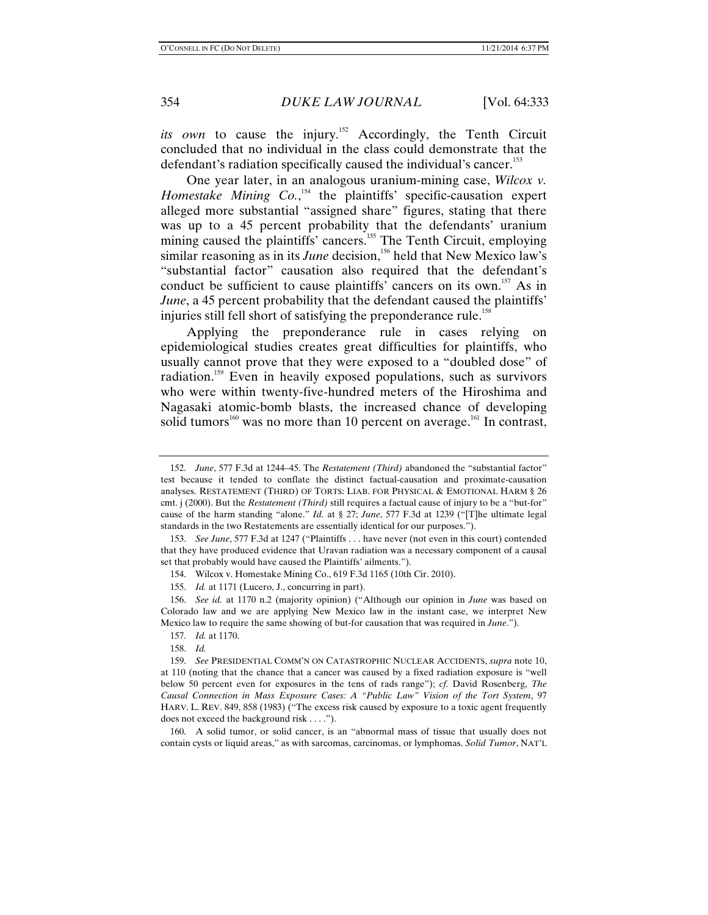*its own* to cause the injury.[152] Accordingly, the Tenth Circuit concluded that no individual in the class could demonstrate that the defendant's radiation specifically caused the individual's cancer.[153]

One year later, in an analogous uranium-mining case, *Wilcox v. Homestake Mining Co.*,[154] the plaintiffs' specific-causation expert alleged more substantial "assigned share" figures, stating that there was up to a 45 percent probability that the defendants' uranium mining caused the plaintiffs' cancers.[155] The Tenth Circuit, employing similar reasoning as in its *June* decision,[156] held that New Mexico law's "substantial factor" causation also required that the defendant's conduct be sufficient to cause plaintiffs' cancers on its own.[157] As in *June*, a 45 percent probability that the defendant caused the plaintiffs' injuries still fell short of satisfying the preponderance rule.[158]

Applying the preponderance rule in cases relying on epidemiological studies creates great difficulties for plaintiffs, who usually cannot prove that they were exposed to a "doubled dose" of radiation.[159] Even in heavily exposed populations, such as survivors who were within twenty-five-hundred meters of the Hiroshima and Nagasaki atomic-bomb blasts, the increased chance of developing solid tumors[160] was no more than 10 percent on average.[161] In contrast,

---

152. *June*, 577 F.3d at 1244–45. The *Restatement (Third)* abandoned the "substantial factor" test because it tended to conflate the distinct factual-causation and proximate-causation analyses. RESTATEMENT (THIRD) OF TORTS: LIAB. FOR PHYSICAL & EMOTIONAL HARM § 26 cmt. j (2000). But the *Restatement (Third)* still requires a factual cause of injury to be a "but-for" cause of the harm standing "alone." *Id.* at § 27; *June*, 577 F.3d at 1239 ("[T]he ultimate legal standards in the two Restatements are essentially identical for our purposes.").

153. *See June*, 577 F.3d at 1247 ("Plaintiffs . . . have never (not even in this court) contended that they have produced evidence that Uravan radiation was a necessary component of a causal set that probably would have caused the Plaintiffs' ailments.").

154. Wilcox v. Homestake Mining Co., 619 F.3d 1165 (10th Cir. 2010).

155. *Id.* at 1171 (Lucero, J., concurring in part).

156. *See id.* at 1170 n.2 (majority opinion) ("Although our opinion in *June* was based on Colorado law and we are applying New Mexico law in the instant case, we interpret New Mexico law to require the same showing of but-for causation that was required in *June*.").

157. *Id.* at 1170.

158. *Id.*

159. *See* PRESIDENTIAL COMM'N ON CATASTROPHIC NUCLEAR ACCIDENTS, *supra* note 10, at 110 (noting that the chance that a cancer was caused by a fixed radiation exposure is "well below 50 percent even for exposures in the tens of rads range"); *cf.* David Rosenberg, *The Causal Connection in Mass Exposure Cases: A "Public Law" Vision of the Tort System*, 97 HARV. L. REV. 849, 858 (1983) ("The excess risk caused by exposure to a toxic agent frequently does not exceed the background risk . . . .").

160. A solid tumor, or solid cancer, is an "abnormal mass of tissue that usually does not contain cysts or liquid areas," as with sarcomas, carcinomas, or lymphomas. *Solid Tumor*, NAT'L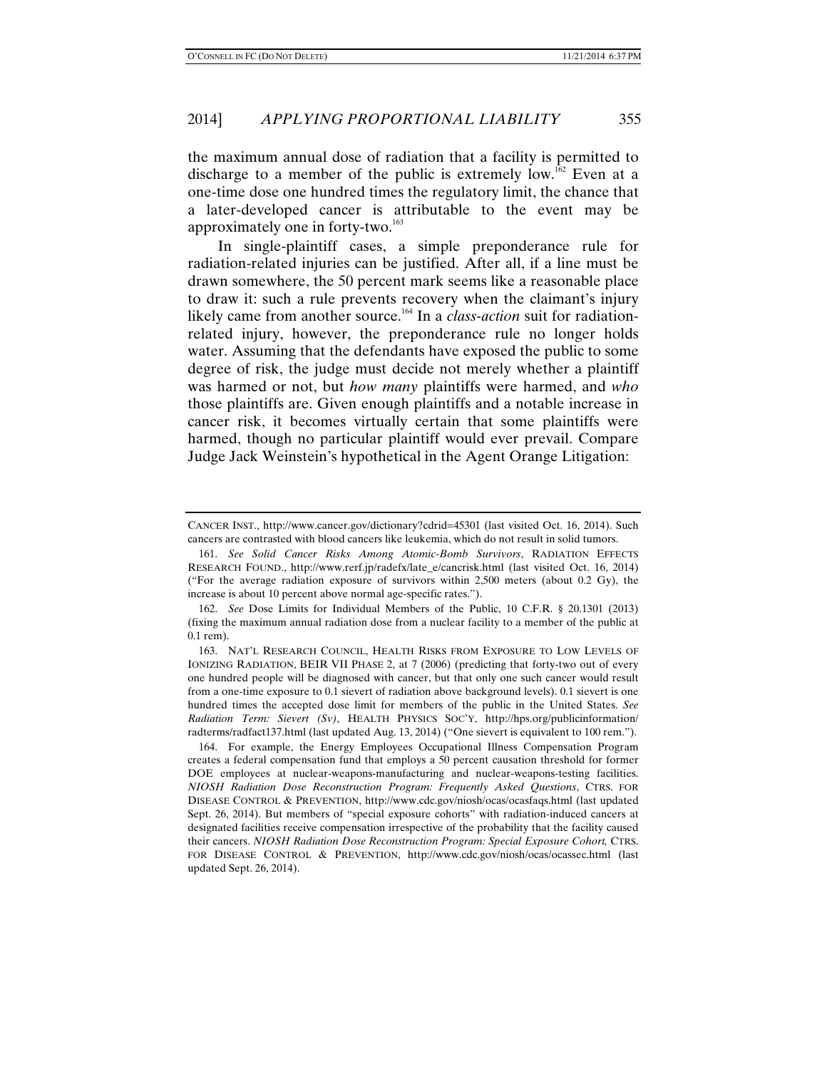the maximum annual dose of radiation that a facility is permitted to discharge to a member of the public is extremely low.[162] Even at a one-time dose one hundred times the regulatory limit, the chance that a later-developed cancer is attributable to the event may be approximately one in forty-two.[163]

In single-plaintiff cases, a simple preponderance rule for radiation-related injuries can be justified. After all, if a line must be drawn somewhere, the 50 percent mark seems like a reasonable place to draw it: such a rule prevents recovery when the claimant's injury likely came from another source.[164] In a *class-action* suit for radiation-related injury, however, the preponderance rule no longer holds water. Assuming that the defendants have exposed the public to some degree of risk, the judge must decide not merely whether a plaintiff was harmed or not, but *how many* plaintiffs were harmed, and *who* those plaintiffs are. Given enough plaintiffs and a notable increase in cancer risk, it becomes virtually certain that some plaintiffs were harmed, though no particular plaintiff would ever prevail. Compare Judge Jack Weinstein's hypothetical in the Agent Orange Litigation:

---

CANCER INST., http://www.cancer.gov/dictionary?cdrid=45301 (last visited Oct. 16, 2014). Such cancers are contrasted with blood cancers like leukemia, which do not result in solid tumors.

161. *See Solid Cancer Risks Among Atomic-Bomb Survivors*, RADIATION EFFECTS RESEARCH FOUND., http://www.rerf.jp/radefx/late_e/cancrisk.html (last visited Oct. 16, 2014) ("For the average radiation exposure of survivors within 2,500 meters (about 0.2 Gy), the increase is about 10 percent above normal age-specific rates.").

162. *See* Dose Limits for Individual Members of the Public, 10 C.F.R. § 20.1301 (2013) (fixing the maximum annual radiation dose from a nuclear facility to a member of the public at 0.1 rem).

163. NAT'L RESEARCH COUNCIL, HEALTH RISKS FROM EXPOSURE TO LOW LEVELS OF IONIZING RADIATION, BEIR VII PHASE 2, at 7 (2006) (predicting that forty-two out of every one hundred people will be diagnosed with cancer, but that only one such cancer would result from a one-time exposure to 0.1 sievert of radiation above background levels). 0.1 sievert is one hundred times the accepted dose limit for members of the public in the United States. *See Radiation Term: Sievert (Sv)*, HEALTH PHYSICS SOC'Y, http://hps.org/publicinformation/radterms/radfact137.html (last updated Aug. 13, 2014) ("One sievert is equivalent to 100 rem.").

164. For example, the Energy Employees Occupational Illness Compensation Program creates a federal compensation fund that employs a 50 percent causation threshold for former DOE employees at nuclear-weapons-manufacturing and nuclear-weapons-testing facilities. *NIOSH Radiation Dose Reconstruction Program: Frequently Asked Questions*, CTRS. FOR DISEASE CONTROL & PREVENTION, http://www.cdc.gov/niosh/ocas/ocasfaqs.html (last updated Sept. 26, 2014). But members of "special exposure cohorts" with radiation-induced cancers at designated facilities receive compensation irrespective of the probability that the facility caused their cancers. *NIOSH Radiation Dose Reconstruction Program: Special Exposure Cohort,* CTRS. FOR DISEASE CONTROL & PREVENTION, http://www.cdc.gov/niosh/ocas/ocassec.html (last updated Sept. 26, 2014).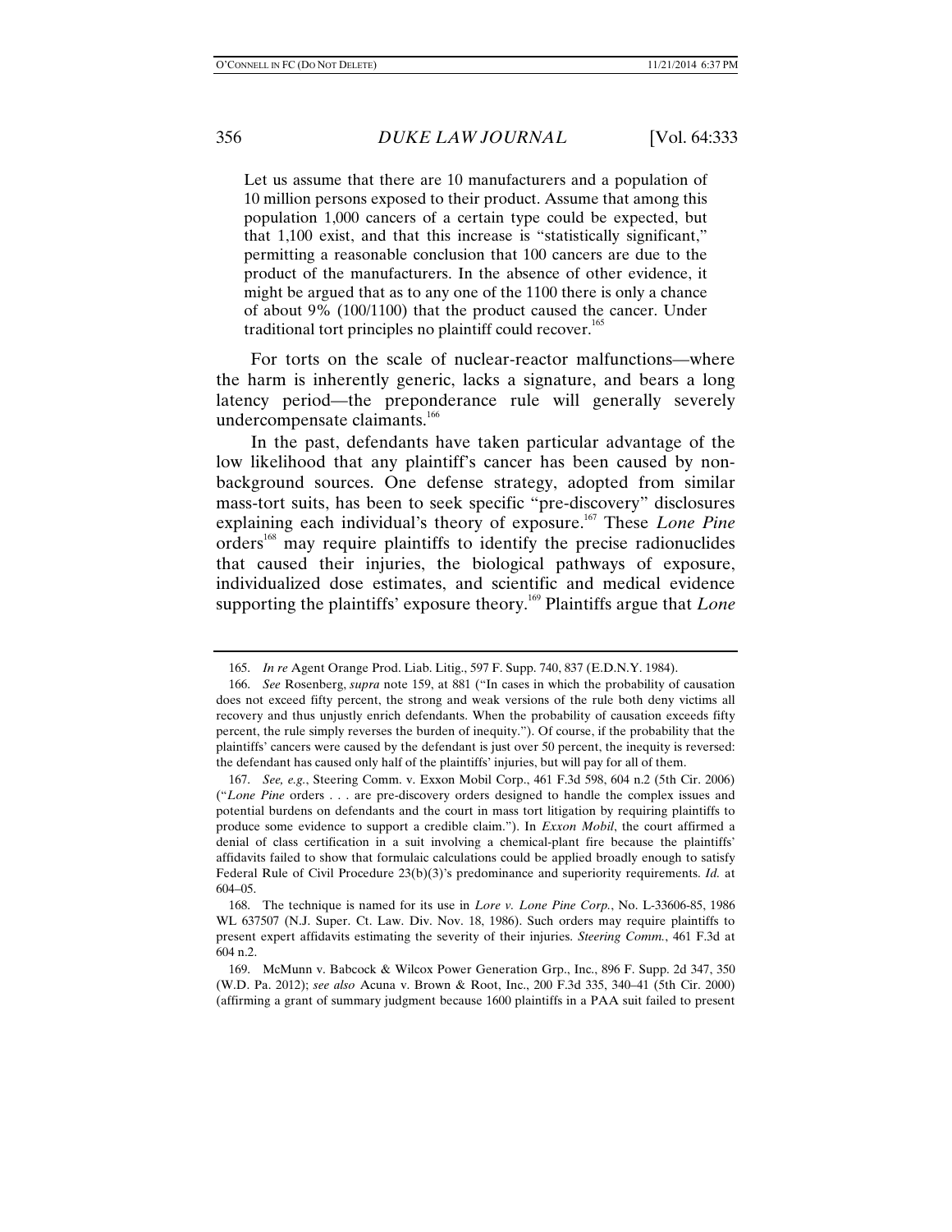> Let us assume that there are 10 manufacturers and a population of 10 million persons exposed to their product. Assume that among this population 1,000 cancers of a certain type could be expected, but that 1,100 exist, and that this increase is "statistically significant," permitting a reasonable conclusion that 100 cancers are due to the product of the manufacturers. In the absence of other evidence, it might be argued that as to any one of the 1100 there is only a chance of about 9% (100/1100) that the product caused the cancer. Under traditional tort principles no plaintiff could recover.[165]

For torts on the scale of nuclear-reactor malfunctions—where the harm is inherently generic, lacks a signature, and bears a long latency period—the preponderance rule will generally severely undercompensate claimants.[166]

In the past, defendants have taken particular advantage of the low likelihood that any plaintiff's cancer has been caused by non-background sources. One defense strategy, adopted from similar mass-tort suits, has been to seek specific "pre-discovery" disclosures explaining each individual's theory of exposure.[167] These *Lone Pine* orders[168] may require plaintiffs to identify the precise radionuclides that caused their injuries, the biological pathways of exposure, individualized dose estimates, and scientific and medical evidence supporting the plaintiffs' exposure theory.[169] Plaintiffs argue that *Lone*

---

165. *In re* Agent Orange Prod. Liab. Litig., 597 F. Supp. 740, 837 (E.D.N.Y. 1984).

166. *See* Rosenberg, *supra* note 159, at 881 ("In cases in which the probability of causation does not exceed fifty percent, the strong and weak versions of the rule both deny victims all recovery and thus unjustly enrich defendants. When the probability of causation exceeds fifty percent, the rule simply reverses the burden of inequity."). Of course, if the probability that the plaintiffs' cancers were caused by the defendant is just over 50 percent, the inequity is reversed: the defendant has caused only half of the plaintiffs' injuries, but will pay for all of them.

167. *See, e.g.*, Steering Comm. v. Exxon Mobil Corp., 461 F.3d 598, 604 n.2 (5th Cir. 2006) ("*Lone Pine* orders . . . are pre-discovery orders designed to handle the complex issues and potential burdens on defendants and the court in mass tort litigation by requiring plaintiffs to produce some evidence to support a credible claim."). In *Exxon Mobil*, the court affirmed a denial of class certification in a suit involving a chemical-plant fire because the plaintiffs' affidavits failed to show that formulaic calculations could be applied broadly enough to satisfy Federal Rule of Civil Procedure 23(b)(3)'s predominance and superiority requirements. *Id.* at 604–05.

168. The technique is named for its use in *Lore v. Lone Pine Corp.*, No. L-33606-85, 1986 WL 637507 (N.J. Super. Ct. Law. Div. Nov. 18, 1986). Such orders may require plaintiffs to present expert affidavits estimating the severity of their injuries. *Steering Comm.*, 461 F.3d at 604 n.2.

169. McMunn v. Babcock & Wilcox Power Generation Grp., Inc., 896 F. Supp. 2d 347, 350 (W.D. Pa. 2012); *see also* Acuna v. Brown & Root, Inc., 200 F.3d 335, 340–41 (5th Cir. 2000) (affirming a grant of summary judgment because 1600 plaintiffs in a PAA suit failed to present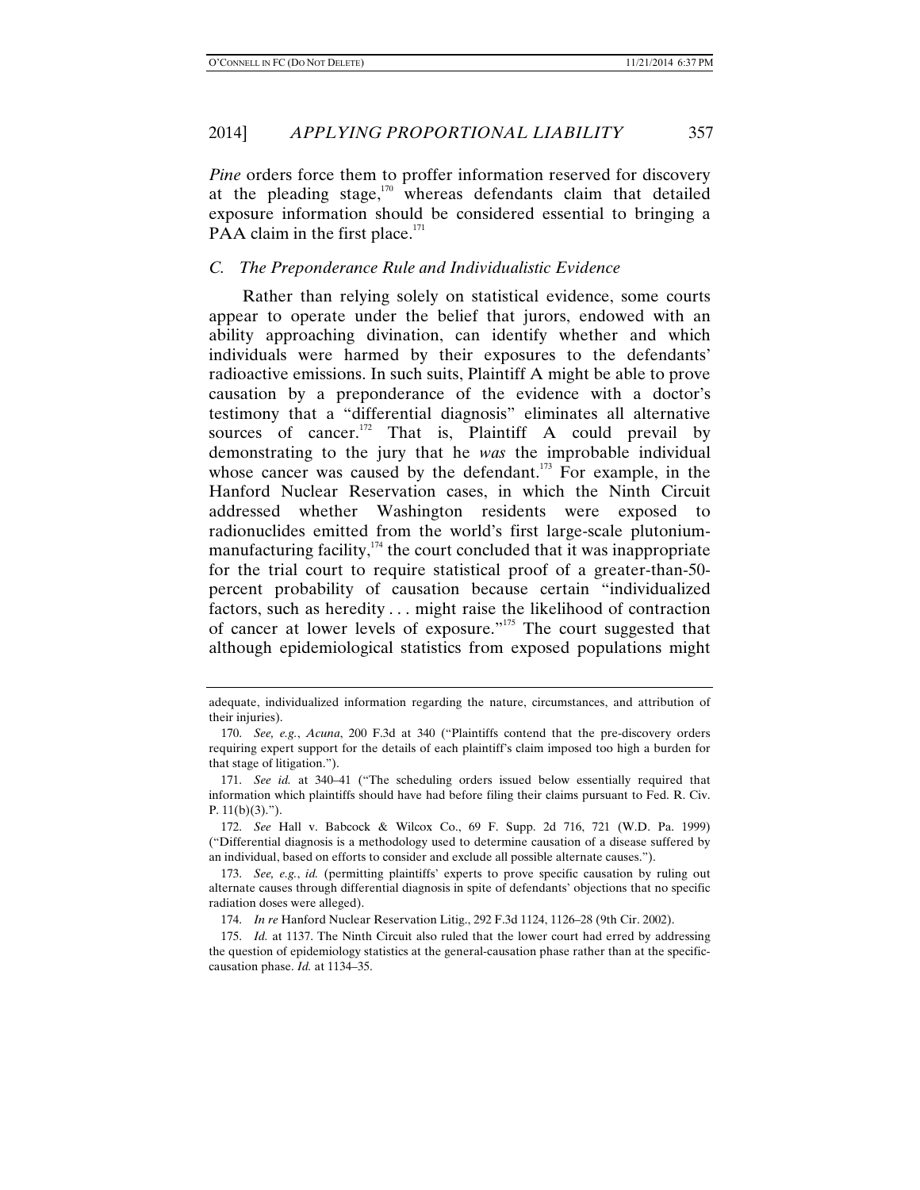*Pine* orders force them to proffer information reserved for discovery at the pleading stage,[170] whereas defendants claim that detailed exposure information should be considered essential to bringing a PAA claim in the first place.[171]

### *C. The Preponderance Rule and Individualistic Evidence*

Rather than relying solely on statistical evidence, some courts appear to operate under the belief that jurors, endowed with an ability approaching divination, can identify whether and which individuals were harmed by their exposures to the defendants' radioactive emissions. In such suits, Plaintiff A might be able to prove causation by a preponderance of the evidence with a doctor's testimony that a "differential diagnosis" eliminates all alternative sources of cancer.[172] That is, Plaintiff A could prevail by demonstrating to the jury that he *was* the improbable individual whose cancer was caused by the defendant.[173] For example, in the Hanford Nuclear Reservation cases, in which the Ninth Circuit addressed whether Washington residents were exposed to radionuclides emitted from the world's first large-scale plutonium-manufacturing facility,[174] the court concluded that it was inappropriate for the trial court to require statistical proof of a greater-than-50-percent probability of causation because certain "individualized factors, such as heredity . . . might raise the likelihood of contraction of cancer at lower levels of exposure."[175] The court suggested that although epidemiological statistics from exposed populations might

---

adequate, individualized information regarding the nature, circumstances, and attribution of their injuries).

170. *See, e.g.*, *Acuna*, 200 F.3d at 340 ("Plaintiffs contend that the pre-discovery orders requiring expert support for the details of each plaintiff's claim imposed too high a burden for that stage of litigation.").

171. *See id.* at 340–41 ("The scheduling orders issued below essentially required that information which plaintiffs should have had before filing their claims pursuant to Fed. R. Civ. P. 11(b)(3).").

172. *See* Hall v. Babcock & Wilcox Co., 69 F. Supp. 2d 716, 721 (W.D. Pa. 1999) ("Differential diagnosis is a methodology used to determine causation of a disease suffered by an individual, based on efforts to consider and exclude all possible alternate causes.").

173. *See, e.g.*, *id.* (permitting plaintiffs' experts to prove specific causation by ruling out alternate causes through differential diagnosis in spite of defendants' objections that no specific radiation doses were alleged).

174. *In re* Hanford Nuclear Reservation Litig., 292 F.3d 1124, 1126–28 (9th Cir. 2002).

175. *Id.* at 1137. The Ninth Circuit also ruled that the lower court had erred by addressing the question of epidemiology statistics at the general-causation phase rather than at the specific-causation phase. *Id.* at 1134–35.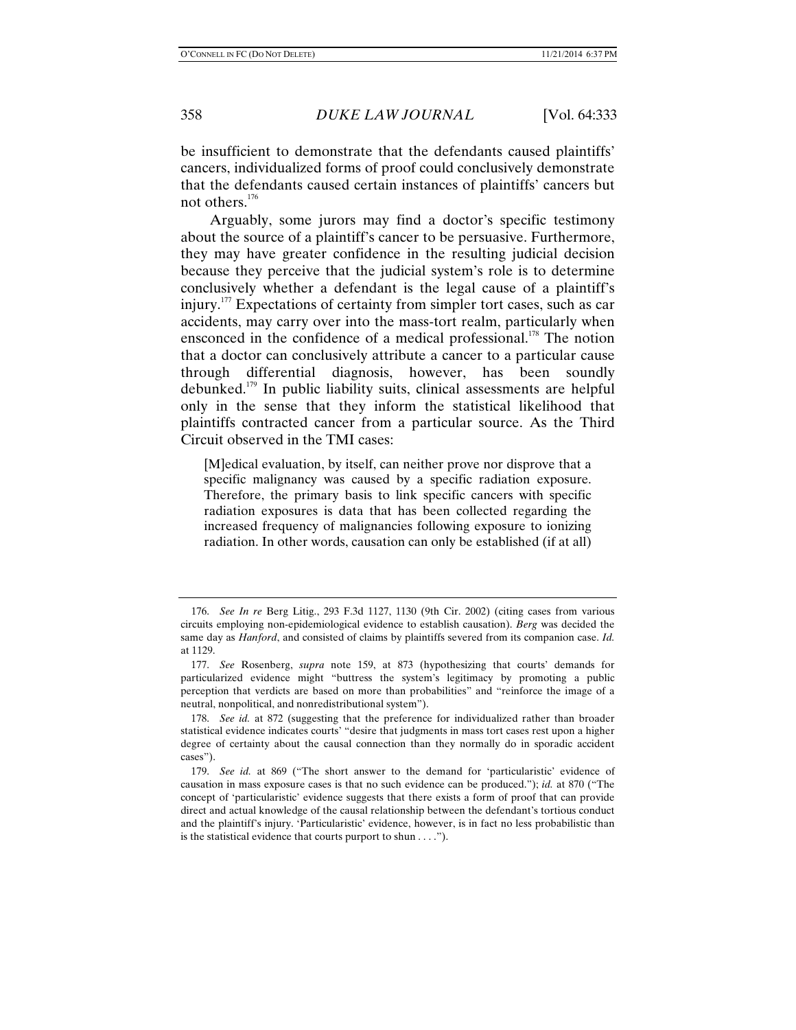be insufficient to demonstrate that the defendants caused plaintiffs' cancers, individualized forms of proof could conclusively demonstrate that the defendants caused certain instances of plaintiffs' cancers but not others.[176]

Arguably, some jurors may find a doctor's specific testimony about the source of a plaintiff's cancer to be persuasive. Furthermore, they may have greater confidence in the resulting judicial decision because they perceive that the judicial system's role is to determine conclusively whether a defendant is the legal cause of a plaintiff's injury.[177] Expectations of certainty from simpler tort cases, such as car accidents, may carry over into the mass-tort realm, particularly when ensconced in the confidence of a medical professional.[178] The notion that a doctor can conclusively attribute a cancer to a particular cause through differential diagnosis, however, has been soundly debunked.[179] In public liability suits, clinical assessments are helpful only in the sense that they inform the statistical likelihood that plaintiffs contracted cancer from a particular source. As the Third Circuit observed in the TMI cases:

> [M]edical evaluation, by itself, can neither prove nor disprove that a specific malignancy was caused by a specific radiation exposure. Therefore, the primary basis to link specific cancers with specific radiation exposures is data that has been collected regarding the increased frequency of malignancies following exposure to ionizing radiation. In other words, causation can only be established (if at all)

---

176. *See In re* Berg Litig., 293 F.3d 1127, 1130 (9th Cir. 2002) (citing cases from various circuits employing non-epidemiological evidence to establish causation). *Berg* was decided the same day as *Hanford*, and consisted of claims by plaintiffs severed from its companion case. *Id.* at 1129.

177. *See* Rosenberg, *supra* note 159, at 873 (hypothesizing that courts' demands for particularized evidence might "buttress the system's legitimacy by promoting a public perception that verdicts are based on more than probabilities" and "reinforce the image of a neutral, nonpolitical, and nonredistributional system").

178. *See id.* at 872 (suggesting that the preference for individualized rather than broader statistical evidence indicates courts' "desire that judgments in mass tort cases rest upon a higher degree of certainty about the causal connection than they normally do in sporadic accident cases").

179. *See id.* at 869 ("The short answer to the demand for 'particularistic' evidence of causation in mass exposure cases is that no such evidence can be produced."); *id.* at 870 ("The concept of 'particularistic' evidence suggests that there exists a form of proof that can provide direct and actual knowledge of the causal relationship between the defendant's tortious conduct and the plaintiff's injury. 'Particularistic' evidence, however, is in fact no less probabilistic than is the statistical evidence that courts purport to shun . . . .").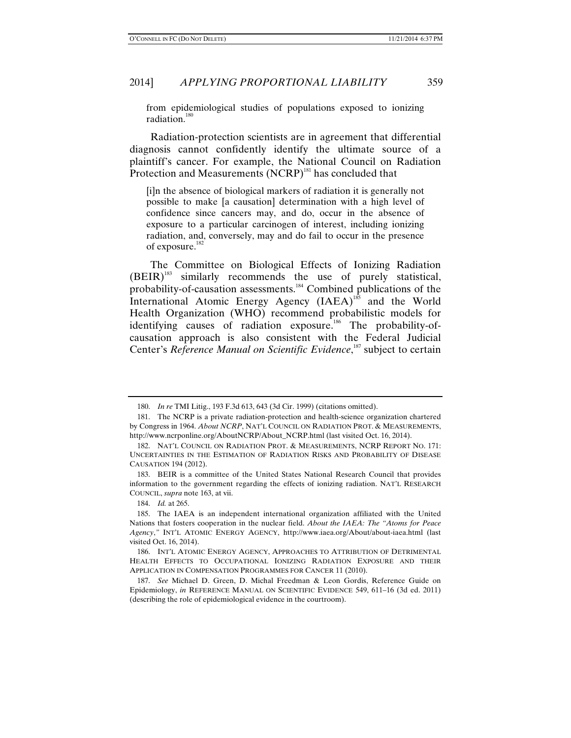from epidemiological studies of populations exposed to ionizing radiation.[180]

Radiation-protection scientists are in agreement that differential diagnosis cannot confidently identify the ultimate source of a plaintiff's cancer. For example, the National Council on Radiation Protection and Measurements (NCRP)[181] has concluded that

> [i]n the absence of biological markers of radiation it is generally not possible to make [a causation] determination with a high level of confidence since cancers may, and do, occur in the absence of exposure to a particular carcinogen of interest, including ionizing radiation, and, conversely, may and do fail to occur in the presence of exposure.[182]

The Committee on Biological Effects of Ionizing Radiation (BEIR)[183] similarly recommends the use of purely statistical, probability-of-causation assessments.[184] Combined publications of the International Atomic Energy Agency (IAEA)[185] and the World Health Organization (WHO) recommend probabilistic models for identifying causes of radiation exposure.[186] The probability-of-causation approach is also consistent with the Federal Judicial Center's *Reference Manual on Scientific Evidence*,[187] subject to certain

---

180. *In re* TMI Litig., 193 F.3d 613, 643 (3d Cir. 1999) (citations omitted).

181. The NCRP is a private radiation-protection and health-science organization chartered by Congress in 1964. *About NCRP*, NAT'L COUNCIL ON RADIATION PROT. & MEASUREMENTS, http://www.ncrponline.org/AboutNCRP/About_NCRP.html (last visited Oct. 16, 2014).

182. NAT'L COUNCIL ON RADIATION PROT. & MEASUREMENTS, NCRP REPORT NO. 171: UNCERTAINTIES IN THE ESTIMATION OF RADIATION RISKS AND PROBABILITY OF DISEASE CAUSATION 194 (2012).

183. BEIR is a committee of the United States National Research Council that provides information to the government regarding the effects of ionizing radiation. NAT'L RESEARCH COUNCIL, *supra* note 163, at vii.

184. *Id.* at 265.

185. The IAEA is an independent international organization affiliated with the United Nations that fosters cooperation in the nuclear field. *About the IAEA: The "Atoms for Peace Agency*,*"* INT'L ATOMIC ENERGY AGENCY, http://www.iaea.org/About/about-iaea.html (last visited Oct. 16, 2014).

186. INT'L ATOMIC ENERGY AGENCY, APPROACHES TO ATTRIBUTION OF DETRIMENTAL HEALTH EFFECTS TO OCCUPATIONAL IONIZING RADIATION EXPOSURE AND THEIR APPLICATION IN COMPENSATION PROGRAMMES FOR CANCER 11 (2010).

187. *See* Michael D. Green, D. Michal Freedman & Leon Gordis, Reference Guide on Epidemiology, *in* REFERENCE MANUAL ON SCIENTIFIC EVIDENCE 549, 611–16 (3d ed. 2011) (describing the role of epidemiological evidence in the courtroom).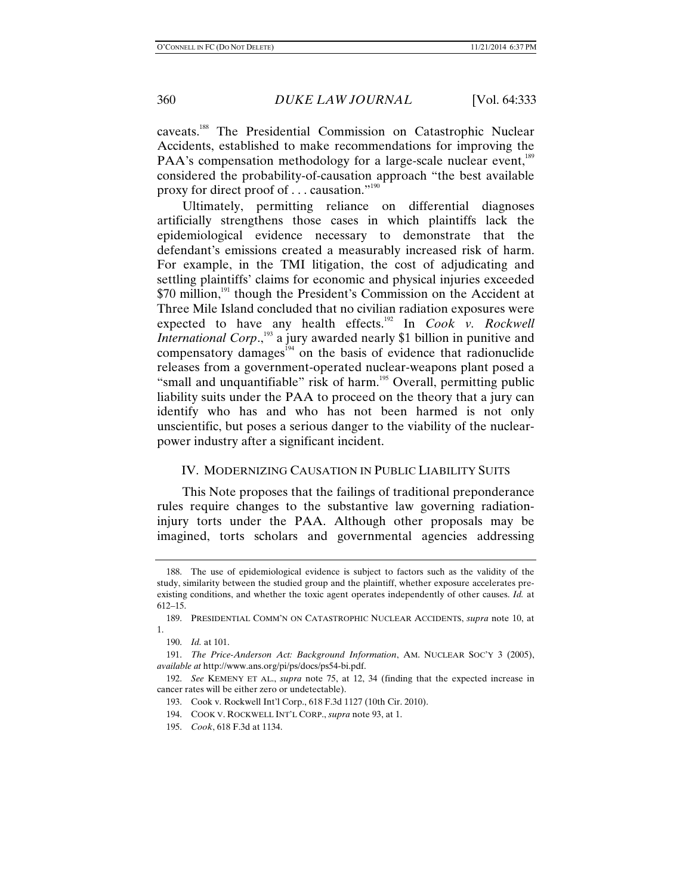caveats.[188] The Presidential Commission on Catastrophic Nuclear Accidents, established to make recommendations for improving the PAA's compensation methodology for a large-scale nuclear event,[189] considered the probability-of-causation approach "the best available proxy for direct proof of . . . causation."[190]

Ultimately, permitting reliance on differential diagnoses artificially strengthens those cases in which plaintiffs lack the epidemiological evidence necessary to demonstrate that the defendant's emissions created a measurably increased risk of harm. For example, in the TMI litigation, the cost of adjudicating and settling plaintiffs' claims for economic and physical injuries exceeded $70 million,[191] though the President's Commission on the Accident at Three Mile Island concluded that no civilian radiation exposures were expected to have any health effects.[192] In *Cook v. Rockwell International Corp.*,[193] a jury awarded nearly $1 billion in punitive and compensatory damages[194] on the basis of evidence that radionuclide releases from a government-operated nuclear-weapons plant posed a "small and unquantifiable" risk of harm.[195] Overall, permitting public liability suits under the PAA to proceed on the theory that a jury can identify who has and who has not been harmed is not only unscientific, but poses a serious danger to the viability of the nuclear-power industry after a significant incident.

## IV. MODERNIZING CAUSATION IN PUBLIC LIABILITY SUITS

This Note proposes that the failings of traditional preponderance rules require changes to the substantive law governing radiation-injury torts under the PAA. Although other proposals may be imagined, torts scholars and governmental agencies addressing

---

188. The use of epidemiological evidence is subject to factors such as the validity of the study, similarity between the studied group and the plaintiff, whether exposure accelerates pre-existing conditions, and whether the toxic agent operates independently of other causes. *Id.* at 612–15.

189. PRESIDENTIAL COMM'N ON CATASTROPHIC NUCLEAR ACCIDENTS, *supra* note 10, at 1.

190. *Id.* at 101.

191. *The Price-Anderson Act: Background Information*, AM. NUCLEAR SOC'Y 3 (2005), *available at* http://www.ans.org/pi/ps/docs/ps54-bi.pdf.

192. *See* KEMENY ET AL., *supra* note 75, at 12, 34 (finding that the expected increase in cancer rates will be either zero or undetectable).

193. Cook v. Rockwell Int'l Corp., 618 F.3d 1127 (10th Cir. 2010).

194. COOK V. ROCKWELL INT'L CORP., *supra* note 93, at 1.

195. *Cook*, 618 F.3d at 1134.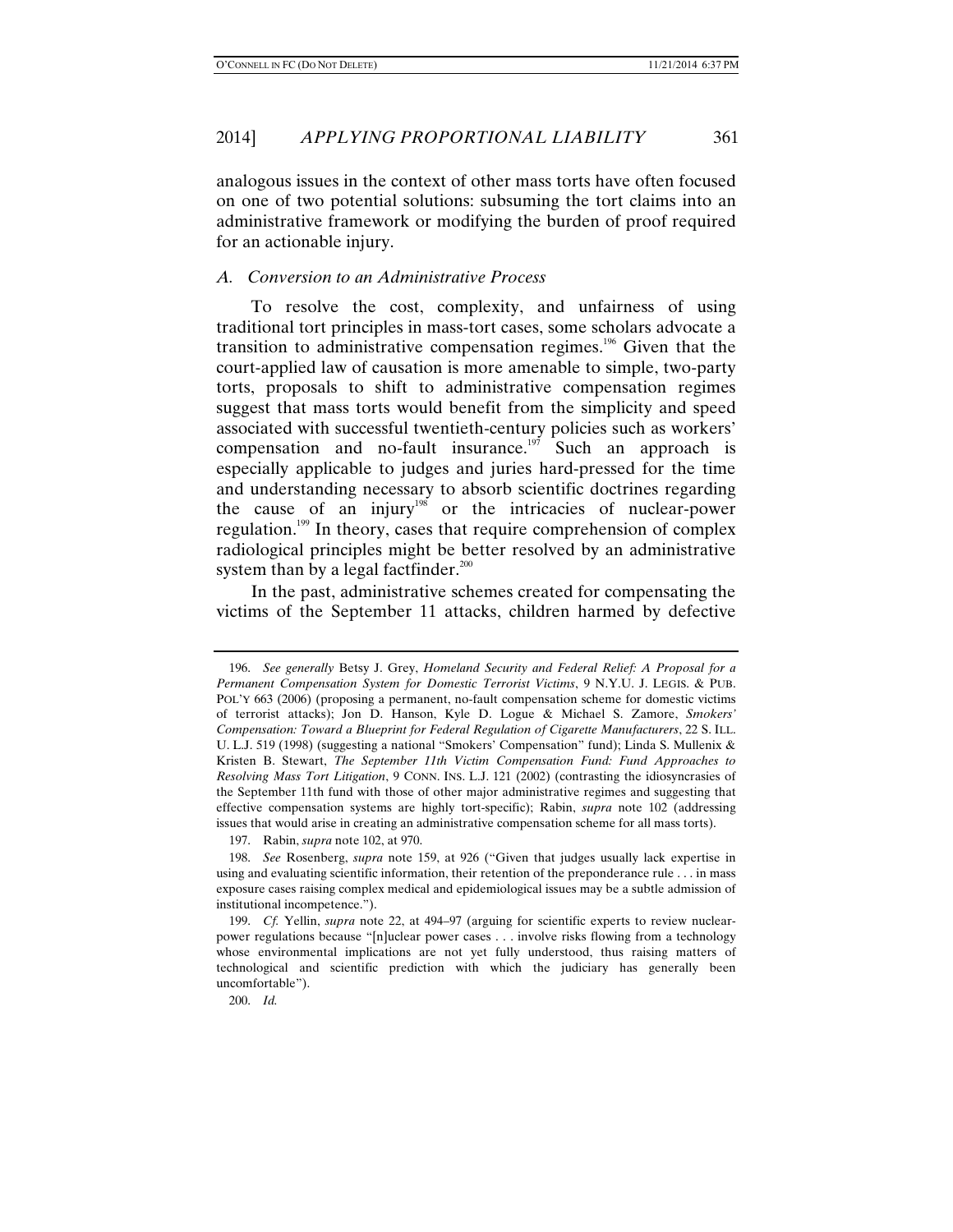analogous issues in the context of other mass torts have often focused on one of two potential solutions: subsuming the tort claims into an administrative framework or modifying the burden of proof required for an actionable injury.

### *A. Conversion to an Administrative Process*

To resolve the cost, complexity, and unfairness of using traditional tort principles in mass-tort cases, some scholars advocate a transition to administrative compensation regimes.[196] Given that the court-applied law of causation is more amenable to simple, two-party torts, proposals to shift to administrative compensation regimes suggest that mass torts would benefit from the simplicity and speed associated with successful twentieth-century policies such as workers' compensation and no-fault insurance.[197] Such an approach is especially applicable to judges and juries hard-pressed for the time and understanding necessary to absorb scientific doctrines regarding the cause of an injury[198] or the intricacies of nuclear-power regulation.[199] In theory, cases that require comprehension of complex radiological principles might be better resolved by an administrative system than by a legal factfinder.[200]

In the past, administrative schemes created for compensating the victims of the September 11 attacks, children harmed by defective

---

196. *See generally* Betsy J. Grey, *Homeland Security and Federal Relief: A Proposal for a Permanent Compensation System for Domestic Terrorist Victims*, 9 N.Y.U. J. LEGIS. & PUB. POL'Y 663 (2006) (proposing a permanent, no-fault compensation scheme for domestic victims of terrorist attacks); Jon D. Hanson, Kyle D. Logue & Michael S. Zamore, *Smokers' Compensation: Toward a Blueprint for Federal Regulation of Cigarette Manufacturers*, 22 S. ILL. U. L.J. 519 (1998) (suggesting a national "Smokers' Compensation" fund); Linda S. Mullenix & Kristen B. Stewart, *The September 11th Victim Compensation Fund: Fund Approaches to Resolving Mass Tort Litigation*, 9 CONN. INS. L.J. 121 (2002) (contrasting the idiosyncrasies of the September 11th fund with those of other major administrative regimes and suggesting that effective compensation systems are highly tort-specific); Rabin, *supra* note 102 (addressing issues that would arise in creating an administrative compensation scheme for all mass torts).

197. Rabin, *supra* note 102, at 970.

198. *See* Rosenberg, *supra* note 159, at 926 ("Given that judges usually lack expertise in using and evaluating scientific information, their retention of the preponderance rule . . . in mass exposure cases raising complex medical and epidemiological issues may be a subtle admission of institutional incompetence.").

199. *Cf.* Yellin, *supra* note 22, at 494–97 (arguing for scientific experts to review nuclear-power regulations because "[n]uclear power cases . . . involve risks flowing from a technology whose environmental implications are not yet fully understood, thus raising matters of technological and scientific prediction with which the judiciary has generally been uncomfortable").

200. *Id.*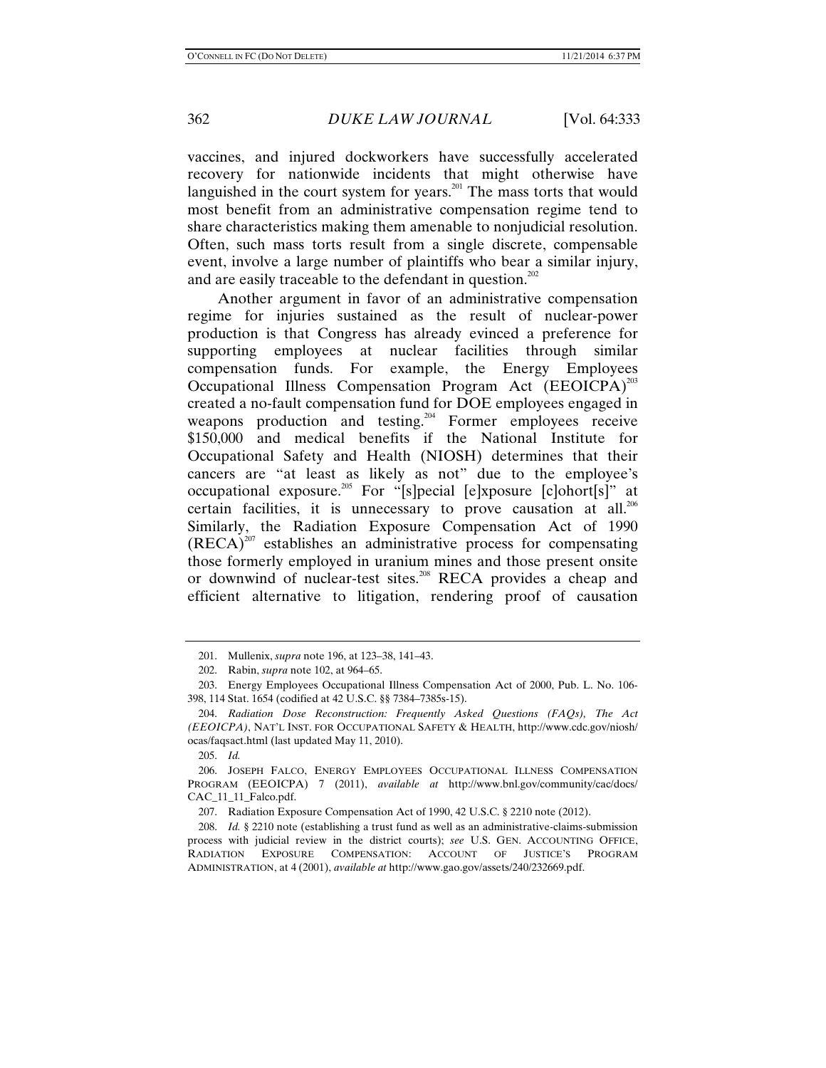vaccines, and injured dockworkers have successfully accelerated recovery for nationwide incidents that might otherwise have languished in the court system for years.[201] The mass torts that would most benefit from an administrative compensation regime tend to share characteristics making them amenable to nonjudicial resolution. Often, such mass torts result from a single discrete, compensable event, involve a large number of plaintiffs who bear a similar injury, and are easily traceable to the defendant in question.[202]

Another argument in favor of an administrative compensation regime for injuries sustained as the result of nuclear-power production is that Congress has already evinced a preference for supporting employees at nuclear facilities through similar compensation funds. For example, the Energy Employees Occupational Illness Compensation Program Act (EEOICPA)[203] created a no-fault compensation fund for DOE employees engaged in weapons production and testing.[204] Former employees receive $150,000 and medical benefits if the National Institute for Occupational Safety and Health (NIOSH) determines that their cancers are "at least as likely as not" due to the employee's occupational exposure.[205] For "[s]pecial [e]xposure [c]ohort[s]" at certain facilities, it is unnecessary to prove causation at all.[206] Similarly, the Radiation Exposure Compensation Act of 1990 (RECA)[207] establishes an administrative process for compensating those formerly employed in uranium mines and those present onsite or downwind of nuclear-test sites.[208] RECA provides a cheap and efficient alternative to litigation, rendering proof of causation

---

201. Mullenix, *supra* note 196, at 123–38, 141–43.

202. Rabin, *supra* note 102, at 964–65.

203. Energy Employees Occupational Illness Compensation Act of 2000, Pub. L. No. 106-398, 114 Stat. 1654 (codified at 42 U.S.C. §§ 7384–7385s-15).

204. *Radiation Dose Reconstruction: Frequently Asked Questions (FAQs), The Act (EEOICPA)*, NAT'L INST. FOR OCCUPATIONAL SAFETY & HEALTH, http://www.cdc.gov/niosh/ocas/faqsact.html (last updated May 11, 2010).

205. *Id.*

206. JOSEPH FALCO, ENERGY EMPLOYEES OCCUPATIONAL ILLNESS COMPENSATION PROGRAM (EEOICPA) 7 (2011), *available at* http://www.bnl.gov/community/cac/docs/CAC_11_11_Falco.pdf.

207. Radiation Exposure Compensation Act of 1990, 42 U.S.C. § 2210 note (2012).

208. *Id.* § 2210 note (establishing a trust fund as well as an administrative-claims-submission process with judicial review in the district courts); *see* U.S. GEN. ACCOUNTING OFFICE, RADIATION EXPOSURE COMPENSATION: ACCOUNT OF JUSTICE'S PROGRAM ADMINISTRATION, at 4 (2001), *available at* http://www.gao.gov/assets/240/232669.pdf.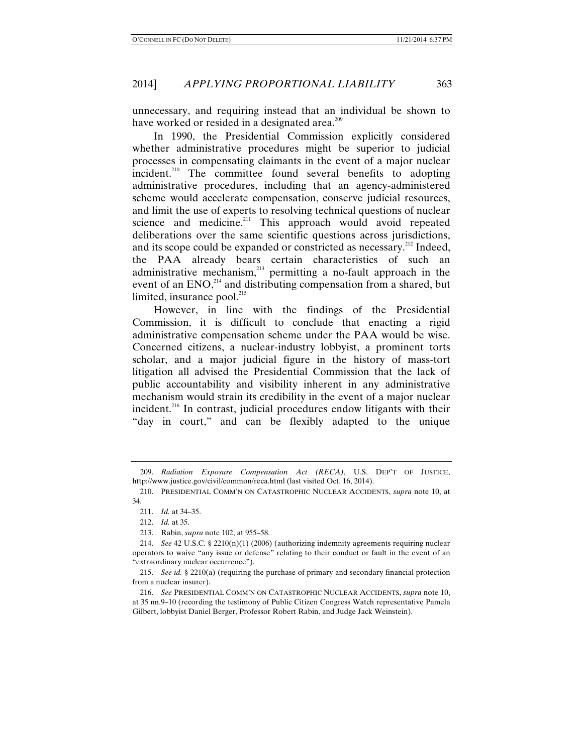unnecessary, and requiring instead that an individual be shown to have worked or resided in a designated area.[209]

In 1990, the Presidential Commission explicitly considered whether administrative procedures might be superior to judicial processes in compensating claimants in the event of a major nuclear incident.[210] The committee found several benefits to adopting administrative procedures, including that an agency-administered scheme would accelerate compensation, conserve judicial resources, and limit the use of experts to resolving technical questions of nuclear science and medicine.[211] This approach would avoid repeated deliberations over the same scientific questions across jurisdictions, and its scope could be expanded or constricted as necessary.[212] Indeed, the PAA already bears certain characteristics of such an administrative mechanism,[213] permitting a no-fault approach in the event of an ENO,[214] and distributing compensation from a shared, but limited, insurance pool.[215]

However, in line with the findings of the Presidential Commission, it is difficult to conclude that enacting a rigid administrative compensation scheme under the PAA would be wise. Concerned citizens, a nuclear-industry lobbyist, a prominent torts scholar, and a major judicial figure in the history of mass-tort litigation all advised the Presidential Commission that the lack of public accountability and visibility inherent in any administrative mechanism would strain its credibility in the event of a major nuclear incident.[216] In contrast, judicial procedures endow litigants with their "day in court," and can be flexibly adapted to the unique

---

209. *Radiation Exposure Compensation Act (RECA)*, U.S. DEP'T OF JUSTICE, http://www.justice.gov/civil/common/reca.html (last visited Oct. 16, 2014).

210. PRESIDENTIAL COMM'N ON CATASTROPHIC NUCLEAR ACCIDENTS, *supra* note 10, at 34.

211. *Id.* at 34–35.

212. *Id.* at 35.

213. Rabin, *supra* note 102, at 955–58.

214. *See* 42 U.S.C. § 2210(n)(1) (2006) (authorizing indemnity agreements requiring nuclear operators to waive "any issue or defense" relating to their conduct or fault in the event of an "extraordinary nuclear occurrence").

215. *See id.* § 2210(a) (requiring the purchase of primary and secondary financial protection from a nuclear insurer).

216. *See* PRESIDENTIAL COMM'N ON CATASTROPHIC NUCLEAR ACCIDENTS, *supra* note 10, at 35 nn.9–10 (recording the testimony of Public Citizen Congress Watch representative Pamela Gilbert, lobbyist Daniel Berger, Professor Robert Rabin, and Judge Jack Weinstein).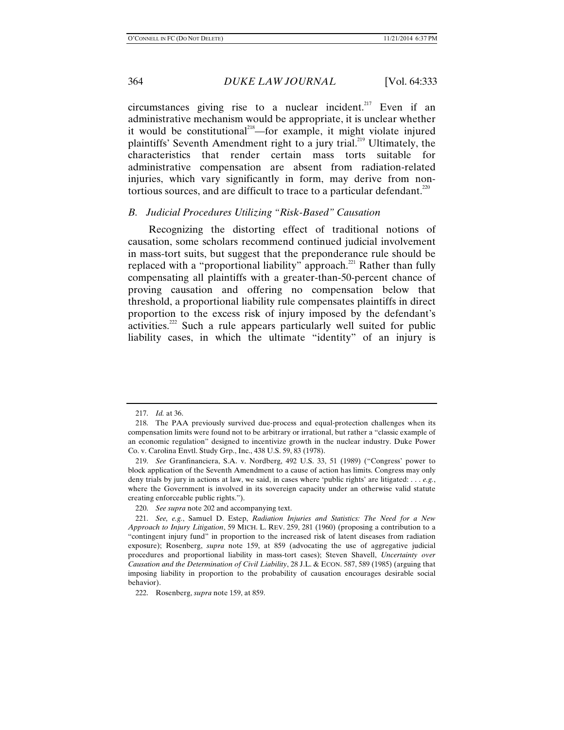circumstances giving rise to a nuclear incident.[217] Even if an administrative mechanism would be appropriate, it is unclear whether it would be constitutional[218]—for example, it might violate injured plaintiffs' Seventh Amendment right to a jury trial.[219] Ultimately, the characteristics that render certain mass torts suitable for administrative compensation are absent from radiation-related injuries, which vary significantly in form, may derive from non-tortious sources, and are difficult to trace to a particular defendant.[220]

### B. Judicial Procedures Utilizing "Risk-Based" Causation

Recognizing the distorting effect of traditional notions of causation, some scholars recommend continued judicial involvement in mass-tort suits, but suggest that the preponderance rule should be replaced with a "proportional liability" approach.[221] Rather than fully compensating all plaintiffs with a greater-than-50-percent chance of proving causation and offering no compensation below that threshold, a proportional liability rule compensates plaintiffs in direct proportion to the excess risk of injury imposed by the defendant's activities.[222] Such a rule appears particularly well suited for public liability cases, in which the ultimate "identity" of an injury is

---

217. *Id.* at 36.

218. The PAA previously survived due-process and equal-protection challenges when its compensation limits were found not to be arbitrary or irrational, but rather a "classic example of an economic regulation" designed to incentivize growth in the nuclear industry. Duke Power Co. v. Carolina Envtl. Study Grp., Inc., 438 U.S. 59, 83 (1978).

219. *See* Granfinanciera, S.A. v. Nordberg, 492 U.S. 33, 51 (1989) ("Congress' power to block application of the Seventh Amendment to a cause of action has limits. Congress may only deny trials by jury in actions at law, we said, in cases where 'public rights' are litigated: . . . *e.g.*, where the Government is involved in its sovereign capacity under an otherwise valid statute creating enforceable public rights.").

220. *See supra* note 202 and accompanying text.

221. *See, e.g.*, Samuel D. Estep, *Radiation Injuries and Statistics: The Need for a New Approach to Injury Litigation*, 59 MICH. L. REV. 259, 281 (1960) (proposing a contribution to a "contingent injury fund" in proportion to the increased risk of latent diseases from radiation exposure); Rosenberg, *supra* note 159, at 859 (advocating the use of aggregative judicial procedures and proportional liability in mass-tort cases); Steven Shavell, *Uncertainty over Causation and the Determination of Civil Liability*, 28 J.L. & ECON. 587, 589 (1985) (arguing that imposing liability in proportion to the probability of causation encourages desirable social behavior).

222. Rosenberg, *supra* note 159, at 859.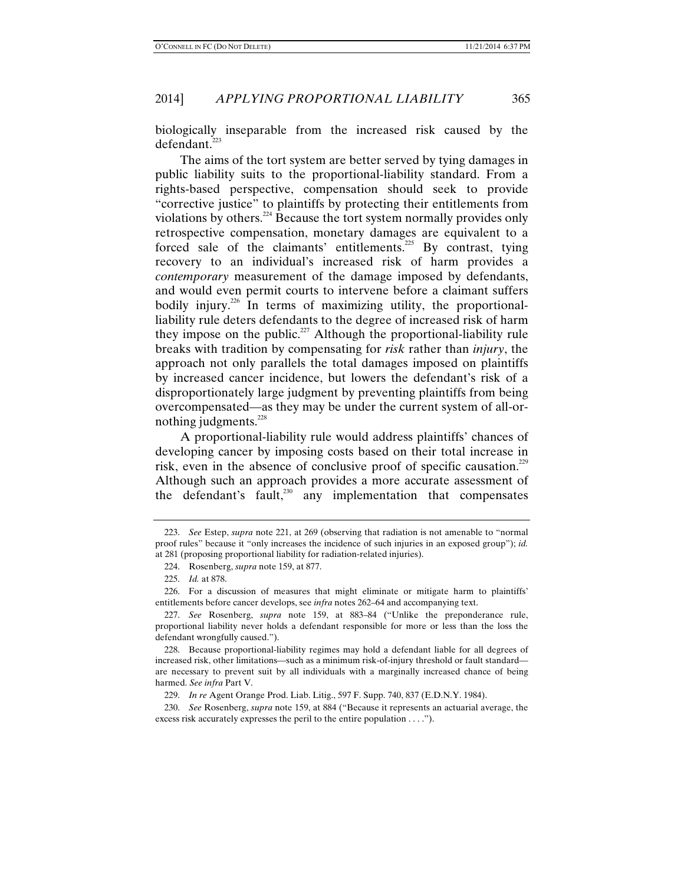biologically inseparable from the increased risk caused by the defendant.[223]

The aims of the tort system are better served by tying damages in public liability suits to the proportional-liability standard. From a rights-based perspective, compensation should seek to provide "corrective justice" to plaintiffs by protecting their entitlements from violations by others.[224] Because the tort system normally provides only retrospective compensation, monetary damages are equivalent to a forced sale of the claimants' entitlements.[225] By contrast, tying recovery to an individual's increased risk of harm provides a *contemporary* measurement of the damage imposed by defendants, and would even permit courts to intervene before a claimant suffers bodily injury.[226] In terms of maximizing utility, the proportional-liability rule deters defendants to the degree of increased risk of harm they impose on the public.[227] Although the proportional-liability rule breaks with tradition by compensating for *risk* rather than *injury*, the approach not only parallels the total damages imposed on plaintiffs by increased cancer incidence, but lowers the defendant's risk of a disproportionately large judgment by preventing plaintiffs from being overcompensated—as they may be under the current system of all-or-nothing judgments.[228]

A proportional-liability rule would address plaintiffs' chances of developing cancer by imposing costs based on their total increase in risk, even in the absence of conclusive proof of specific causation.[229] Although such an approach provides a more accurate assessment of the defendant's fault,[230] any implementation that compensates

---

223. *See* Estep, *supra* note 221, at 269 (observing that radiation is not amenable to "normal proof rules" because it "only increases the incidence of such injuries in an exposed group"); *id.* at 281 (proposing proportional liability for radiation-related injuries).

224. Rosenberg, *supra* note 159, at 877.

225. *Id.* at 878.

226. For a discussion of measures that might eliminate or mitigate harm to plaintiffs' entitlements before cancer develops, see *infra* notes 262–64 and accompanying text.

227. *See* Rosenberg, *supra* note 159, at 883–84 ("Unlike the preponderance rule, proportional liability never holds a defendant responsible for more or less than the loss the defendant wrongfully caused.").

228. Because proportional-liability regimes may hold a defendant liable for all degrees of increased risk, other limitations—such as a minimum risk-of-injury threshold or fault standard—are necessary to prevent suit by all individuals with a marginally increased chance of being harmed. *See infra* Part V.

229. *In re* Agent Orange Prod. Liab. Litig., 597 F. Supp. 740, 837 (E.D.N.Y. 1984).

230. *See* Rosenberg, *supra* note 159, at 884 ("Because it represents an actuarial average, the excess risk accurately expresses the peril to the entire population . . . .").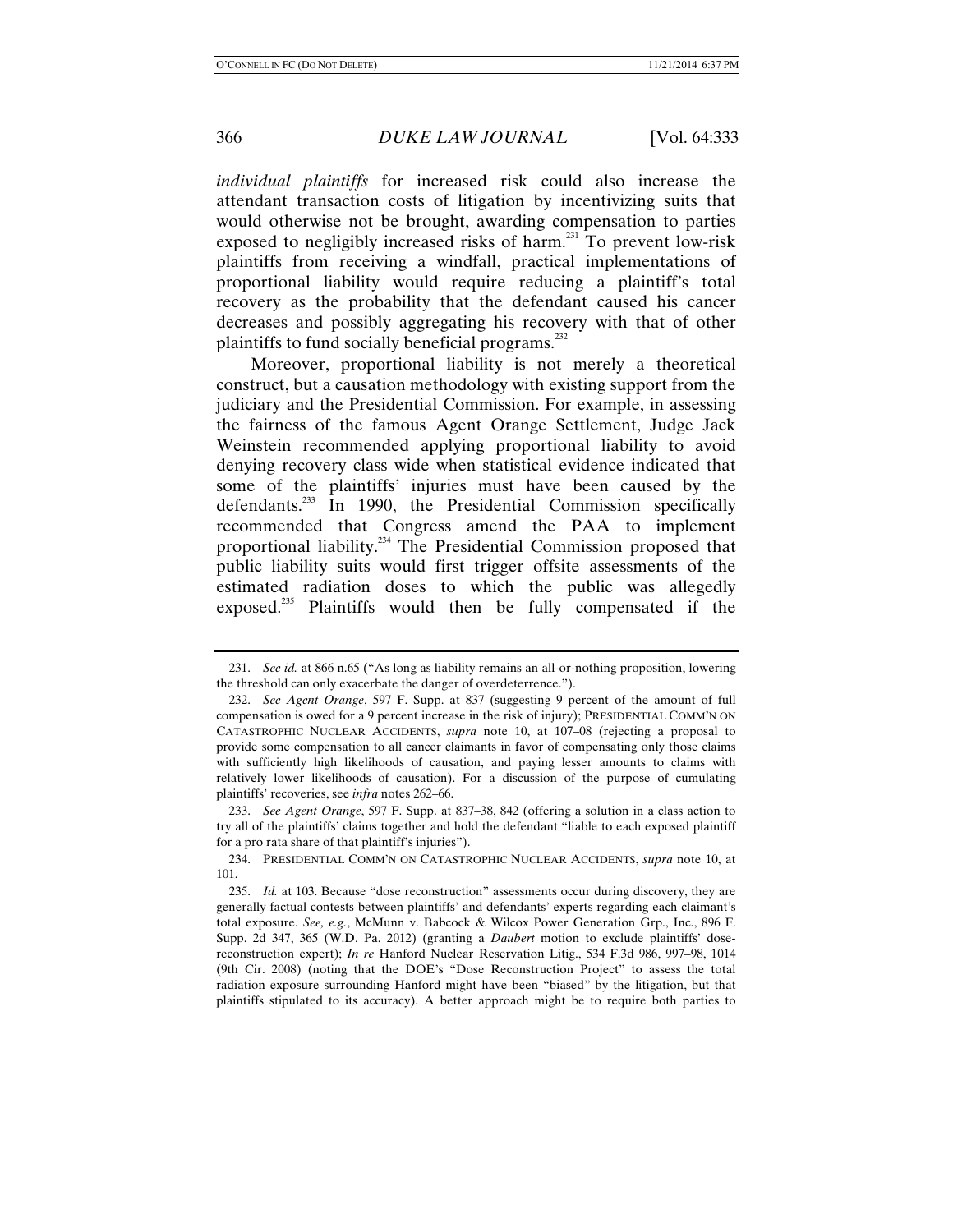*individual plaintiffs* for increased risk could also increase the attendant transaction costs of litigation by incentivizing suits that would otherwise not be brought, awarding compensation to parties exposed to negligibly increased risks of harm.[231] To prevent low-risk plaintiffs from receiving a windfall, practical implementations of proportional liability would require reducing a plaintiff's total recovery as the probability that the defendant caused his cancer decreases and possibly aggregating his recovery with that of other plaintiffs to fund socially beneficial programs.[232]

Moreover, proportional liability is not merely a theoretical construct, but a causation methodology with existing support from the judiciary and the Presidential Commission. For example, in assessing the fairness of the famous Agent Orange Settlement, Judge Jack Weinstein recommended applying proportional liability to avoid denying recovery class wide when statistical evidence indicated that some of the plaintiffs' injuries must have been caused by the defendants.[233] In 1990, the Presidential Commission specifically recommended that Congress amend the PAA to implement proportional liability.[234] The Presidential Commission proposed that public liability suits would first trigger offsite assessments of the estimated radiation doses to which the public was allegedly exposed.[235] Plaintiffs would then be fully compensated if the

---

231. *See id.* at 866 n.65 ("As long as liability remains an all-or-nothing proposition, lowering the threshold can only exacerbate the danger of overdeterrence.").

232. *See Agent Orange*, 597 F. Supp. at 837 (suggesting 9 percent of the amount of full compensation is owed for a 9 percent increase in the risk of injury); PRESIDENTIAL COMM'N ON CATASTROPHIC NUCLEAR ACCIDENTS, *supra* note 10, at 107–08 (rejecting a proposal to provide some compensation to all cancer claimants in favor of compensating only those claims with sufficiently high likelihoods of causation, and paying lesser amounts to claims with relatively lower likelihoods of causation). For a discussion of the purpose of cumulating plaintiffs' recoveries, see *infra* notes 262–66.

233. *See Agent Orange*, 597 F. Supp. at 837–38, 842 (offering a solution in a class action to try all of the plaintiffs' claims together and hold the defendant "liable to each exposed plaintiff for a pro rata share of that plaintiff's injuries").

234. PRESIDENTIAL COMM'N ON CATASTROPHIC NUCLEAR ACCIDENTS, *supra* note 10, at 101.

235. *Id.* at 103. Because "dose reconstruction" assessments occur during discovery, they are generally factual contests between plaintiffs' and defendants' experts regarding each claimant's total exposure. *See, e.g.*, McMunn v. Babcock & Wilcox Power Generation Grp., Inc., 896 F. Supp. 2d 347, 365 (W.D. Pa. 2012) (granting a *Daubert* motion to exclude plaintiffs' dose-reconstruction expert); *In re* Hanford Nuclear Reservation Litig., 534 F.3d 986, 997–98, 1014 (9th Cir. 2008) (noting that the DOE's "Dose Reconstruction Project" to assess the total radiation exposure surrounding Hanford might have been "biased" by the litigation, but that plaintiffs stipulated to its accuracy). A better approach might be to require both parties to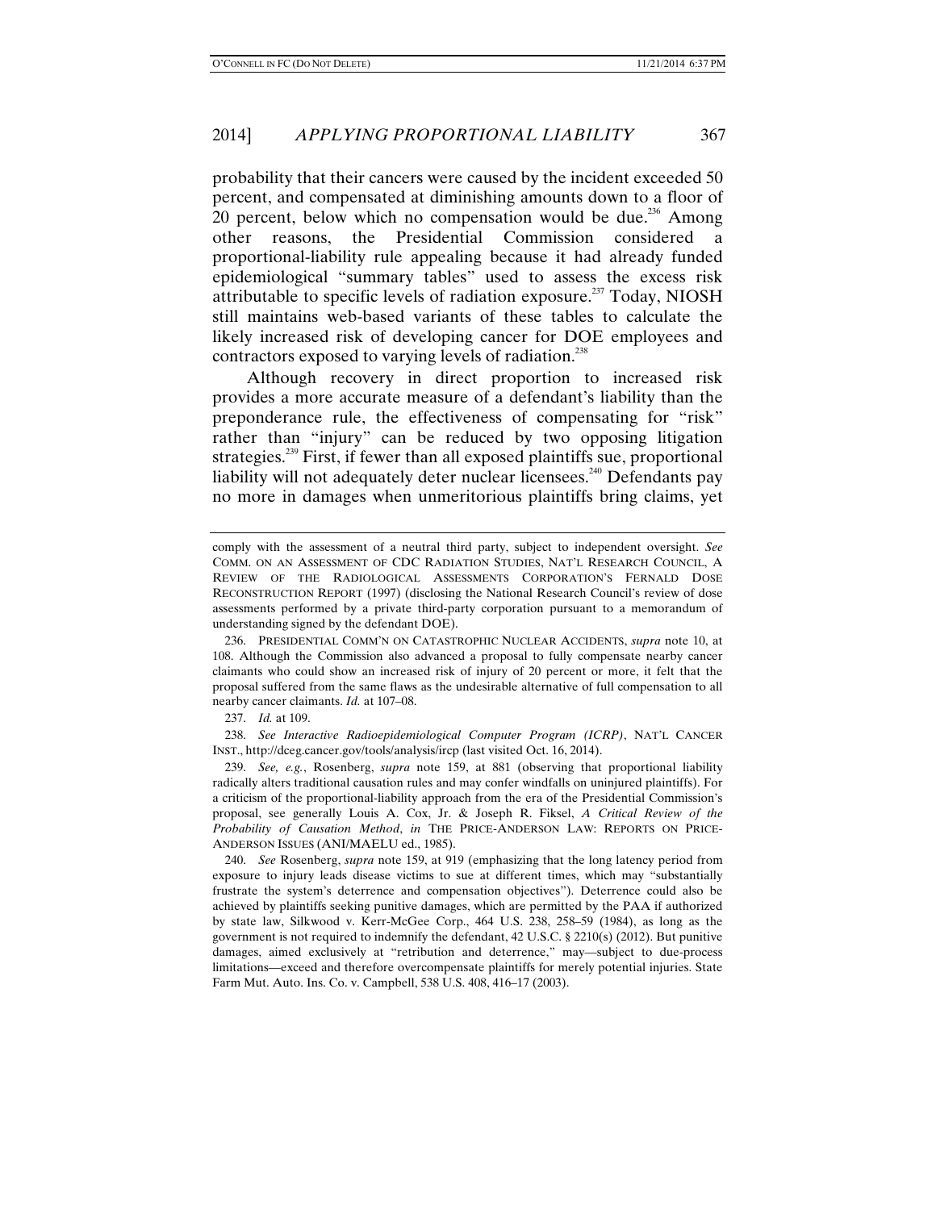probability that their cancers were caused by the incident exceeded 50 percent, and compensated at diminishing amounts down to a floor of 20 percent, below which no compensation would be due.[236] Among other reasons, the Presidential Commission considered a proportional-liability rule appealing because it had already funded epidemiological "summary tables" used to assess the excess risk attributable to specific levels of radiation exposure.[237] Today, NIOSH still maintains web-based variants of these tables to calculate the likely increased risk of developing cancer for DOE employees and contractors exposed to varying levels of radiation.[238]

Although recovery in direct proportion to increased risk provides a more accurate measure of a defendant's liability than the preponderance rule, the effectiveness of compensating for "risk" rather than "injury" can be reduced by two opposing litigation strategies.[239] First, if fewer than all exposed plaintiffs sue, proportional liability will not adequately deter nuclear licensees.[240] Defendants pay no more in damages when unmeritorious plaintiffs bring claims, yet

---

comply with the assessment of a neutral third party, subject to independent oversight. *See* COMM. ON AN ASSESSMENT OF CDC RADIATION STUDIES, NAT'L RESEARCH COUNCIL, A REVIEW OF THE RADIOLOGICAL ASSESSMENTS CORPORATION'S FERNALD DOSE RECONSTRUCTION REPORT (1997) (disclosing the National Research Council's review of dose assessments performed by a private third-party corporation pursuant to a memorandum of understanding signed by the defendant DOE).

236. PRESIDENTIAL COMM'N ON CATASTROPHIC NUCLEAR ACCIDENTS, *supra* note 10, at 108. Although the Commission also advanced a proposal to fully compensate nearby cancer claimants who could show an increased risk of injury of 20 percent or more, it felt that the proposal suffered from the same flaws as the undesirable alternative of full compensation to all nearby cancer claimants. *Id.* at 107–08.

237. *Id.* at 109.

238. *See Interactive Radioepidemiological Computer Program (ICRP)*, NAT'L CANCER INST., http://dceg.cancer.gov/tools/analysis/ircp (last visited Oct. 16, 2014).

239. *See, e.g.*, Rosenberg, *supra* note 159, at 881 (observing that proportional liability radically alters traditional causation rules and may confer windfalls on uninjured plaintiffs). For a criticism of the proportional-liability approach from the era of the Presidential Commission's proposal, see generally Louis A. Cox, Jr. & Joseph R. Fiksel, *A Critical Review of the Probability of Causation Method*, *in* THE PRICE-ANDERSON LAW: REPORTS ON PRICE-ANDERSON ISSUES (ANI/MAELU ed., 1985).

240. *See* Rosenberg, *supra* note 159, at 919 (emphasizing that the long latency period from exposure to injury leads disease victims to sue at different times, which may "substantially frustrate the system's deterrence and compensation objectives"). Deterrence could also be achieved by plaintiffs seeking punitive damages, which are permitted by the PAA if authorized by state law, Silkwood v. Kerr-McGee Corp., 464 U.S. 238, 258–59 (1984), as long as the government is not required to indemnify the defendant, 42 U.S.C. § 2210(s) (2012). But punitive damages, aimed exclusively at "retribution and deterrence," may—subject to due-process limitations—exceed and therefore overcompensate plaintiffs for merely potential injuries. State Farm Mut. Auto. Ins. Co. v. Campbell, 538 U.S. 408, 416–17 (2003).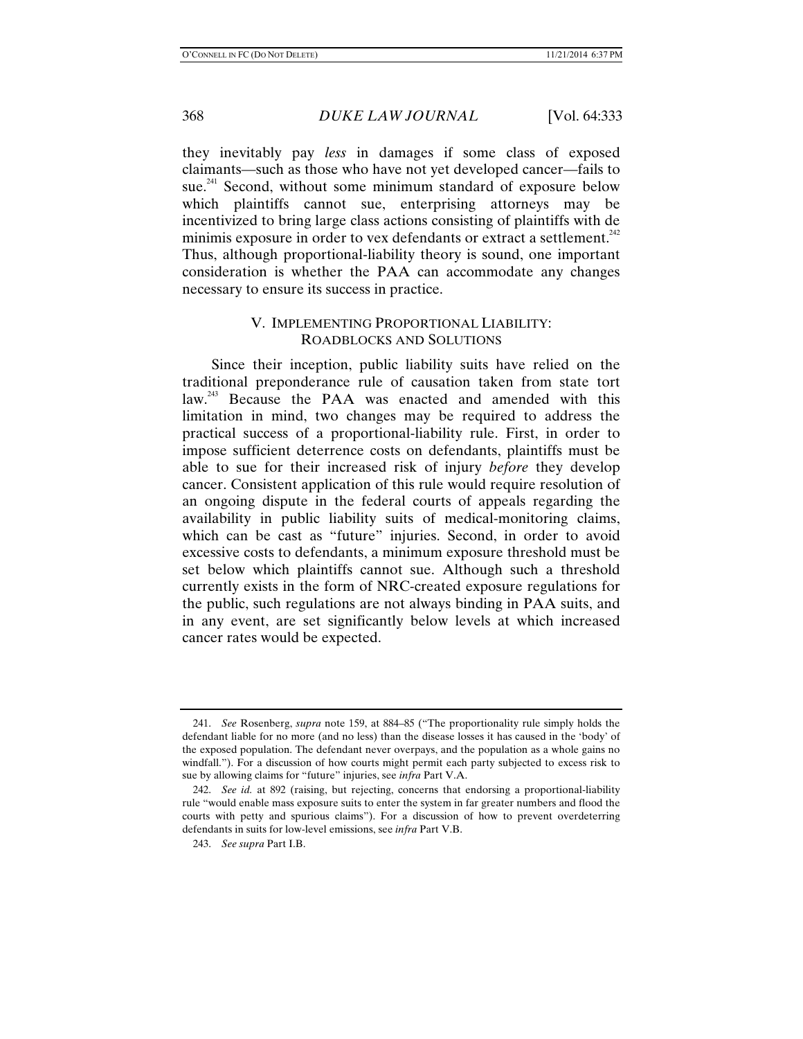they inevitably pay *less* in damages if some class of exposed claimants—such as those who have not yet developed cancer—fails to sue.[241] Second, without some minimum standard of exposure below which plaintiffs cannot sue, enterprising attorneys may be incentivized to bring large class actions consisting of plaintiffs with de minimis exposure in order to vex defendants or extract a settlement.[242] Thus, although proportional-liability theory is sound, one important consideration is whether the PAA can accommodate any changes necessary to ensure its success in practice.

## V. IMPLEMENTING PROPORTIONAL LIABILITY: ROADBLOCKS AND SOLUTIONS

Since their inception, public liability suits have relied on the traditional preponderance rule of causation taken from state tort law.[243] Because the PAA was enacted and amended with this limitation in mind, two changes may be required to address the practical success of a proportional-liability rule. First, in order to impose sufficient deterrence costs on defendants, plaintiffs must be able to sue for their increased risk of injury *before* they develop cancer. Consistent application of this rule would require resolution of an ongoing dispute in the federal courts of appeals regarding the availability in public liability suits of medical-monitoring claims, which can be cast as "future" injuries. Second, in order to avoid excessive costs to defendants, a minimum exposure threshold must be set below which plaintiffs cannot sue. Although such a threshold currently exists in the form of NRC-created exposure regulations for the public, such regulations are not always binding in PAA suits, and in any event, are set significantly below levels at which increased cancer rates would be expected.

---

241. *See* Rosenberg, *supra* note 159, at 884–85 ("The proportionality rule simply holds the defendant liable for no more (and no less) than the disease losses it has caused in the 'body' of the exposed population. The defendant never overpays, and the population as a whole gains no windfall."). For a discussion of how courts might permit each party subjected to excess risk to sue by allowing claims for "future" injuries, see *infra* Part V.A.

242. *See id.* at 892 (raising, but rejecting, concerns that endorsing a proportional-liability rule "would enable mass exposure suits to enter the system in far greater numbers and flood the courts with petty and spurious claims"). For a discussion of how to prevent overdeterring defendants in suits for low-level emissions, see *infra* Part V.B.

243. *See supra* Part I.B.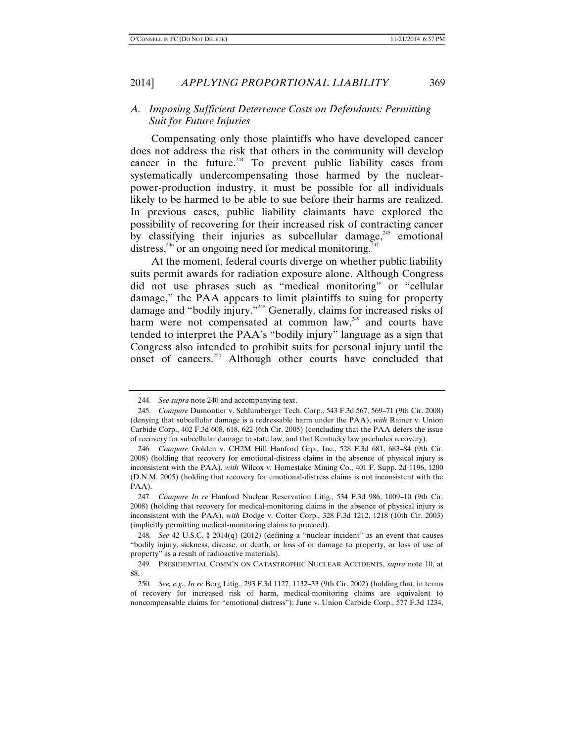### *A. Imposing Sufficient Deterrence Costs on Defendants: Permitting Suit for Future Injuries*

Compensating only those plaintiffs who have developed cancer does not address the risk that others in the community will develop cancer in the future.[244] To prevent public liability cases from systematically undercompensating those harmed by the nuclear-power-production industry, it must be possible for all individuals likely to be harmed to be able to sue before their harms are realized. In previous cases, public liability claimants have explored the possibility of recovering for their increased risk of contracting cancer by classifying their injuries as subcellular damage,[245] emotional distress,[246] or an ongoing need for medical monitoring.[247]

At the moment, federal courts diverge on whether public liability suits permit awards for radiation exposure alone. Although Congress did not use phrases such as "medical monitoring" or "cellular damage," the PAA appears to limit plaintiffs to suing for property damage and "bodily injury."[248] Generally, claims for increased risks of harm were not compensated at common law,[249] and courts have tended to interpret the PAA's "bodily injury" language as a sign that Congress also intended to prohibit suits for personal injury until the onset of cancers.[250] Although other courts have concluded that

---

244. *See supra* note 240 and accompanying text.

245. *Compare* Dumontier v. Schlumberger Tech. Corp., 543 F.3d 567, 569–71 (9th Cir. 2008) (denying that subcellular damage is a redressable harm under the PAA), *with* Rainer v. Union Carbide Corp., 402 F.3d 608, 618, 622 (6th Cir. 2005) (concluding that the PAA defers the issue of recovery for subcellular damage to state law, and that Kentucky law precludes recovery).

246. *Compare* Golden v. CH2M Hill Hanford Grp., Inc., 528 F.3d 681, 683–84 (9th Cir. 2008) (holding that recovery for emotional-distress claims in the absence of physical injury is inconsistent with the PAA), *with* Wilcox v. Homestake Mining Co., 401 F. Supp. 2d 1196, 1200 (D.N.M. 2005) (holding that recovery for emotional-distress claims is not inconsistent with the PAA).

247. *Compare In re* Hanford Nuclear Reservation Litig., 534 F.3d 986, 1009–10 (9th Cir. 2008) (holding that recovery for medical-monitoring claims in the absence of physical injury is inconsistent with the PAA), *with* Dodge v. Cotter Corp., 328 F.3d 1212, 1218 (10th Cir. 2003) (implicitly permitting medical-monitoring claims to proceed).

248. *See* 42 U.S.C. § 2014(q) (2012) (defining a "nuclear incident" as an event that causes "bodily injury, sickness, disease, or death, or loss of or damage to property, or loss of use of property" as a result of radioactive materials).

249. PRESIDENTIAL COMM'N ON CATASTROPHIC NUCLEAR ACCIDENTS, *supra* note 10, at 88.

250. *See, e.g.*, *In re* Berg Litig., 293 F.3d 1127, 1132–33 (9th Cir. 2002) (holding that, in terms of recovery for increased risk of harm, medical-monitoring claims are equivalent to noncompensable claims for "emotional distress"); June v. Union Carbide Corp., 577 F.3d 1234,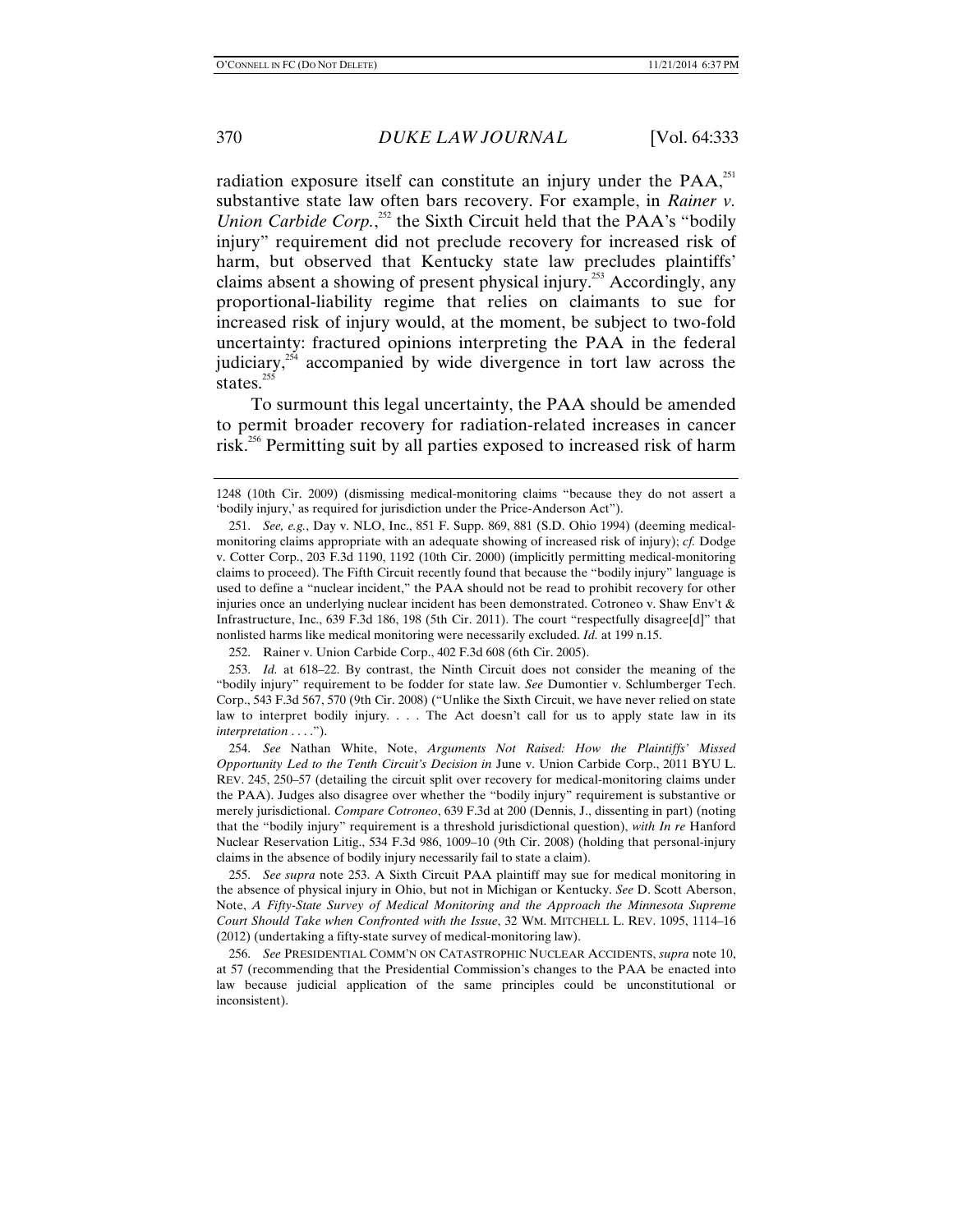radiation exposure itself can constitute an injury under the PAA,[251] substantive state law often bars recovery. For example, in *Rainer v. Union Carbide Corp.*,[252] the Sixth Circuit held that the PAA's "bodily injury" requirement did not preclude recovery for increased risk of harm, but observed that Kentucky state law precludes plaintiffs' claims absent a showing of present physical injury.[253] Accordingly, any proportional-liability regime that relies on claimants to sue for increased risk of injury would, at the moment, be subject to two-fold uncertainty: fractured opinions interpreting the PAA in the federal judiciary,[254] accompanied by wide divergence in tort law across the states.[255]

To surmount this legal uncertainty, the PAA should be amended to permit broader recovery for radiation-related increases in cancer risk.[256] Permitting suit by all parties exposed to increased risk of harm

---

1248 (10th Cir. 2009) (dismissing medical-monitoring claims "because they do not assert a 'bodily injury,' as required for jurisdiction under the Price-Anderson Act").

251. *See, e.g.*, Day v. NLO, Inc., 851 F. Supp. 869, 881 (S.D. Ohio 1994) (deeming medical-monitoring claims appropriate with an adequate showing of increased risk of injury); *cf.* Dodge v. Cotter Corp., 203 F.3d 1190, 1192 (10th Cir. 2000) (implicitly permitting medical-monitoring claims to proceed). The Fifth Circuit recently found that because the "bodily injury" language is used to define a "nuclear incident," the PAA should not be read to prohibit recovery for other injuries once an underlying nuclear incident has been demonstrated. Cotroneo v. Shaw Env't & Infrastructure, Inc., 639 F.3d 186, 198 (5th Cir. 2011). The court "respectfully disagree[d]" that nonlisted harms like medical monitoring were necessarily excluded. *Id.* at 199 n.15.

252. Rainer v. Union Carbide Corp., 402 F.3d 608 (6th Cir. 2005).

253. *Id.* at 618–22. By contrast, the Ninth Circuit does not consider the meaning of the "bodily injury" requirement to be fodder for state law. *See* Dumontier v. Schlumberger Tech. Corp., 543 F.3d 567, 570 (9th Cir. 2008) ("Unlike the Sixth Circuit, we have never relied on state law to interpret bodily injury. . . . The Act doesn't call for us to apply state law in its *interpretation* . . . .").

254. *See* Nathan White, Note, *Arguments Not Raised: How the Plaintiffs' Missed Opportunity Led to the Tenth Circuit's Decision in* June v. Union Carbide Corp., 2011 BYU L. REV. 245, 250–57 (detailing the circuit split over recovery for medical-monitoring claims under the PAA). Judges also disagree over whether the "bodily injury" requirement is substantive or merely jurisdictional. *Compare Cotroneo*, 639 F.3d at 200 (Dennis, J., dissenting in part) (noting that the "bodily injury" requirement is a threshold jurisdictional question), *with In re* Hanford Nuclear Reservation Litig., 534 F.3d 986, 1009–10 (9th Cir. 2008) (holding that personal-injury claims in the absence of bodily injury necessarily fail to state a claim).

255. *See supra* note 253. A Sixth Circuit PAA plaintiff may sue for medical monitoring in the absence of physical injury in Ohio, but not in Michigan or Kentucky. *See* D. Scott Aberson, Note, *A Fifty-State Survey of Medical Monitoring and the Approach the Minnesota Supreme Court Should Take when Confronted with the Issue*, 32 WM. MITCHELL L. REV. 1095, 1114–16 (2012) (undertaking a fifty-state survey of medical-monitoring law).

256. *See* PRESIDENTIAL COMM'N ON CATASTROPHIC NUCLEAR ACCIDENTS, *supra* note 10, at 57 (recommending that the Presidential Commission's changes to the PAA be enacted into law because judicial application of the same principles could be unconstitutional or inconsistent).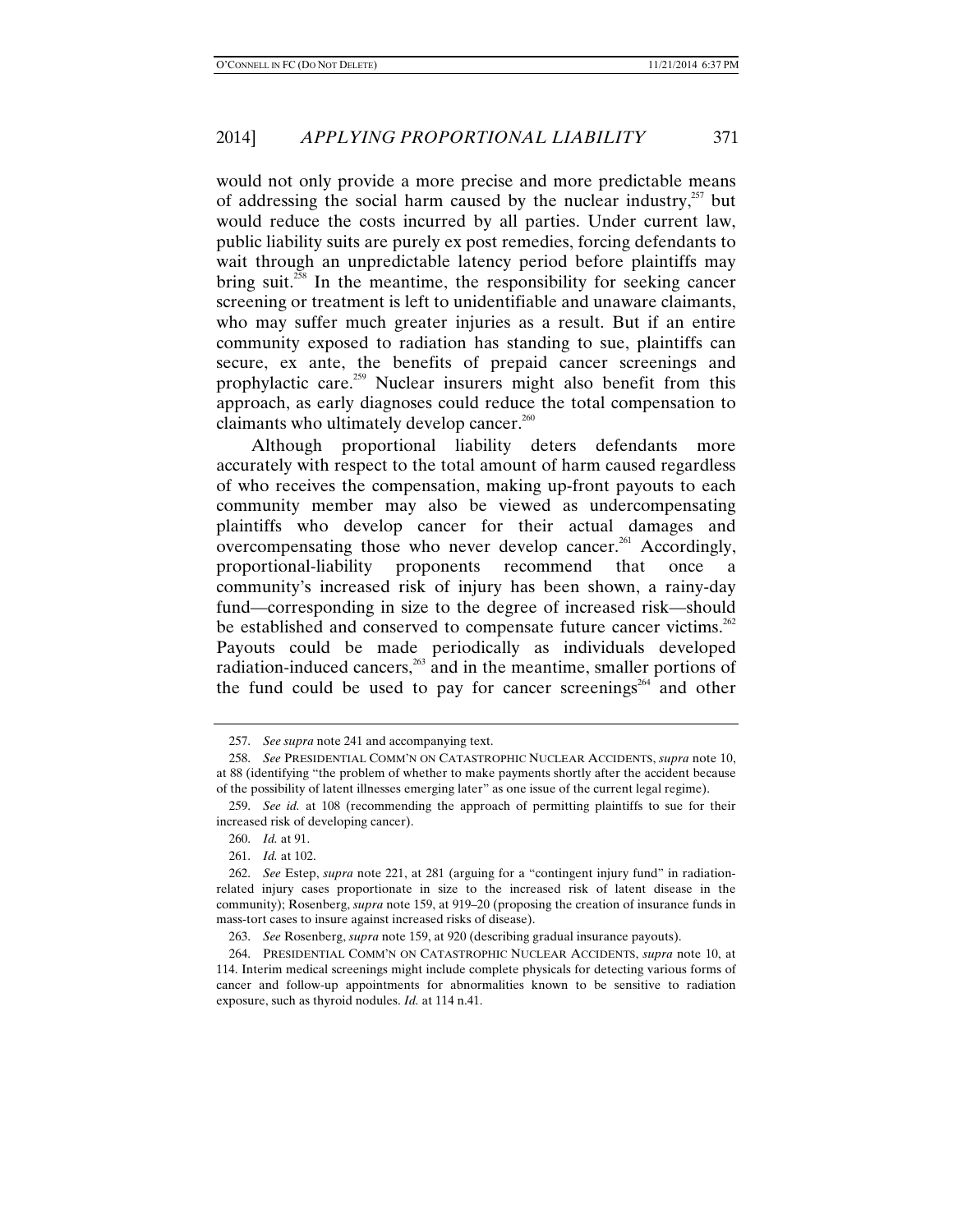would not only provide a more precise and more predictable means of addressing the social harm caused by the nuclear industry,[257] but would reduce the costs incurred by all parties. Under current law, public liability suits are purely ex post remedies, forcing defendants to wait through an unpredictable latency period before plaintiffs may bring suit.[258] In the meantime, the responsibility for seeking cancer screening or treatment is left to unidentifiable and unaware claimants, who may suffer much greater injuries as a result. But if an entire community exposed to radiation has standing to sue, plaintiffs can secure, ex ante, the benefits of prepaid cancer screenings and prophylactic care.[259] Nuclear insurers might also benefit from this approach, as early diagnoses could reduce the total compensation to claimants who ultimately develop cancer.[260]

Although proportional liability deters defendants more accurately with respect to the total amount of harm caused regardless of who receives the compensation, making up-front payouts to each community member may also be viewed as undercompensating plaintiffs who develop cancer for their actual damages and overcompensating those who never develop cancer.[261] Accordingly, proportional-liability proponents recommend that once a community's increased risk of injury has been shown, a rainy-day fund—corresponding in size to the degree of increased risk—should be established and conserved to compensate future cancer victims.[262] Payouts could be made periodically as individuals developed radiation-induced cancers,[263] and in the meantime, smaller portions of the fund could be used to pay for cancer screenings[264] and other

---

257. *See supra* note 241 and accompanying text.

258. *See* PRESIDENTIAL COMM'N ON CATASTROPHIC NUCLEAR ACCIDENTS, *supra* note 10, at 88 (identifying "the problem of whether to make payments shortly after the accident because of the possibility of latent illnesses emerging later" as one issue of the current legal regime).

259. *See id.* at 108 (recommending the approach of permitting plaintiffs to sue for their increased risk of developing cancer).

260. *Id.* at 91.

261. *Id.* at 102.

262. *See* Estep, *supra* note 221, at 281 (arguing for a "contingent injury fund" in radiation-related injury cases proportionate in size to the increased risk of latent disease in the community); Rosenberg, *supra* note 159, at 919–20 (proposing the creation of insurance funds in mass-tort cases to insure against increased risks of disease).

263. *See* Rosenberg, *supra* note 159, at 920 (describing gradual insurance payouts).

264. PRESIDENTIAL COMM'N ON CATASTROPHIC NUCLEAR ACCIDENTS, *supra* note 10, at 114. Interim medical screenings might include complete physicals for detecting various forms of cancer and follow-up appointments for abnormalities known to be sensitive to radiation exposure, such as thyroid nodules. *Id.* at 114 n.41.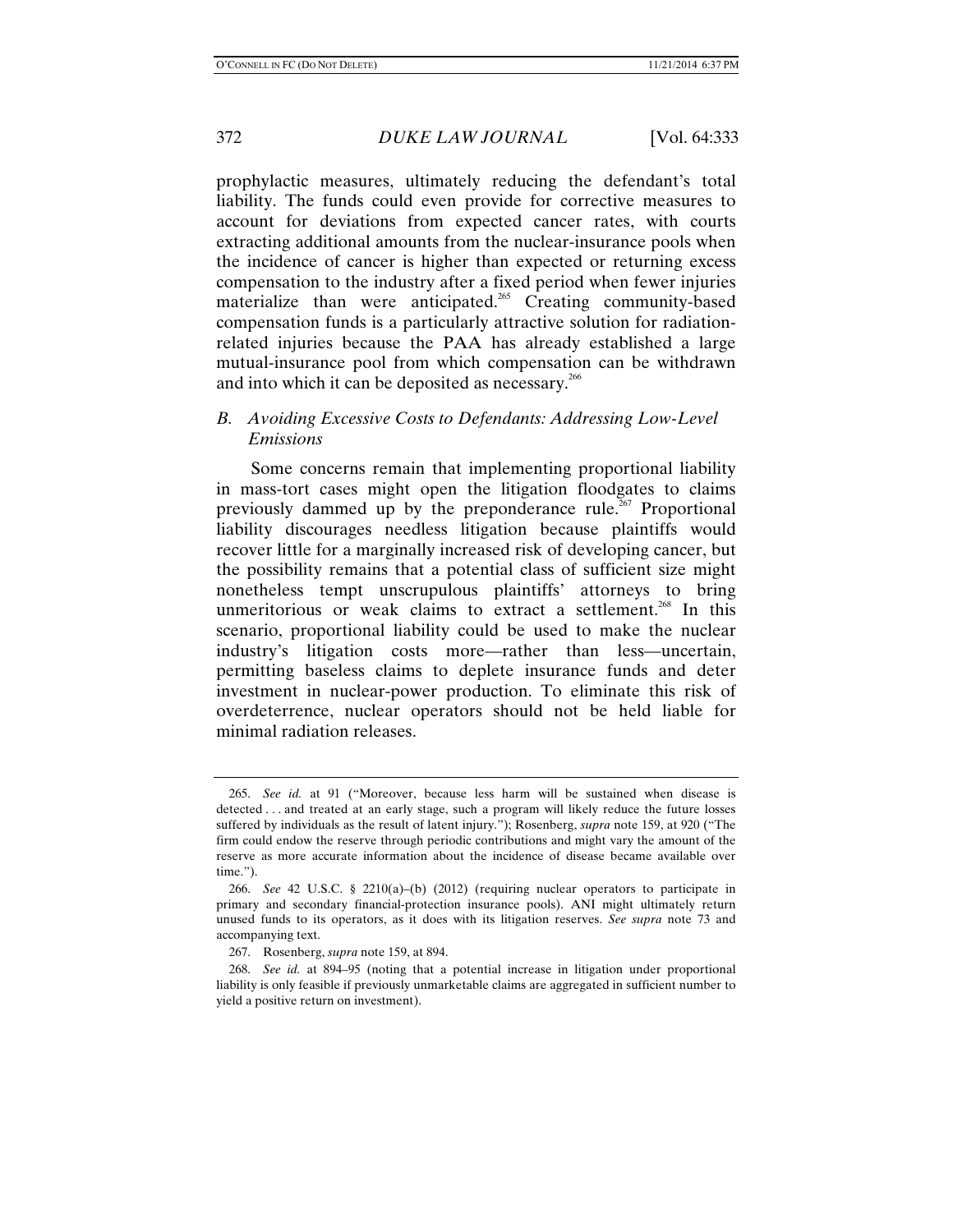prophylactic measures, ultimately reducing the defendant's total liability. The funds could even provide for corrective measures to account for deviations from expected cancer rates, with courts extracting additional amounts from the nuclear-insurance pools when the incidence of cancer is higher than expected or returning excess compensation to the industry after a fixed period when fewer injuries materialize than were anticipated.[265] Creating community-based compensation funds is a particularly attractive solution for radiation-related injuries because the PAA has already established a large mutual-insurance pool from which compensation can be withdrawn and into which it can be deposited as necessary.[266]

## *B. Avoiding Excessive Costs to Defendants: Addressing Low-Level Emissions*

Some concerns remain that implementing proportional liability in mass-tort cases might open the litigation floodgates to claims previously dammed up by the preponderance rule.[267] Proportional liability discourages needless litigation because plaintiffs would recover little for a marginally increased risk of developing cancer, but the possibility remains that a potential class of sufficient size might nonetheless tempt unscrupulous plaintiffs' attorneys to bring unmeritorious or weak claims to extract a settlement.[268] In this scenario, proportional liability could be used to make the nuclear industry's litigation costs more—rather than less—uncertain, permitting baseless claims to deplete insurance funds and deter investment in nuclear-power production. To eliminate this risk of overdeterrence, nuclear operators should not be held liable for minimal radiation releases.

---

265. *See id.* at 91 ("Moreover, because less harm will be sustained when disease is detected . . . and treated at an early stage, such a program will likely reduce the future losses suffered by individuals as the result of latent injury."); Rosenberg, *supra* note 159, at 920 ("The firm could endow the reserve through periodic contributions and might vary the amount of the reserve as more accurate information about the incidence of disease became available over time.").

266. *See* 42 U.S.C. § 2210(a)–(b) (2012) (requiring nuclear operators to participate in primary and secondary financial-protection insurance pools). ANI might ultimately return unused funds to its operators, as it does with its litigation reserves. *See supra* note 73 and accompanying text.

267. Rosenberg, *supra* note 159, at 894.

268. *See id.* at 894–95 (noting that a potential increase in litigation under proportional liability is only feasible if previously unmarketable claims are aggregated in sufficient number to yield a positive return on investment).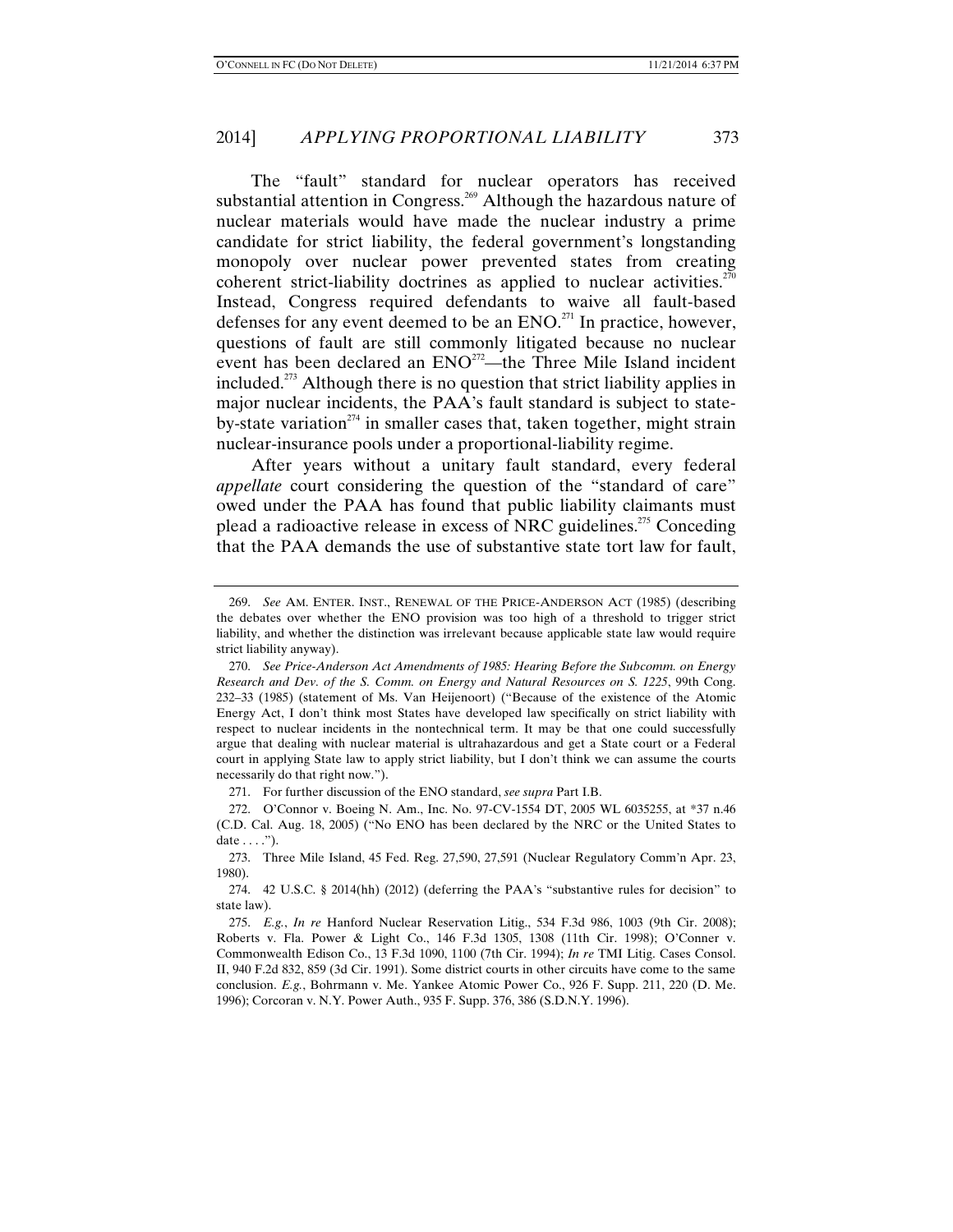The "fault" standard for nuclear operators has received substantial attention in Congress.[269] Although the hazardous nature of nuclear materials would have made the nuclear industry a prime candidate for strict liability, the federal government's longstanding monopoly over nuclear power prevented states from creating coherent strict-liability doctrines as applied to nuclear activities.[270] Instead, Congress required defendants to waive all fault-based defenses for any event deemed to be an ENO.[271] In practice, however, questions of fault are still commonly litigated because no nuclear event has been declared an ENO[272]—the Three Mile Island incident included.[273] Although there is no question that strict liability applies in major nuclear incidents, the PAA's fault standard is subject to state-by-state variation[274] in smaller cases that, taken together, might strain nuclear-insurance pools under a proportional-liability regime.

After years without a unitary fault standard, every federal *appellate* court considering the question of the "standard of care" owed under the PAA has found that public liability claimants must plead a radioactive release in excess of NRC guidelines.[275] Conceding that the PAA demands the use of substantive state tort law for fault,

---

269. *See* AM. ENTER. INST., RENEWAL OF THE PRICE-ANDERSON ACT (1985) (describing the debates over whether the ENO provision was too high of a threshold to trigger strict liability, and whether the distinction was irrelevant because applicable state law would require strict liability anyway).

270. *See Price-Anderson Act Amendments of 1985: Hearing Before the Subcomm. on Energy Research and Dev. of the S. Comm. on Energy and Natural Resources on S. 1225*, 99th Cong. 232–33 (1985) (statement of Ms. Van Heijenoort) ("Because of the existence of the Atomic Energy Act, I don't think most States have developed law specifically on strict liability with respect to nuclear incidents in the nontechnical term. It may be that one could successfully argue that dealing with nuclear material is ultrahazardous and get a State court or a Federal court in applying State law to apply strict liability, but I don't think we can assume the courts necessarily do that right now.").

271. For further discussion of the ENO standard, *see supra* Part I.B.

272. O'Connor v. Boeing N. Am., Inc. No. 97-CV-1554 DT, 2005 WL 6035255, at *37 n.46 (C.D. Cal. Aug. 18, 2005) ("No ENO has been declared by the NRC or the United States to date . . . .").

273. Three Mile Island, 45 Fed. Reg. 27,590, 27,591 (Nuclear Regulatory Comm'n Apr. 23, 1980).

274. 42 U.S.C. § 2014(hh) (2012) (deferring the PAA's "substantive rules for decision" to state law).

275. *E.g.*, *In re* Hanford Nuclear Reservation Litig., 534 F.3d 986, 1003 (9th Cir. 2008); Roberts v. Fla. Power & Light Co., 146 F.3d 1305, 1308 (11th Cir. 1998); O'Conner v. Commonwealth Edison Co., 13 F.3d 1090, 1100 (7th Cir. 1994); *In re* TMI Litig. Cases Consol. II, 940 F.2d 832, 859 (3d Cir. 1991). Some district courts in other circuits have come to the same conclusion. *E.g.*, Bohrmann v. Me. Yankee Atomic Power Co., 926 F. Supp. 211, 220 (D. Me. 1996); Corcoran v. N.Y. Power Auth., 935 F. Supp. 376, 386 (S.D.N.Y. 1996).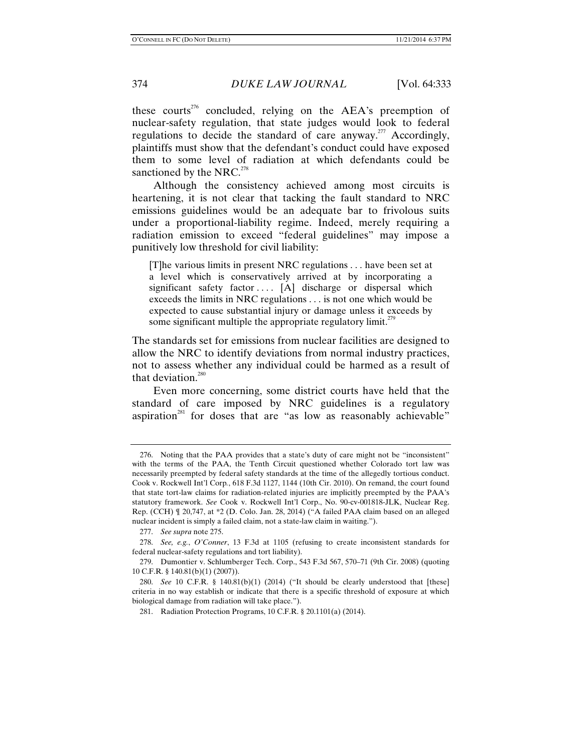these courts[276] concluded, relying on the AEA's preemption of nuclear-safety regulation, that state judges would look to federal regulations to decide the standard of care anyway.[277] Accordingly, plaintiffs must show that the defendant's conduct could have exposed them to some level of radiation at which defendants could be sanctioned by the NRC.[278]

Although the consistency achieved among most circuits is heartening, it is not clear that tacking the fault standard to NRC emissions guidelines would be an adequate bar to frivolous suits under a proportional-liability regime. Indeed, merely requiring a radiation emission to exceed "federal guidelines" may impose a punitively low threshold for civil liability:

> [T]he various limits in present NRC regulations . . . have been set at a level which is conservatively arrived at by incorporating a significant safety factor . . . . [A] discharge or dispersal which exceeds the limits in NRC regulations . . . is not one which would be expected to cause substantial injury or damage unless it exceeds by some significant multiple the appropriate regulatory limit.[279]

The standards set for emissions from nuclear facilities are designed to allow the NRC to identify deviations from normal industry practices, not to assess whether any individual could be harmed as a result of that deviation.[280]

Even more concerning, some district courts have held that the standard of care imposed by NRC guidelines is a regulatory aspiration[281] for doses that are "as low as reasonably achievable"

---

276. Noting that the PAA provides that a state's duty of care might not be "inconsistent" with the terms of the PAA, the Tenth Circuit questioned whether Colorado tort law was necessarily preempted by federal safety standards at the time of the allegedly tortious conduct. Cook v. Rockwell Int'l Corp., 618 F.3d 1127, 1144 (10th Cir. 2010). On remand, the court found that state tort-law claims for radiation-related injuries are implicitly preempted by the PAA's statutory framework. *See* Cook v. Rockwell Int'l Corp., No. 90-cv-001818-JLK, Nuclear Reg. Rep. (CCH) ¶ 20,747, at *2 (D. Colo. Jan. 28, 2014) ("A failed PAA claim based on an alleged nuclear incident is simply a failed claim, not a state-law claim in waiting.").

277. *See supra* note 275.

278. *See, e.g.*, *O'Conner*, 13 F.3d at 1105 (refusing to create inconsistent standards for federal nuclear-safety regulations and tort liability).

279. Dumontier v. Schlumberger Tech. Corp., 543 F.3d 567, 570–71 (9th Cir. 2008) (quoting 10 C.F.R. § 140.81(b)(1) (2007)).

280. *See* 10 C.F.R. § 140.81(b)(1) (2014) ("It should be clearly understood that [these] criteria in no way establish or indicate that there is a specific threshold of exposure at which biological damage from radiation will take place.").

281. Radiation Protection Programs, 10 C.F.R. § 20.1101(a) (2014).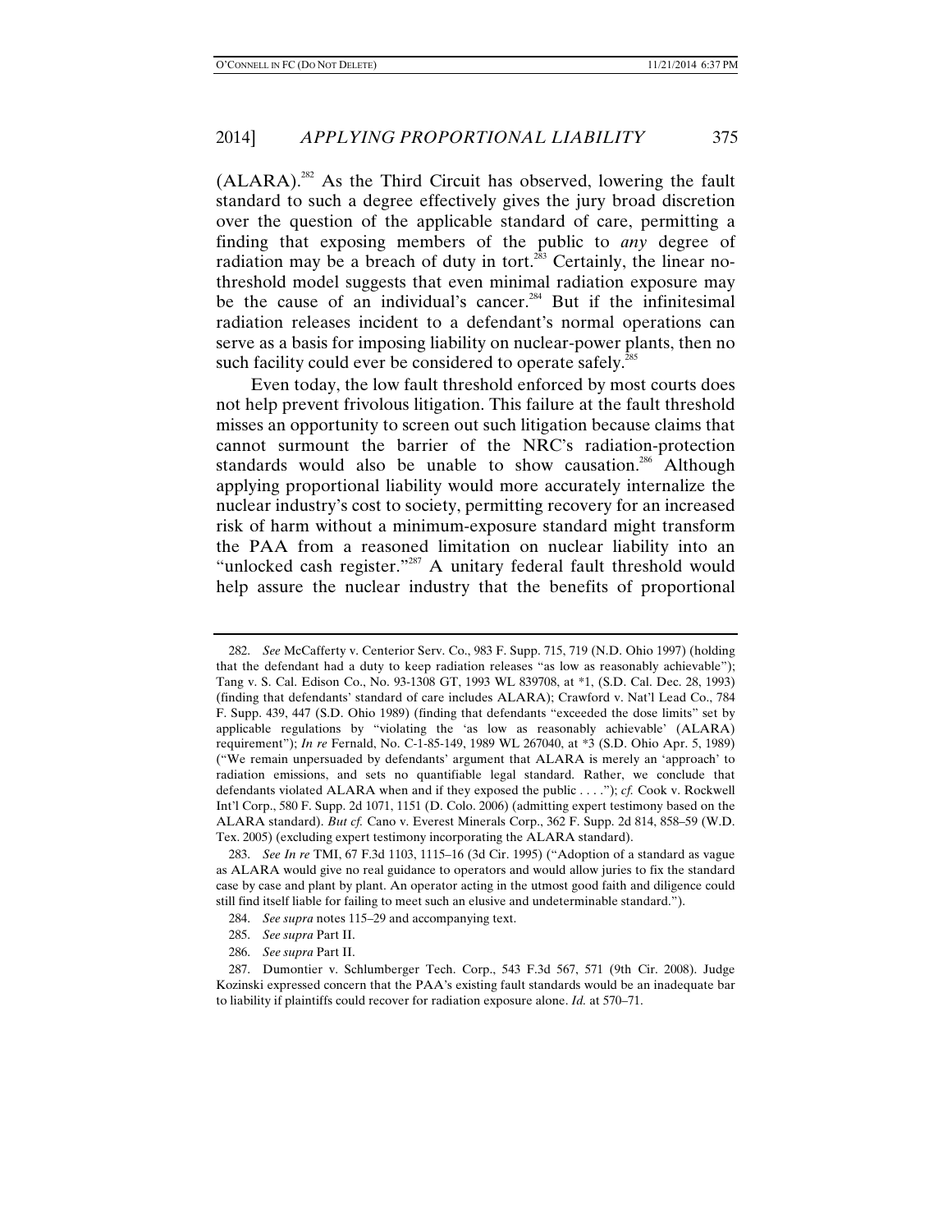(ALARA).[282] As the Third Circuit has observed, lowering the fault standard to such a degree effectively gives the jury broad discretion over the question of the applicable standard of care, permitting a finding that exposing members of the public to *any* degree of radiation may be a breach of duty in tort.[283] Certainly, the linear no-threshold model suggests that even minimal radiation exposure may be the cause of an individual's cancer.[284] But if the infinitesimal radiation releases incident to a defendant's normal operations can serve as a basis for imposing liability on nuclear-power plants, then no such facility could ever be considered to operate safely.[285]

Even today, the low fault threshold enforced by most courts does not help prevent frivolous litigation. This failure at the fault threshold misses an opportunity to screen out such litigation because claims that cannot surmount the barrier of the NRC's radiation-protection standards would also be unable to show causation.[286] Although applying proportional liability would more accurately internalize the nuclear industry's cost to society, permitting recovery for an increased risk of harm without a minimum-exposure standard might transform the PAA from a reasoned limitation on nuclear liability into an "unlocked cash register."[287] A unitary federal fault threshold would help assure the nuclear industry that the benefits of proportional

---

282. *See* McCafferty v. Centerior Serv. Co., 983 F. Supp. 715, 719 (N.D. Ohio 1997) (holding that the defendant had a duty to keep radiation releases "as low as reasonably achievable"); Tang v. S. Cal. Edison Co., No. 93-1308 GT, 1993 WL 839708, at *1, (S.D. Cal. Dec. 28, 1993) (finding that defendants' standard of care includes ALARA); Crawford v. Nat'l Lead Co., 784 F. Supp. 439, 447 (S.D. Ohio 1989) (finding that defendants "exceeded the dose limits" set by applicable regulations by "violating the 'as low as reasonably achievable' (ALARA) requirement"); *In re* Fernald, No. C-1-85-149, 1989 WL 267040, at *3 (S.D. Ohio Apr. 5, 1989) ("We remain unpersuaded by defendants' argument that ALARA is merely an 'approach' to radiation emissions, and sets no quantifiable legal standard. Rather, we conclude that defendants violated ALARA when and if they exposed the public . . . ."); *cf.* Cook v. Rockwell Int'l Corp., 580 F. Supp. 2d 1071, 1151 (D. Colo. 2006) (admitting expert testimony based on the ALARA standard). *But cf.* Cano v. Everest Minerals Corp., 362 F. Supp. 2d 814, 858–59 (W.D. Tex. 2005) (excluding expert testimony incorporating the ALARA standard).

283. *See In re* TMI, 67 F.3d 1103, 1115–16 (3d Cir. 1995) ("Adoption of a standard as vague as ALARA would give no real guidance to operators and would allow juries to fix the standard case by case and plant by plant. An operator acting in the utmost good faith and diligence could still find itself liable for failing to meet such an elusive and undeterminable standard.").

284. *See supra* notes 115–29 and accompanying text.

285. *See supra* Part II.

286. *See supra* Part II.

287. Dumontier v. Schlumberger Tech. Corp., 543 F.3d 567, 571 (9th Cir. 2008). Judge Kozinski expressed concern that the PAA's existing fault standards would be an inadequate bar to liability if plaintiffs could recover for radiation exposure alone. *Id.* at 570–71.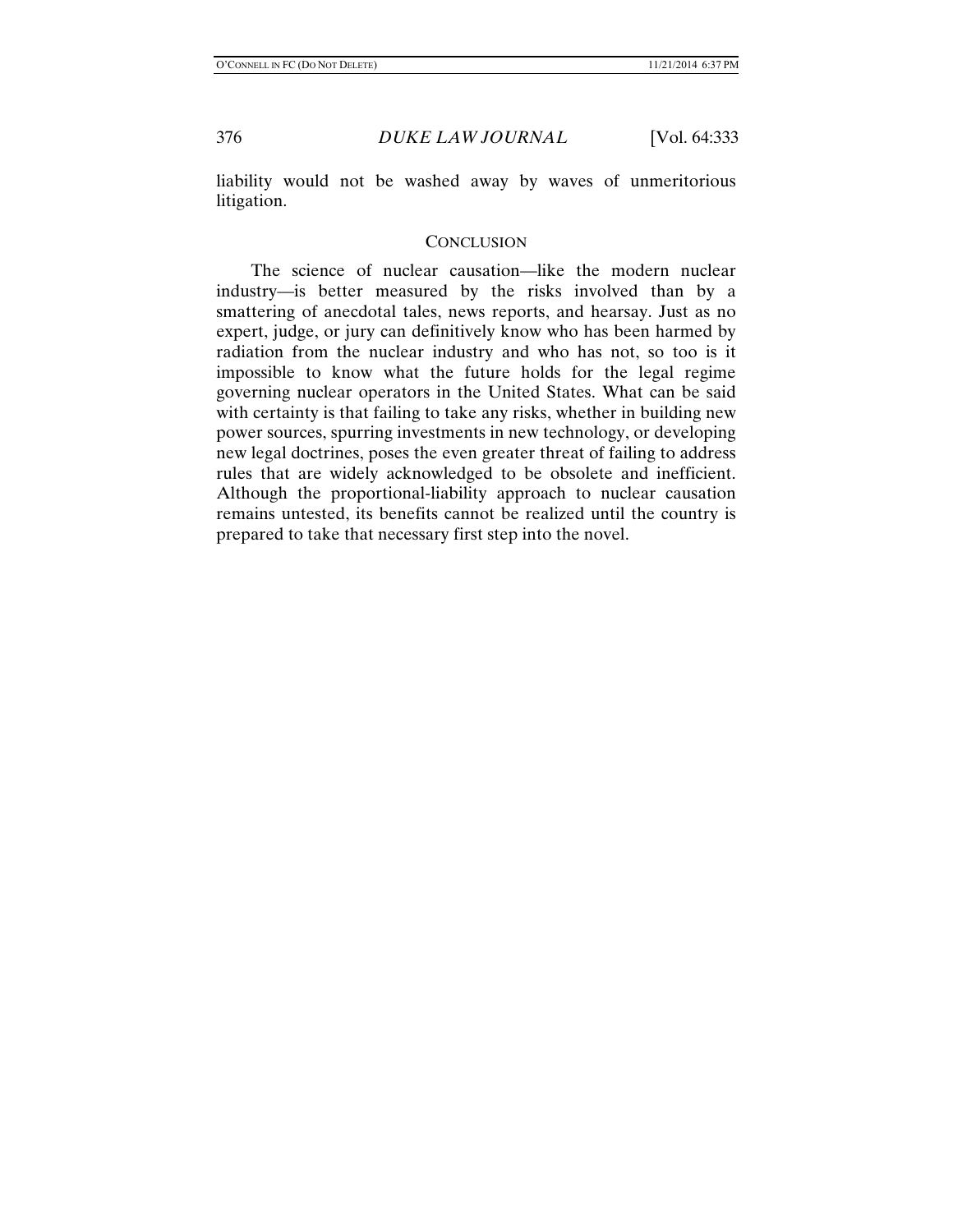liability would not be washed away by waves of unmeritorious litigation.

## CONCLUSION

The science of nuclear causation—like the modern nuclear industry—is better measured by the risks involved than by a smattering of anecdotal tales, news reports, and hearsay. Just as no expert, judge, or jury can definitively know who has been harmed by radiation from the nuclear industry and who has not, so too is it impossible to know what the future holds for the legal regime governing nuclear operators in the United States. What can be said with certainty is that failing to take any risks, whether in building new power sources, spurring investments in new technology, or developing new legal doctrines, poses the even greater threat of failing to address rules that are widely acknowledged to be obsolete and inefficient. Although the proportional-liability approach to nuclear causation remains untested, its benefits cannot be realized until the country is prepared to take that necessary first step into the novel.